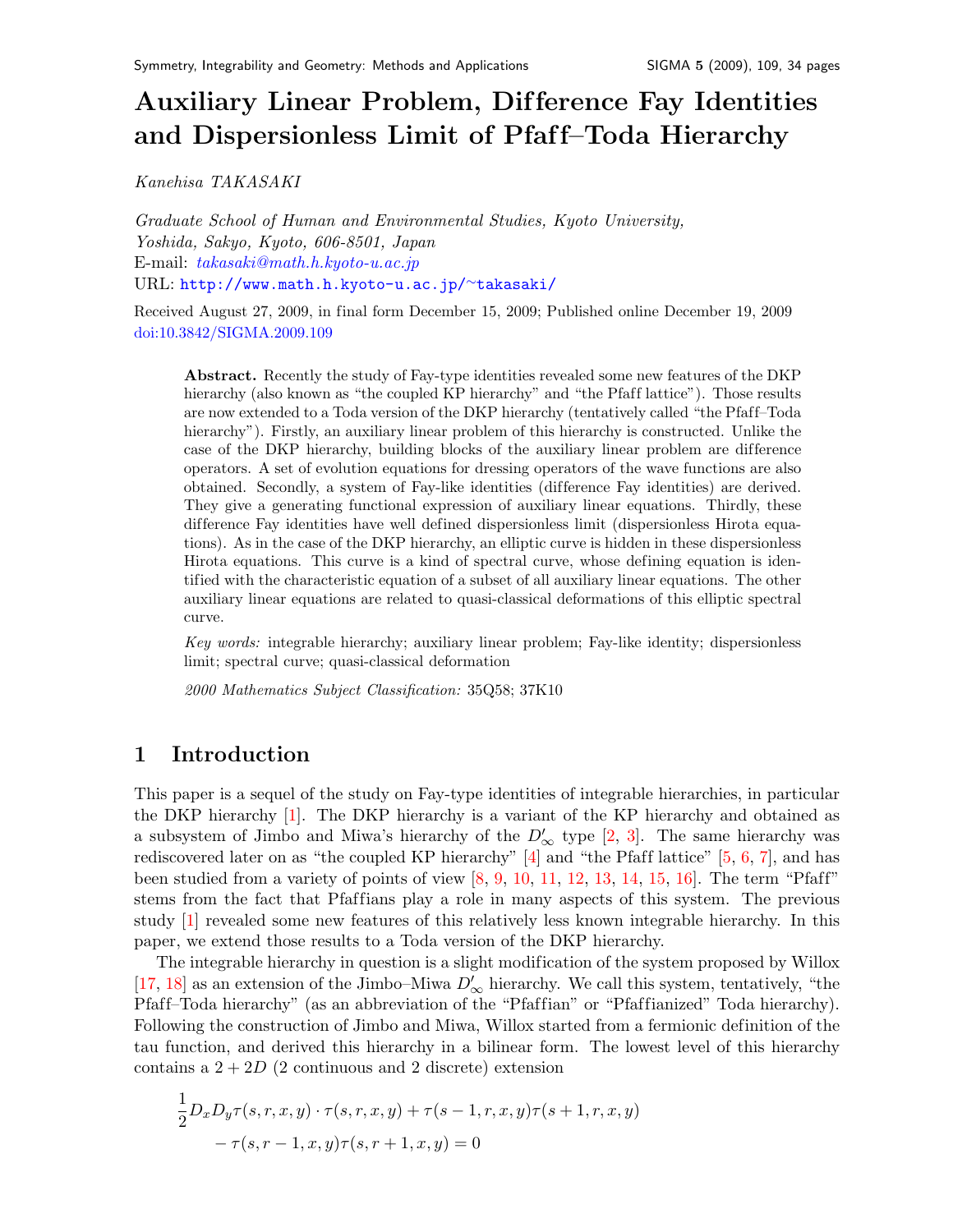# Auxiliary Linear Problem, Difference Fay Identities and Dispersionless Limit of Pfaff–Toda Hierarchy

*Kanehisa TAKASAKI*

*Graduate School of Human and Environmental Studies, Kyoto University,*
*Yoshida, Sakyo, Kyoto, 606-8501, Japan*
E-mail: *takasaki@math.h.kyoto-u.ac.jp*
URL: http://www.math.h.kyoto-u.ac.jp/~takasaki/

Received August 27, 2009, in final form December 15, 2009; Published online December 19, 2009
doi:10.3842/SIGMA.2009.109

> **Abstract.** Recently the study of Fay-type identities revealed some new features of the DKP hierarchy (also known as "the coupled KP hierarchy" and "the Pfaff lattice"). Those results are now extended to a Toda version of the DKP hierarchy (tentatively called "the Pfaff–Toda hierarchy"). Firstly, an auxiliary linear problem of this hierarchy is constructed. Unlike the case of the DKP hierarchy, building blocks of the auxiliary linear problem are difference operators. A set of evolution equations for dressing operators of the wave functions are also obtained. Secondly, a system of Fay-like identities (difference Fay identities) are derived. They give a generating functional expression of auxiliary linear equations. Thirdly, these difference Fay identities have well defined dispersionless limit (dispersionless Hirota equations). As in the case of the DKP hierarchy, an elliptic curve is hidden in these dispersionless Hirota equations. This curve is a kind of spectral curve, whose defining equation is identified with the characteristic equation of a subset of all auxiliary linear equations. The other auxiliary linear equations are related to quasi-classical deformations of this elliptic spectral curve.
>
> *Key words:* integrable hierarchy; auxiliary linear problem; Fay-like identity; dispersionless limit; spectral curve; quasi-classical deformation
>
> *2000 Mathematics Subject Classification:* 35Q58; 37K10

## 1 Introduction

This paper is a sequel of the study on Fay-type identities of integrable hierarchies, in particular the DKP hierarchy [1]. The DKP hierarchy is a variant of the KP hierarchy and obtained as a subsystem of Jimbo and Miwa's hierarchy of the $D'_\infty$ type [2, 3]. The same hierarchy was rediscovered later on as "the coupled KP hierarchy" [4] and "the Pfaff lattice" [5, 6, 7], and has been studied from a variety of points of view [8, 9, 10, 11, 12, 13, 14, 15, 16]. The term "Pfaff" stems from the fact that Pfaffians play a role in many aspects of this system. The previous study [1] revealed some new features of this relatively less known integrable hierarchy. In this paper, we extend those results to a Toda version of the DKP hierarchy.

The integrable hierarchy in question is a slight modification of the system proposed by Willox [17, 18] as an extension of the Jimbo–Miwa $D'_\infty$ hierarchy. We call this system, tentatively, "the Pfaff–Toda hierarchy" (as an abbreviation of the "Pfaffian" or "Pfaffianized" Toda hierarchy). Following the construction of Jimbo and Miwa, Willox started from a fermionic definition of the tau function, and derived this hierarchy in a bilinear form. The lowest level of this hierarchy contains a $2+2D$ (2 continuous and 2 discrete) extension

$$\frac{1}{2}D_xD_y\tau(s,r,x,y)\cdot\tau(s,r,x,y) + \tau(s-1,r,x,y)\tau(s+1,r,x,y) \\ - \tau(s,r-1,x,y)\tau(s,r+1,x,y) = 0$$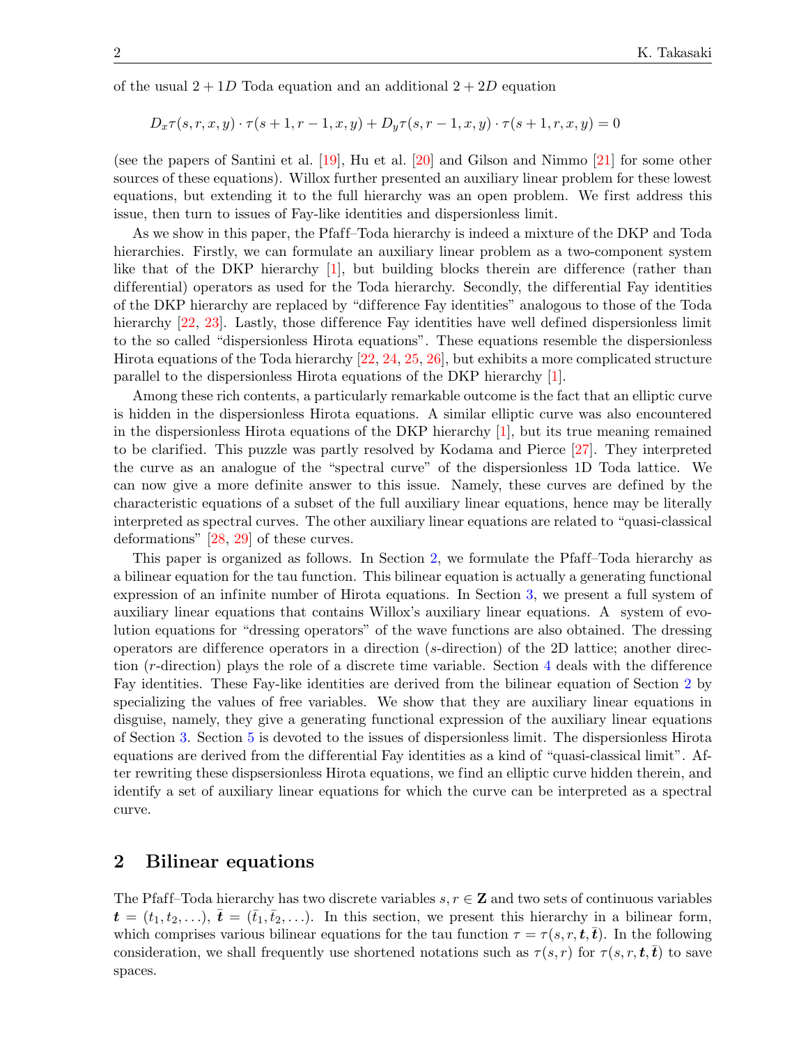of the usual $2+1D$ Toda equation and an additional $2+2D$ equation

$$D_x\tau(s,r,x,y)\cdot\tau(s+1,r-1,x,y)+D_y\tau(s,r-1,x,y)\cdot\tau(s+1,r,x,y)=0$$

(see the papers of Santini et al. [19], Hu et al. [20] and Gilson and Nimmo [21] for some other sources of these equations). Willox further presented an auxiliary linear problem for these lowest equations, but extending it to the full hierarchy was an open problem. We first address this issue, then turn to issues of Fay-like identities and dispersionless limit.

As we show in this paper, the Pfaff–Toda hierarchy is indeed a mixture of the DKP and Toda hierarchies. Firstly, we can formulate an auxiliary linear problem as a two-component system like that of the DKP hierarchy [1], but building blocks therein are difference (rather than differential) operators as used for the Toda hierarchy. Secondly, the differential Fay identities of the DKP hierarchy are replaced by "difference Fay identities" analogous to those of the Toda hierarchy [22, 23]. Lastly, those difference Fay identities have well defined dispersionless limit to the so called "dispersionless Hirota equations". These equations resemble the dispersionless Hirota equations of the Toda hierarchy [22, 24, 25, 26], but exhibits a more complicated structure parallel to the dispersionless Hirota equations of the DKP hierarchy [1].

Among these rich contents, a particularly remarkable outcome is the fact that an elliptic curve is hidden in the dispersionless Hirota equations. A similar elliptic curve was also encountered in the dispersionless Hirota equations of the DKP hierarchy [1], but its true meaning remained to be clarified. This puzzle was partly resolved by Kodama and Pierce [27]. They interpreted the curve as an analogue of the "spectral curve" of the dispersionless 1D Toda lattice. We can now give a more definite answer to this issue. Namely, these curves are defined by the characteristic equations of a subset of the full auxiliary linear equations, hence may be literally interpreted as spectral curves. The other auxiliary linear equations are related to "quasi-classical deformations" [28, 29] of these curves.

This paper is organized as follows. In Section 2, we formulate the Pfaff–Toda hierarchy as a bilinear equation for the tau function. This bilinear equation is actually a generating functional expression of an infinite number of Hirota equations. In Section 3, we present a full system of auxiliary linear equations that contains Willox's auxiliary linear equations. A system of evolution equations for "dressing operators" of the wave functions are also obtained. The dressing operators are difference operators in a direction ($s$-direction) of the 2D lattice; another direction ($r$-direction) plays the role of a discrete time variable. Section 4 deals with the difference Fay identities. These Fay-like identities are derived from the bilinear equation of Section 2 by specializing the values of free variables. We show that they are auxiliary linear equations in disguise, namely, they give a generating functional expression of the auxiliary linear equations of Section 3. Section 5 is devoted to the issues of dispersionless limit. The dispersionless Hirota equations are derived from the differential Fay identities as a kind of "quasi-classical limit". After rewriting these dispsersionless Hirota equations, we find an elliptic curve hidden therein, and identify a set of auxiliary linear equations for which the curve can be interpreted as a spectral curve.

## 2 Bilinear equations

The Pfaff–Toda hierarchy has two discrete variables $s,r\in\mathbf{Z}$ and two sets of continuous variables $\boldsymbol{t}=(t_1,t_2,\ldots)$, $\bar{\boldsymbol{t}}=(\bar{t}_1,\bar{t}_2,\ldots)$. In this section, we present this hierarchy in a bilinear form, which comprises various bilinear equations for the tau function $\tau=\tau(s,r,\boldsymbol{t},\bar{\boldsymbol{t}})$. In the following consideration, we shall frequently use shortened notations such as $\tau(s,r)$ for $\tau(s,r,\boldsymbol{t},\bar{\boldsymbol{t}})$ to save spaces.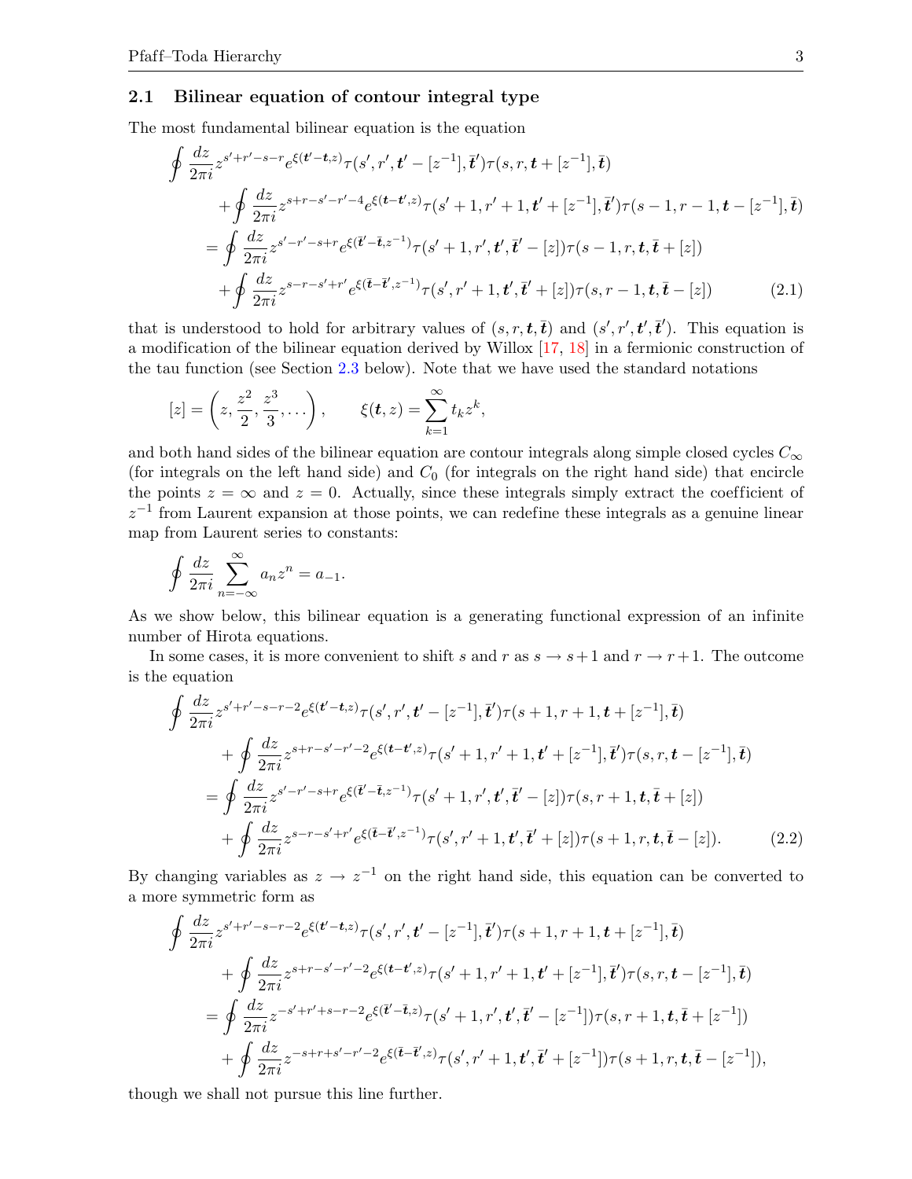## 2.1 Bilinear equation of contour integral type

The most fundamental bilinear equation is the equation

$$
\begin{aligned}
&\oint \frac{dz}{2\pi i} z^{s'+r'-s-r} e^{\xi(\boldsymbol{t}'-\boldsymbol{t},z)} \tau(s',r',\boldsymbol{t}'-[z^{-1}],\bar{\boldsymbol{t}}')\tau(s,r,\boldsymbol{t}+[z^{-1}],\bar{\boldsymbol{t}}) \\
&\quad + \oint \frac{dz}{2\pi i} z^{s+r-s'-r'-4} e^{\xi(\boldsymbol{t}-\boldsymbol{t}',z)} \tau(s'+1,r'+1,\boldsymbol{t}'+[z^{-1}],\bar{\boldsymbol{t}}')\tau(s-1,r-1,\boldsymbol{t}-[z^{-1}],\bar{\boldsymbol{t}}) \\
&= \oint \frac{dz}{2\pi i} z^{s'-r'-s+r} e^{\xi(\bar{\boldsymbol{t}}'-\bar{\boldsymbol{t}},z^{-1})} \tau(s'+1,r',\boldsymbol{t}',\bar{\boldsymbol{t}}'-[z])\tau(s-1,r,\boldsymbol{t},\bar{\boldsymbol{t}}+[z]) \\
&\quad + \oint \frac{dz}{2\pi i} z^{s-r-s'+r'} e^{\xi(\bar{\boldsymbol{t}}-\bar{\boldsymbol{t}}',z^{-1})} \tau(s',r'+1,\boldsymbol{t}',\bar{\boldsymbol{t}}'+[z])\tau(s,r-1,\boldsymbol{t},\bar{\boldsymbol{t}}-[z])
\end{aligned}
\tag{2.1}
$$

that is understood to hold for arbitrary values of $(s,r,\boldsymbol{t},\bar{\boldsymbol{t}})$ and $(s',r',\boldsymbol{t}',\bar{\boldsymbol{t}}')$. This equation is a modification of the bilinear equation derived by Willox [17, 18] in a fermionic construction of the tau function (see Section 2.3 below). Note that we have used the standard notations

$$
[z] = \left(z, \frac{z^2}{2}, \frac{z^3}{3}, \dots\right), \qquad \xi(\boldsymbol{t},z) = \sum_{k=1}^{\infty} t_k z^k,
$$

and both hand sides of the bilinear equation are contour integrals along simple closed cycles $C_\infty$ (for integrals on the left hand side) and $C_0$ (for integrals on the right hand side) that encircle the points $z=\infty$ and $z=0$. Actually, since these integrals simply extract the coefficient of $z^{-1}$ from Laurent expansion at those points, we can redefine these integrals as a genuine linear map from Laurent series to constants:

$$
\oint \frac{dz}{2\pi i} \sum_{n=-\infty}^{\infty} a_n z^n = a_{-1}.
$$

As we show below, this bilinear equation is a generating functional expression of an infinite number of Hirota equations.

In some cases, it is more convenient to shift $s$ and $r$ as $s \to s+1$ and $r \to r+1$. The outcome is the equation

$$
\begin{aligned}
&\oint \frac{dz}{2\pi i} z^{s'+r'-s-r-2} e^{\xi(\boldsymbol{t}'-\boldsymbol{t},z)} \tau(s',r',\boldsymbol{t}'-[z^{-1}],\bar{\boldsymbol{t}}')\tau(s+1,r+1,\boldsymbol{t}+[z^{-1}],\bar{\boldsymbol{t}}) \\
&\quad + \oint \frac{dz}{2\pi i} z^{s+r-s'-r'-2} e^{\xi(\boldsymbol{t}-\boldsymbol{t}',z)} \tau(s'+1,r'+1,\boldsymbol{t}'+[z^{-1}],\bar{\boldsymbol{t}}')\tau(s,r,\boldsymbol{t}-[z^{-1}],\bar{\boldsymbol{t}}) \\
&= \oint \frac{dz}{2\pi i} z^{s'-r'-s+r} e^{\xi(\bar{\boldsymbol{t}}'-\bar{\boldsymbol{t}},z^{-1})} \tau(s'+1,r',\boldsymbol{t}',\bar{\boldsymbol{t}}'-[z])\tau(s,r+1,\boldsymbol{t},\bar{\boldsymbol{t}}+[z]) \\
&\quad + \oint \frac{dz}{2\pi i} z^{s-r-s'+r'} e^{\xi(\bar{\boldsymbol{t}}-\bar{\boldsymbol{t}}',z^{-1})} \tau(s',r'+1,\boldsymbol{t}',\bar{\boldsymbol{t}}'+[z])\tau(s+1,r,\boldsymbol{t},\bar{\boldsymbol{t}}-[z]).
\end{aligned}
\tag{2.2}
$$

By changing variables as $z \to z^{-1}$ on the right hand side, this equation can be converted to a more symmetric form as

$$
\begin{aligned}
&\oint \frac{dz}{2\pi i} z^{s'+r'-s-r-2} e^{\xi(\boldsymbol{t}'-\boldsymbol{t},z)} \tau(s',r',\boldsymbol{t}'-[z^{-1}],\bar{\boldsymbol{t}}')\tau(s+1,r+1,\boldsymbol{t}+[z^{-1}],\bar{\boldsymbol{t}}) \\
&\quad + \oint \frac{dz}{2\pi i} z^{s+r-s'-r'-2} e^{\xi(\boldsymbol{t}-\boldsymbol{t}',z)} \tau(s'+1,r'+1,\boldsymbol{t}'+[z^{-1}],\bar{\boldsymbol{t}}')\tau(s,r,\boldsymbol{t}-[z^{-1}],\bar{\boldsymbol{t}}) \\
&= \oint \frac{dz}{2\pi i} z^{-s'+r'+s-r-2} e^{\xi(\bar{\boldsymbol{t}}'-\bar{\boldsymbol{t}},z)} \tau(s'+1,r',\boldsymbol{t}',\bar{\boldsymbol{t}}'-[z^{-1}])\tau(s,r+1,\boldsymbol{t},\bar{\boldsymbol{t}}+[z^{-1}]) \\
&\quad + \oint \frac{dz}{2\pi i} z^{-s+r+s'-r'-2} e^{\xi(\bar{\boldsymbol{t}}-\bar{\boldsymbol{t}}',z)} \tau(s',r'+1,\boldsymbol{t}',\bar{\boldsymbol{t}}'+[z^{-1}])\tau(s+1,r,\boldsymbol{t},\bar{\boldsymbol{t}}-[z^{-1}]),
\end{aligned}
$$

though we shall not pursue this line further.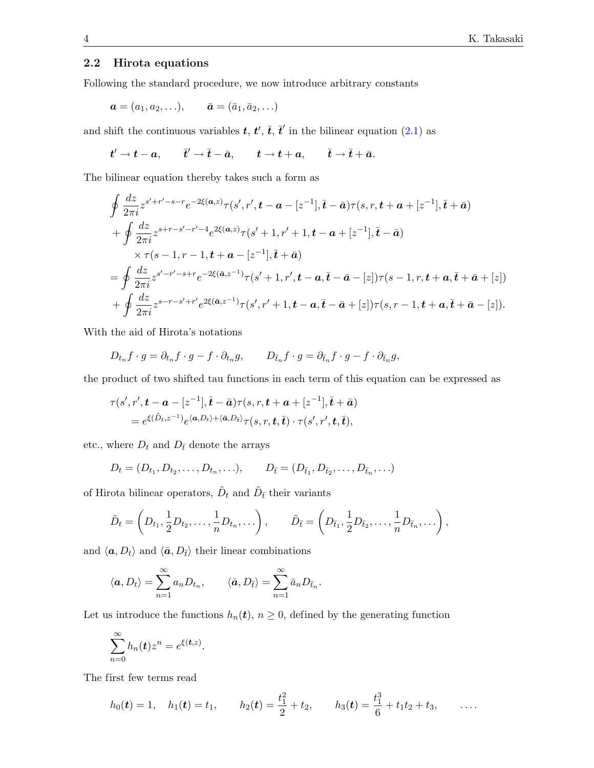### 2.2 Hirota equations

Following the standard procedure, we now introduce arbitrary constants

$$\boldsymbol{a} = (a_1, a_2, \ldots), \qquad \bar{\boldsymbol{a}} = (\bar{a}_1, \bar{a}_2, \ldots)$$

and shift the continuous variables $\boldsymbol{t}$, $\boldsymbol{t}'$, $\bar{\boldsymbol{t}}$, $\bar{\boldsymbol{t}}'$ in the bilinear equation (2.1) as

$$\boldsymbol{t}' \to \boldsymbol{t} - \boldsymbol{a}, \qquad \bar{\boldsymbol{t}}' \to \bar{\boldsymbol{t}} - \bar{\boldsymbol{a}}, \qquad \boldsymbol{t} \to \boldsymbol{t} + \boldsymbol{a}, \qquad \bar{\boldsymbol{t}} \to \bar{\boldsymbol{t}} + \bar{\boldsymbol{a}}.$$

The bilinear equation thereby takes such a form as

$$\begin{aligned}
&\oint \frac{dz}{2\pi i} z^{s'+r'-s-r} e^{-2\xi(\boldsymbol{a},z)} \tau(s', r', \boldsymbol{t} - \boldsymbol{a} - [z^{-1}], \bar{\boldsymbol{t}} - \bar{\boldsymbol{a}}) \tau(s, r, \boldsymbol{t} + \boldsymbol{a} + [z^{-1}], \bar{\boldsymbol{t}} + \bar{\boldsymbol{a}}) \\
&\quad + \oint \frac{dz}{2\pi i} z^{s+r-s'-r'-4} e^{2\xi(\boldsymbol{a},z)} \tau(s'+1, r'+1, \boldsymbol{t} - \boldsymbol{a} + [z^{-1}], \bar{\boldsymbol{t}} - \bar{\boldsymbol{a}}) \\
&\qquad \times \tau(s-1, r-1, \boldsymbol{t} + \boldsymbol{a} - [z^{-1}], \bar{\boldsymbol{t}} + \bar{\boldsymbol{a}}) \\
&= \oint \frac{dz}{2\pi i} z^{s'-r'-s+r} e^{-2\xi(\bar{\boldsymbol{a}},z^{-1})} \tau(s'+1, r', \boldsymbol{t} - \boldsymbol{a}, \bar{\boldsymbol{t}} - \bar{\boldsymbol{a}} - [z]) \tau(s-1, r, \boldsymbol{t} + \boldsymbol{a}, \bar{\boldsymbol{t}} + \bar{\boldsymbol{a}} + [z]) \\
&\quad + \oint \frac{dz}{2\pi i} z^{s-r-s'+r'} e^{2\xi(\bar{\boldsymbol{a}},z^{-1})} \tau(s', r'+1, \boldsymbol{t} - \boldsymbol{a}, \bar{\boldsymbol{t}} - \bar{\boldsymbol{a}} + [z]) \tau(s, r-1, \boldsymbol{t} + \boldsymbol{a}, \bar{\boldsymbol{t}} + \bar{\boldsymbol{a}} - [z]).
\end{aligned}$$

With the aid of Hirota's notations

$$D_{t_n} f \cdot g = \partial_{t_n} f \cdot g - f \cdot \partial_{t_n} g, \qquad D_{\bar{t}_n} f \cdot g = \partial_{\bar{t}_n} f \cdot g - f \cdot \partial_{\bar{t}_n} g,$$

the product of two shifted tau functions in each term of this equation can be expressed as

$$\begin{aligned}
&\tau(s', r', \boldsymbol{t} - \boldsymbol{a} - [z^{-1}], \bar{\boldsymbol{t}} - \bar{\boldsymbol{a}}) \tau(s, r, \boldsymbol{t} + \boldsymbol{a} + [z^{-1}], \bar{\boldsymbol{t}} + \bar{\boldsymbol{a}}) \\
&\quad = e^{\xi(\tilde{D}_t, z^{-1})} e^{\langle \boldsymbol{a}, D_t \rangle + \langle \bar{\boldsymbol{a}}, D_{\bar{t}} \rangle} \tau(s, r, \boldsymbol{t}, \bar{\boldsymbol{t}}) \cdot \tau(s', r', \boldsymbol{t}, \bar{\boldsymbol{t}}),
\end{aligned}$$

etc., where $D_t$ and $D_{\bar{t}}$ denote the arrays

$$D_t = (D_{t_1}, D_{t_2}, \ldots, D_{t_n}, \ldots), \qquad D_{\bar{t}} = (D_{\bar{t}_1}, D_{\bar{t}_2}, \ldots, D_{\bar{t}_n}, \ldots)$$

of Hirota bilinear operators, $\tilde{D}_t$ and $\tilde{D}_{\bar{t}}$ their variants

$$\tilde{D}_t = \left( D_{t_1}, \frac{1}{2} D_{t_2}, \ldots, \frac{1}{n} D_{t_n}, \ldots \right), \qquad \tilde{D}_{\bar{t}} = \left( D_{\bar{t}_1}, \frac{1}{2} D_{\bar{t}_2}, \ldots, \frac{1}{n} D_{\bar{t}_n}, \ldots \right),$$

and $\langle \boldsymbol{a}, D_t \rangle$ and $\langle \bar{\boldsymbol{a}}, D_{\bar{t}} \rangle$ their linear combinations

$$\langle \boldsymbol{a}, D_t \rangle = \sum_{n=1}^{\infty} a_n D_{t_n}, \qquad \langle \bar{\boldsymbol{a}}, D_{\bar{t}} \rangle = \sum_{n=1}^{\infty} \bar{a}_n D_{\bar{t}_n}.$$

Let us introduce the functions $h_n(\boldsymbol{t})$, $n \geq 0$, defined by the generating function

$$\sum_{n=0}^{\infty} h_n(\boldsymbol{t}) z^n = e^{\xi(\boldsymbol{t}, z)}.$$

The first few terms read

$$h_0(\boldsymbol{t}) = 1, \quad h_1(\boldsymbol{t}) = t_1, \qquad h_2(\boldsymbol{t}) = \frac{t_1^2}{2} + t_2, \qquad h_3(\boldsymbol{t}) = \frac{t_1^3}{6} + t_1 t_2 + t_3, \qquad \ldots.$$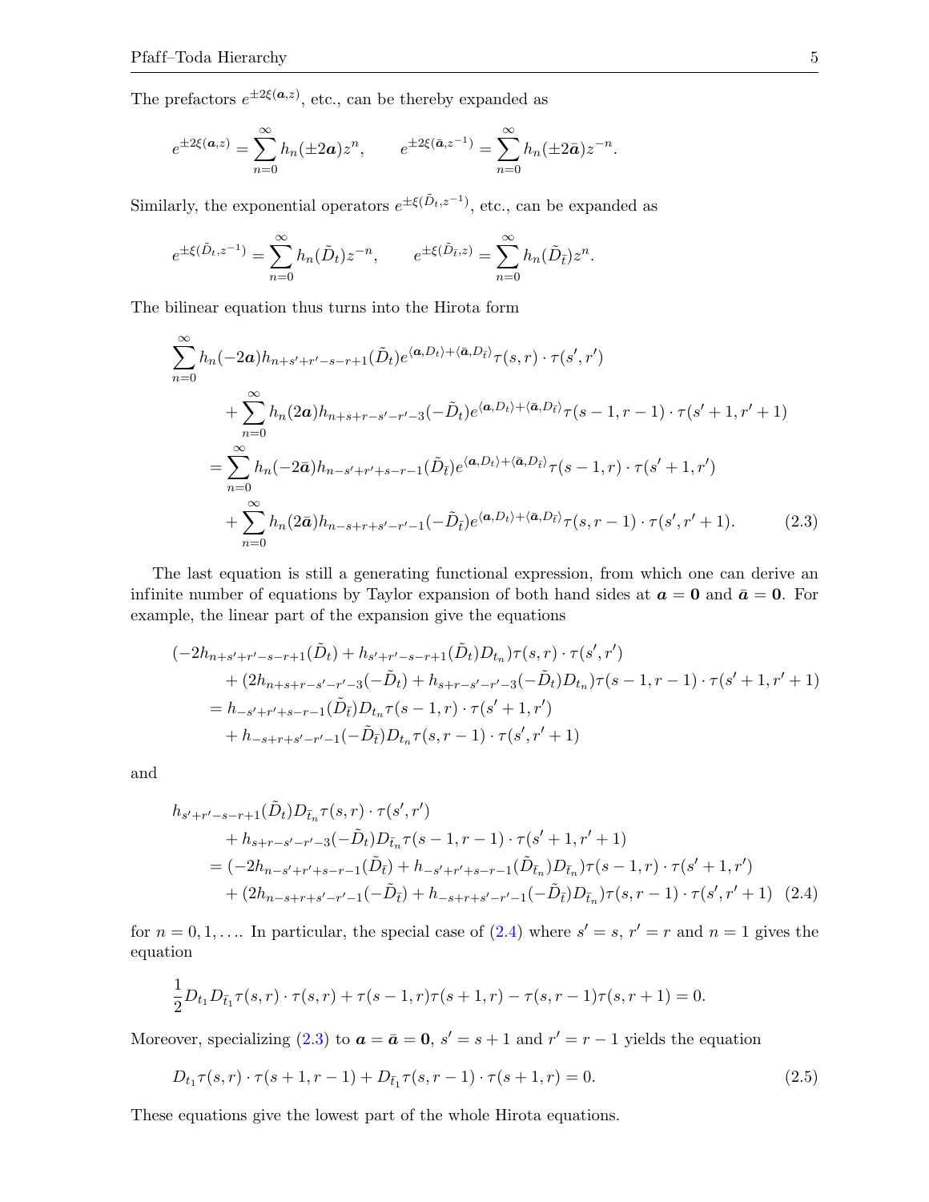The prefactors $e^{\pm 2\xi(\boldsymbol{a},z)}$, etc., can be thereby expanded as

$$
e^{\pm 2\xi(\boldsymbol{a},z)} = \sum_{n=0}^{\infty} h_n(\pm 2\boldsymbol{a}) z^n, \qquad e^{\pm 2\xi(\bar{\boldsymbol{a}},z^{-1})} = \sum_{n=0}^{\infty} h_n(\pm 2\bar{\boldsymbol{a}}) z^{-n}.
$$

Similarly, the exponential operators $e^{\pm \xi(\tilde{D}_t,z^{-1})}$, etc., can be expanded as

$$
e^{\pm \xi(\tilde{D}_t,z^{-1})} = \sum_{n=0}^{\infty} h_n(\tilde{D}_t) z^{-n}, \qquad e^{\pm \xi(\tilde{D}_{\bar{t}},z)} = \sum_{n=0}^{\infty} h_n(\tilde{D}_{\bar{t}}) z^{n}.
$$

The bilinear equation thus turns into the Hirota form

$$
\begin{aligned}
&\sum_{n=0}^{\infty} h_n(-2\boldsymbol{a}) h_{n+s'+r'-s-r+1}(\tilde{D}_t) e^{\langle \boldsymbol{a}, D_t\rangle + \langle \bar{\boldsymbol{a}}, D_{\bar{t}}\rangle} \tau(s,r)\cdot\tau(s',r') \\
&\qquad + \sum_{n=0}^{\infty} h_n(2\boldsymbol{a}) h_{n+s+r-s'-r'-3}(-\tilde{D}_t) e^{\langle \boldsymbol{a}, D_t\rangle + \langle \bar{\boldsymbol{a}}, D_{\bar{t}}\rangle} \tau(s-1,r-1)\cdot\tau(s'+1,r'+1) \\
&\quad = \sum_{n=0}^{\infty} h_n(-2\bar{\boldsymbol{a}}) h_{n-s'+r'+s-r-1}(\tilde{D}_{\bar{t}}) e^{\langle \boldsymbol{a}, D_t\rangle + \langle \bar{\boldsymbol{a}}, D_{\bar{t}}\rangle} \tau(s-1,r)\cdot\tau(s'+1,r') \\
&\qquad + \sum_{n=0}^{\infty} h_n(2\bar{\boldsymbol{a}}) h_{n-s+r+s'-r'-1}(-\tilde{D}_{\bar{t}}) e^{\langle \boldsymbol{a}, D_t\rangle + \langle \bar{\boldsymbol{a}}, D_{\bar{t}}\rangle} \tau(s,r-1)\cdot\tau(s',r'+1). \qquad (2.3)
\end{aligned}
$$

The last equation is still a generating functional expression, from which one can derive an infinite number of equations by Taylor expansion of both hand sides at $\boldsymbol{a} = \boldsymbol{0}$ and $\bar{\boldsymbol{a}} = \boldsymbol{0}$. For example, the linear part of the expansion give the equations

$$
\begin{aligned}
&(-2h_{n+s'+r'-s-r+1}(\tilde{D}_t) + h_{s'+r'-s-r+1}(\tilde{D}_t) D_{t_n}) \tau(s,r)\cdot\tau(s',r') \\
&\qquad + (2h_{n+s+r-s'-r'-3}(-\tilde{D}_t) + h_{s+r-s'-r'-3}(-\tilde{D}_t) D_{t_n}) \tau(s-1,r-1)\cdot\tau(s'+1,r'+1) \\
&\quad = h_{-s'+r'+s-r-1}(\tilde{D}_{\bar{t}}) D_{t_n} \tau(s-1,r)\cdot\tau(s'+1,r') \\
&\qquad + h_{-s+r+s'-r'-1}(-\tilde{D}_{\bar{t}}) D_{t_n} \tau(s,r-1)\cdot\tau(s',r'+1)
\end{aligned}
$$

and

$$
\begin{aligned}
&h_{s'+r'-s-r+1}(\tilde{D}_t) D_{\bar{t}_n} \tau(s,r)\cdot\tau(s',r') \\
&\qquad + h_{s+r-s'-r'-3}(-\tilde{D}_t) D_{\bar{t}_n} \tau(s-1,r-1)\cdot\tau(s'+1,r'+1) \\
&\quad = (-2h_{n-s'+r'+s-r-1}(\tilde{D}_{\bar{t}}) + h_{-s'+r'+s-r-1}(\tilde{D}_{\bar{t}_n}) D_{\bar{t}_n}) \tau(s-1,r)\cdot\tau(s'+1,r') \\
&\qquad + (2h_{n-s+r+s'-r'-1}(-\tilde{D}_{\bar{t}}) + h_{-s+r+s'-r'-1}(-\tilde{D}_{\bar{t}}) D_{\bar{t}_n}) \tau(s,r-1)\cdot\tau(s',r'+1) \quad (2.4)
\end{aligned}
$$

for $n = 0, 1, \ldots$. In particular, the special case of (2.4) where $s' = s$, $r' = r$ and $n = 1$ gives the equation

$$
\frac{1}{2} D_{t_1} D_{\bar{t}_1} \tau(s,r)\cdot\tau(s,r) + \tau(s-1,r)\tau(s+1,r) - \tau(s,r-1)\tau(s,r+1) = 0.
$$

Moreover, specializing (2.3) to $\boldsymbol{a} = \bar{\boldsymbol{a}} = \boldsymbol{0}$, $s' = s+1$ and $r' = r-1$ yields the equation

$$
D_{t_1} \tau(s,r)\cdot\tau(s+1,r-1) + D_{\bar{t}_1} \tau(s,r-1)\cdot\tau(s+1,r) = 0. \qquad (2.5)
$$

These equations give the lowest part of the whole Hirota equations.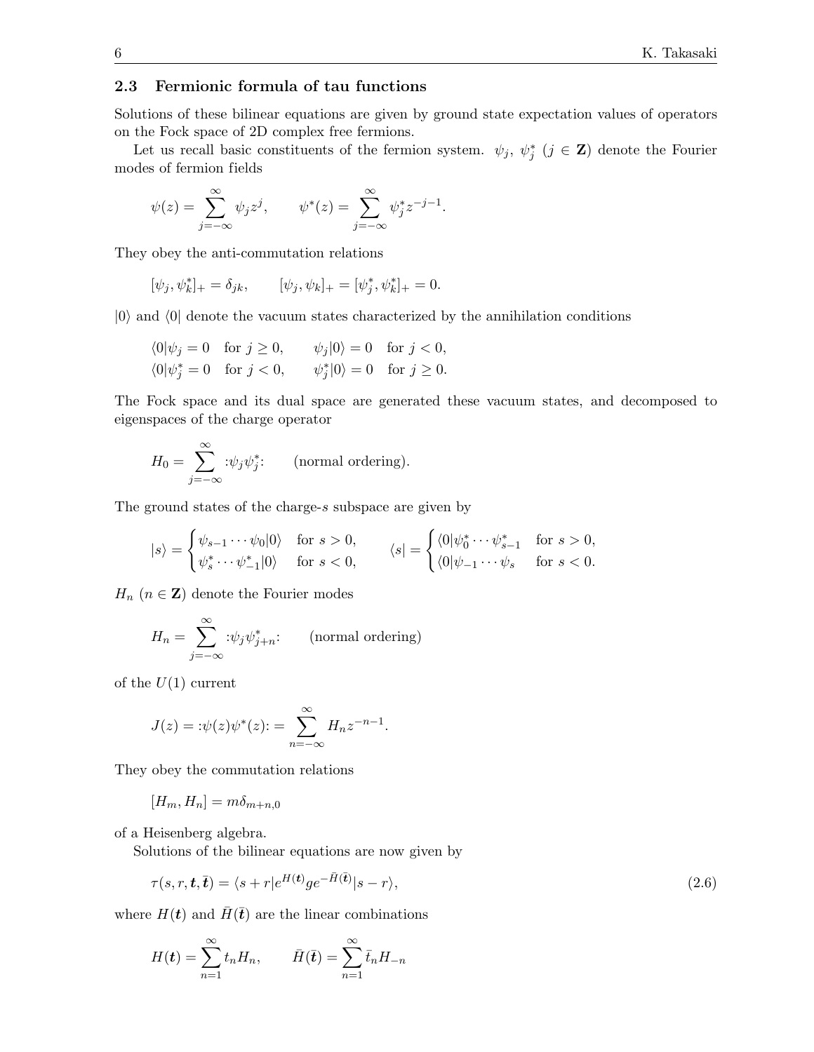### 2.3 Fermionic formula of tau functions

Solutions of these bilinear equations are given by ground state expectation values of operators on the Fock space of 2D complex free fermions.

Let us recall basic constituents of the fermion system. $\psi_j$, $\psi_j^*$ ($j \in \mathbf{Z}$) denote the Fourier modes of fermion fields

$$\psi(z) = \sum_{j=-\infty}^{\infty} \psi_j z^j, \qquad \psi^*(z) = \sum_{j=-\infty}^{\infty} \psi_j^* z^{-j-1}.$$

They obey the anti-commutation relations

$$[\psi_j, \psi_k^*]_+ = \delta_{jk}, \qquad [\psi_j, \psi_k]_+ = [\psi_j^*, \psi_k^*]_+ = 0.$$

$|0\rangle$ and $\langle 0|$ denote the vacuum states characterized by the annihilation conditions

$$\begin{aligned} &\langle 0|\psi_j = 0 \quad \text{for } j \geq 0, \qquad \psi_j|0\rangle = 0 \quad \text{for } j < 0, \\ &\langle 0|\psi_j^* = 0 \quad \text{for } j < 0, \qquad \psi_j^*|0\rangle = 0 \quad \text{for } j \geq 0. \end{aligned}$$

The Fock space and its dual space are generated these vacuum states, and decomposed to eigenspaces of the charge operator

$$H_0 = \sum_{j=-\infty}^{\infty} {:}\psi_j \psi_j^*{:} \qquad \text{(normal ordering)}.$$

The ground states of the charge-$s$ subspace are given by

$$|s\rangle = \begin{cases} \psi_{s-1} \cdots \psi_0 |0\rangle & \text{for } s > 0, \\ \psi_s^* \cdots \psi_{-1}^* |0\rangle & \text{for } s < 0, \end{cases} \qquad \langle s| = \begin{cases} \langle 0|\psi_0^* \cdots \psi_{s-1}^* & \text{for } s > 0, \\ \langle 0|\psi_{-1} \cdots \psi_s & \text{for } s < 0. \end{cases}$$

$H_n$ ($n \in \mathbf{Z}$) denote the Fourier modes

$$H_n = \sum_{j=-\infty}^{\infty} {:}\psi_j \psi_{j+n}^*{:} \qquad \text{(normal ordering)}$$

of the $U(1)$ current

$$J(z) = {:}\psi(z)\psi^*(z){:} = \sum_{n=-\infty}^{\infty} H_n z^{-n-1}.$$

They obey the commutation relations

$$[H_m, H_n] = m\delta_{m+n,0}$$

of a Heisenberg algebra.

Solutions of the bilinear equations are now given by

$$\tau(s, r, \boldsymbol{t}, \bar{\boldsymbol{t}}) = \langle s + r| e^{H(\boldsymbol{t})} g e^{-\bar{H}(\bar{\boldsymbol{t}})} |s - r\rangle, \tag{2.6}$$

where $H(\boldsymbol{t})$ and $\bar{H}(\bar{\boldsymbol{t}})$ are the linear combinations

$$H(\boldsymbol{t}) = \sum_{n=1}^{\infty} t_n H_n, \qquad \bar{H}(\bar{\boldsymbol{t}}) = \sum_{n=1}^{\infty} \bar{t}_n H_{-n}$$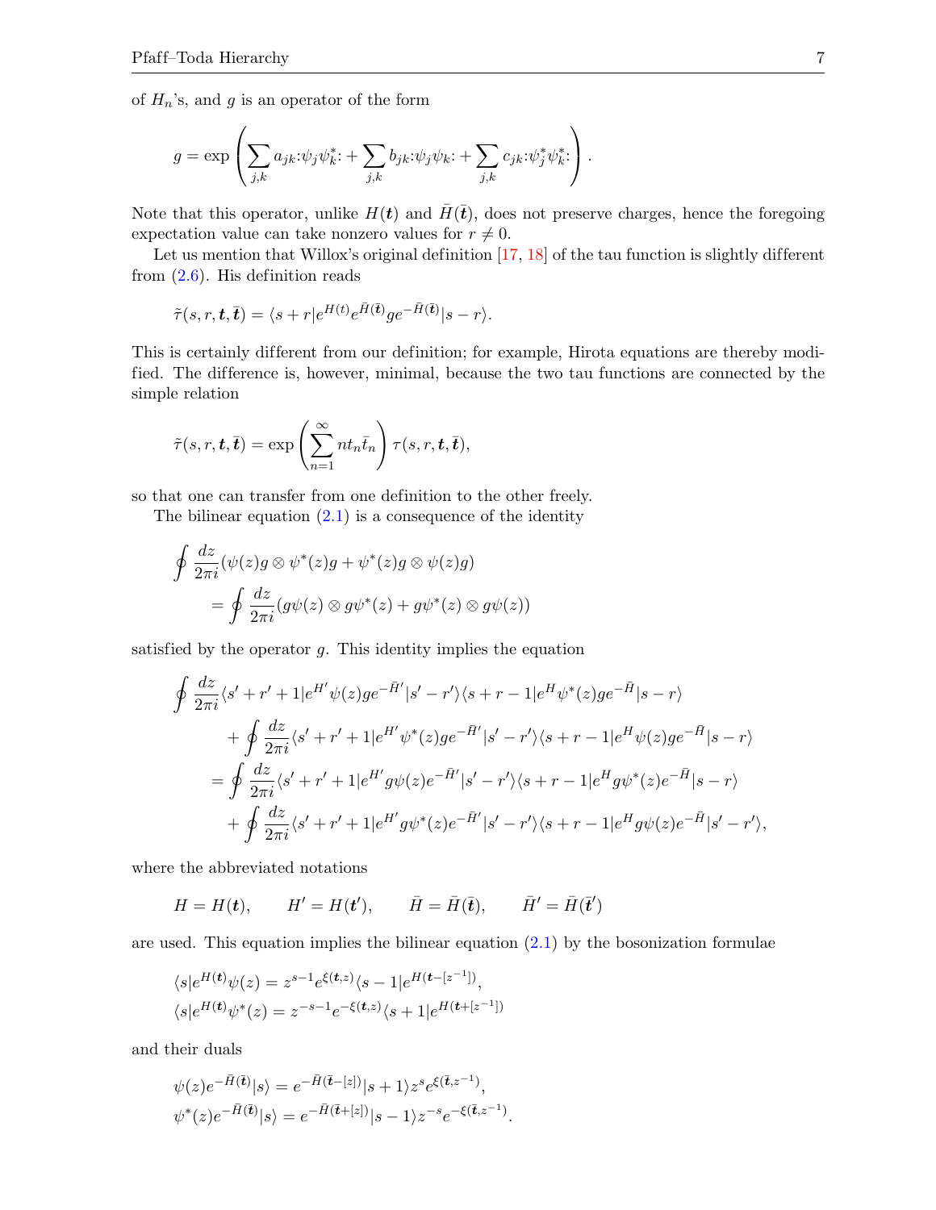of $H_n$'s, and $g$ is an operator of the form

$$g = \exp\left(\sum_{j,k} a_{jk}{:}\psi_j\psi_k^*{:} + \sum_{j,k} b_{jk}{:}\psi_j\psi_k{:} + \sum_{j,k} c_{jk}{:}\psi_j^*\psi_k^*{:}\right).$$

Note that this operator, unlike $H(\boldsymbol{t})$ and $\bar{H}(\bar{\boldsymbol{t}})$, does not preserve charges, hence the foregoing expectation value can take nonzero values for $r \neq 0$.

Let us mention that Willox's original definition [17, 18] of the tau function is slightly different from (2.6). His definition reads

$$\tilde{\tau}(s, r, \boldsymbol{t}, \bar{\boldsymbol{t}}) = \langle s + r | e^{H(t)} e^{\bar{H}(\bar{\boldsymbol{t}})} g e^{-\bar{H}(\bar{\boldsymbol{t}})} | s - r\rangle.$$

This is certainly different from our definition; for example, Hirota equations are thereby modified. The difference is, however, minimal, because the two tau functions are connected by the simple relation

$$\tilde{\tau}(s, r, \boldsymbol{t}, \bar{\boldsymbol{t}}) = \exp\left(\sum_{n=1}^{\infty} n t_n \bar{t}_n\right) \tau(s, r, \boldsymbol{t}, \bar{\boldsymbol{t}}),$$

so that one can transfer from one definition to the other freely.

The bilinear equation (2.1) is a consequence of the identity

$$\begin{aligned}
&\oint \frac{dz}{2\pi i}(\psi(z)g \otimes \psi^*(z)g + \psi^*(z)g \otimes \psi(z)g) \\
&\quad = \oint \frac{dz}{2\pi i}(g\psi(z) \otimes g\psi^*(z) + g\psi^*(z) \otimes g\psi(z))
\end{aligned}$$

satisfied by the operator $g$. This identity implies the equation

$$\begin{aligned}
&\oint \frac{dz}{2\pi i}\langle s' + r' + 1| e^{H'}\psi(z) g e^{-\bar{H}'}|s' - r'\rangle\langle s + r - 1|e^{H}\psi^*(z) g e^{-\bar{H}}|s - r\rangle \\
&\qquad + \oint \frac{dz}{2\pi i}\langle s' + r' + 1| e^{H'}\psi^*(z) g e^{-\bar{H}'}|s' - r'\rangle\langle s + r - 1|e^{H}\psi(z) g e^{-\bar{H}}|s - r\rangle \\
&\quad = \oint \frac{dz}{2\pi i}\langle s' + r' + 1| e^{H'} g\psi(z) e^{-\bar{H}'}|s' - r'\rangle\langle s + r - 1|e^{H} g\psi^*(z) e^{-\bar{H}}|s - r\rangle \\
&\qquad + \oint \frac{dz}{2\pi i}\langle s' + r' + 1| e^{H'} g\psi^*(z) e^{-\bar{H}'}|s' - r'\rangle\langle s + r - 1|e^{H} g\psi(z) e^{-\bar{H}}|s' - r'\rangle,
\end{aligned}$$

where the abbreviated notations

$$H = H(\boldsymbol{t}), \qquad H' = H(\boldsymbol{t}'), \qquad \bar{H} = \bar{H}(\bar{\boldsymbol{t}}), \qquad \bar{H}' = \bar{H}(\bar{\boldsymbol{t}}')$$

are used. This equation implies the bilinear equation (2.1) by the bosonization formulae

$$\begin{aligned}
&\langle s| e^{H(\boldsymbol{t})}\psi(z) = z^{s-1} e^{\xi(\boldsymbol{t}, z)}\langle s - 1| e^{H(\boldsymbol{t} - [z^{-1}])}, \\
&\langle s| e^{H(\boldsymbol{t})}\psi^*(z) = z^{-s-1} e^{-\xi(\boldsymbol{t}, z)}\langle s + 1| e^{H(\boldsymbol{t} + [z^{-1}])}
\end{aligned}$$

and their duals

$$\begin{aligned}
&\psi(z) e^{-\bar{H}(\bar{\boldsymbol{t}})}|s\rangle = e^{-\bar{H}(\bar{\boldsymbol{t}} - [z])}|s + 1\rangle z^{s} e^{\xi(\bar{\boldsymbol{t}}, z^{-1})}, \\
&\psi^*(z) e^{-\bar{H}(\bar{\boldsymbol{t}})}|s\rangle = e^{-\bar{H}(\bar{\boldsymbol{t}} + [z])}|s - 1\rangle z^{-s} e^{-\xi(\bar{\boldsymbol{t}}, z^{-1})}.
\end{aligned}$$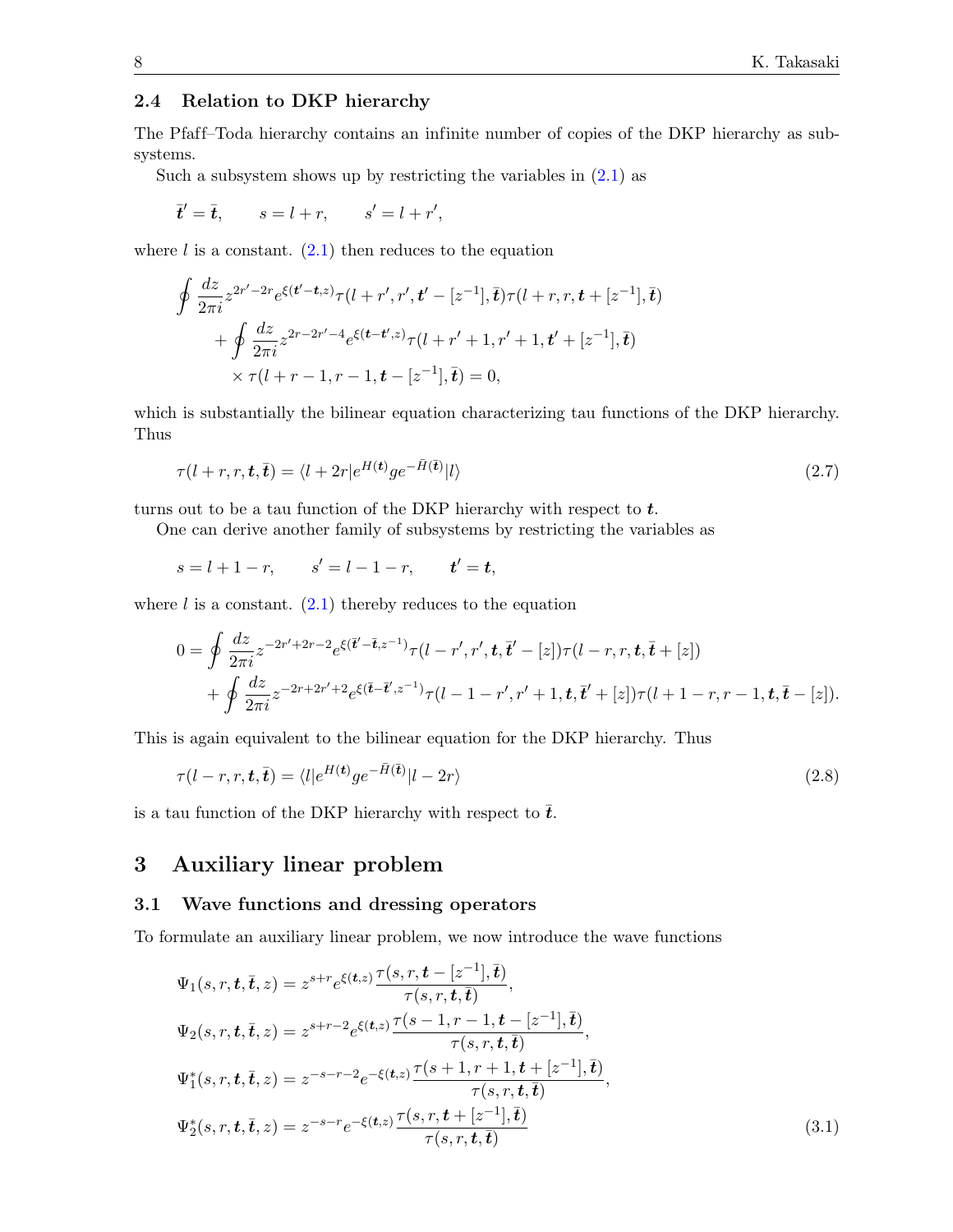### 2.4 Relation to DKP hierarchy

The Pfaff–Toda hierarchy contains an infinite number of copies of the DKP hierarchy as subsystems.

Such a subsystem shows up by restricting the variables in (2.1) as

$$\bar{\boldsymbol{t}}' = \bar{\boldsymbol{t}}, \qquad s = l + r, \qquad s' = l + r',$$

where $l$ is a constant. (2.1) then reduces to the equation

$$\begin{aligned}
&\oint \frac{dz}{2\pi i} z^{2r'-2r} e^{\xi(\boldsymbol{t}'-\boldsymbol{t},z)} \tau(l+r', r', \boldsymbol{t}' - [z^{-1}], \bar{\boldsymbol{t}}) \tau(l+r, r, \boldsymbol{t} + [z^{-1}], \bar{\boldsymbol{t}}) \\
&\quad + \oint \frac{dz}{2\pi i} z^{2r-2r'-4} e^{\xi(\boldsymbol{t}-\boldsymbol{t}',z)} \tau(l+r'+1, r'+1, \boldsymbol{t}' + [z^{-1}], \bar{\boldsymbol{t}}) \\
&\quad \times \tau(l+r-1, r-1, \boldsymbol{t} - [z^{-1}], \bar{\boldsymbol{t}}) = 0,
\end{aligned}$$

which is substantially the bilinear equation characterizing tau functions of the DKP hierarchy. Thus

$$\tau(l+r, r, \boldsymbol{t}, \bar{\boldsymbol{t}}) = \langle l + 2r | e^{H(\boldsymbol{t})} g e^{-\bar{H}(\bar{\boldsymbol{t}})} | l \rangle \tag{2.7}$$

turns out to be a tau function of the DKP hierarchy with respect to $\boldsymbol{t}$.

One can derive another family of subsystems by restricting the variables as

$$s = l + 1 - r, \qquad s' = l - 1 - r, \qquad \boldsymbol{t}' = \boldsymbol{t},$$

where $l$ is a constant. (2.1) thereby reduces to the equation

$$\begin{aligned}
0 &= \oint \frac{dz}{2\pi i} z^{-2r'+2r-2} e^{\xi(\bar{\boldsymbol{t}}'-\bar{\boldsymbol{t}},z^{-1})} \tau(l-r', r', \boldsymbol{t}, \bar{\boldsymbol{t}}' - [z]) \tau(l-r, r, \boldsymbol{t}, \bar{\boldsymbol{t}} + [z]) \\
&\quad + \oint \frac{dz}{2\pi i} z^{-2r+2r'+2} e^{\xi(\bar{\boldsymbol{t}}-\bar{\boldsymbol{t}}',z^{-1})} \tau(l-1-r', r'+1, \boldsymbol{t}, \bar{\boldsymbol{t}}' + [z]) \tau(l+1-r, r-1, \boldsymbol{t}, \bar{\boldsymbol{t}} - [z]).
\end{aligned}$$

This is again equivalent to the bilinear equation for the DKP hierarchy. Thus

$$\tau(l-r, r, \boldsymbol{t}, \bar{\boldsymbol{t}}) = \langle l | e^{H(\boldsymbol{t})} g e^{-\bar{H}(\bar{\boldsymbol{t}})} | l - 2r \rangle \tag{2.8}$$

is a tau function of the DKP hierarchy with respect to $\bar{\boldsymbol{t}}$.

## 3 Auxiliary linear problem

### 3.1 Wave functions and dressing operators

To formulate an auxiliary linear problem, we now introduce the wave functions

$$\begin{aligned}
\Psi_1(s, r, \boldsymbol{t}, \bar{\boldsymbol{t}}, z) &= z^{s+r} e^{\xi(\boldsymbol{t},z)} \frac{\tau(s, r, \boldsymbol{t} - [z^{-1}], \bar{\boldsymbol{t}})}{\tau(s, r, \boldsymbol{t}, \bar{\boldsymbol{t}})}, \\
\Psi_2(s, r, \boldsymbol{t}, \bar{\boldsymbol{t}}, z) &= z^{s+r-2} e^{\xi(\boldsymbol{t},z)} \frac{\tau(s-1, r-1, \boldsymbol{t} - [z^{-1}], \bar{\boldsymbol{t}})}{\tau(s, r, \boldsymbol{t}, \bar{\boldsymbol{t}})}, \\
\Psi_1^*(s, r, \boldsymbol{t}, \bar{\boldsymbol{t}}, z) &= z^{-s-r-2} e^{-\xi(\boldsymbol{t},z)} \frac{\tau(s+1, r+1, \boldsymbol{t} + [z^{-1}], \bar{\boldsymbol{t}})}{\tau(s, r, \boldsymbol{t}, \bar{\boldsymbol{t}})}, \\
\Psi_2^*(s, r, \boldsymbol{t}, \bar{\boldsymbol{t}}, z) &= z^{-s-r} e^{-\xi(\boldsymbol{t},z)} \frac{\tau(s, r, \boldsymbol{t} + [z^{-1}], \bar{\boldsymbol{t}})}{\tau(s, r, \boldsymbol{t}, \bar{\boldsymbol{t}})}
\end{aligned} \tag{3.1}$$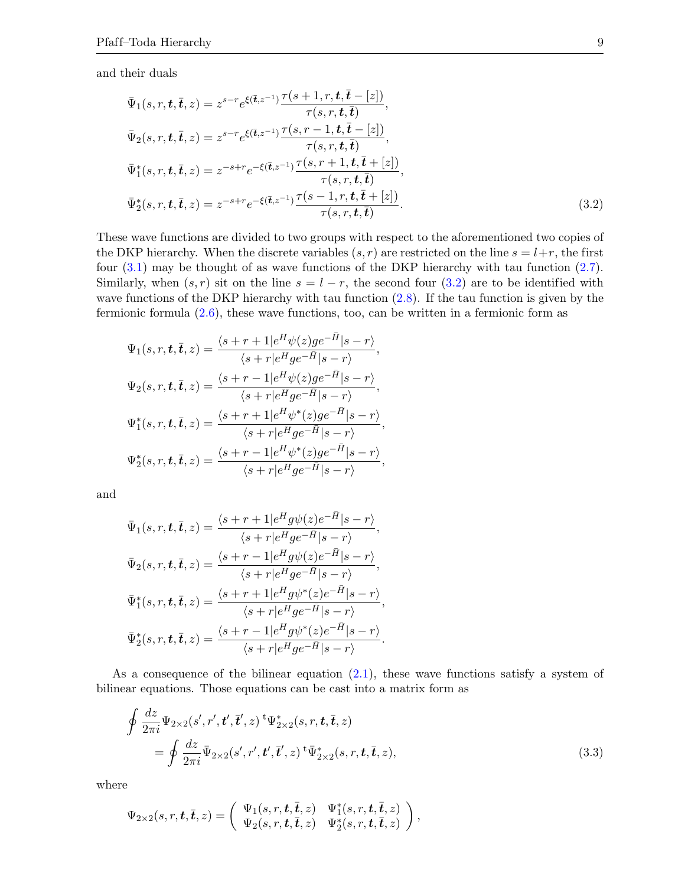and their duals

$$
\begin{aligned}
\bar{\Psi}_1(s,r,\boldsymbol{t},\bar{\boldsymbol{t}},z) &= z^{s-r}e^{\xi(\bar{\boldsymbol{t}},z^{-1})}\frac{\tau(s+1,r,\boldsymbol{t},\bar{\boldsymbol{t}}-[z])}{\tau(s,r,\boldsymbol{t},\bar{\boldsymbol{t}})},\\
\bar{\Psi}_2(s,r,\boldsymbol{t},\bar{\boldsymbol{t}},z) &= z^{s-r}e^{\xi(\bar{\boldsymbol{t}},z^{-1})}\frac{\tau(s,r-1,\boldsymbol{t},\bar{\boldsymbol{t}}-[z])}{\tau(s,r,\boldsymbol{t},\bar{\boldsymbol{t}})},\\
\bar{\Psi}_1^*(s,r,\boldsymbol{t},\bar{\boldsymbol{t}},z) &= z^{-s+r}e^{-\xi(\bar{\boldsymbol{t}},z^{-1})}\frac{\tau(s,r+1,\boldsymbol{t},\bar{\boldsymbol{t}}+[z])}{\tau(s,r,\boldsymbol{t},\bar{\boldsymbol{t}})},\\
\bar{\Psi}_2^*(s,r,\boldsymbol{t},\bar{\boldsymbol{t}},z) &= z^{-s+r}e^{-\xi(\bar{\boldsymbol{t}},z^{-1})}\frac{\tau(s-1,r,\boldsymbol{t},\bar{\boldsymbol{t}}+[z])}{\tau(s,r,\boldsymbol{t},\bar{\boldsymbol{t}})}.
\end{aligned}
\tag{3.2}
$$

These wave functions are divided to two groups with respect to the aforementioned two copies of the DKP hierarchy. When the discrete variables $(s,r)$ are restricted on the line $s=l+r$, the first four (3.1) may be thought of as wave functions of the DKP hierarchy with tau function (2.7). Similarly, when $(s,r)$ sit on the line $s=l-r$, the second four (3.2) are to be identified with wave functions of the DKP hierarchy with tau function (2.8). If the tau function is given by the fermionic formula (2.6), these wave functions, too, can be written in a fermionic form as

$$
\begin{aligned}
\Psi_1(s,r,\boldsymbol{t},\bar{\boldsymbol{t}},z) &= \frac{\langle s+r+1|e^{H}\psi(z)ge^{-\bar{H}}|s-r\rangle}{\langle s+r|e^{H}ge^{-\bar{H}}|s-r\rangle},\\
\Psi_2(s,r,\boldsymbol{t},\bar{\boldsymbol{t}},z) &= \frac{\langle s+r-1|e^{H}\psi(z)ge^{-\bar{H}}|s-r\rangle}{\langle s+r|e^{H}ge^{-\bar{H}}|s-r\rangle},\\
\Psi_1^*(s,r,\boldsymbol{t},\bar{\boldsymbol{t}},z) &= \frac{\langle s+r+1|e^{H}\psi^*(z)ge^{-\bar{H}}|s-r\rangle}{\langle s+r|e^{H}ge^{-\bar{H}}|s-r\rangle},\\
\Psi_2^*(s,r,\boldsymbol{t},\bar{\boldsymbol{t}},z) &= \frac{\langle s+r-1|e^{H}\psi^*(z)ge^{-\bar{H}}|s-r\rangle}{\langle s+r|e^{H}ge^{-\bar{H}}|s-r\rangle},
\end{aligned}
$$

and

$$
\begin{aligned}
\bar{\Psi}_1(s,r,\boldsymbol{t},\bar{\boldsymbol{t}},z) &= \frac{\langle s+r+1|e^{H}g\psi(z)e^{-\bar{H}}|s-r\rangle}{\langle s+r|e^{H}ge^{-\bar{H}}|s-r\rangle},\\
\bar{\Psi}_2(s,r,\boldsymbol{t},\bar{\boldsymbol{t}},z) &= \frac{\langle s+r-1|e^{H}g\psi(z)e^{-\bar{H}}|s-r\rangle}{\langle s+r|e^{H}ge^{-\bar{H}}|s-r\rangle},\\
\bar{\Psi}_1^*(s,r,\boldsymbol{t},\bar{\boldsymbol{t}},z) &= \frac{\langle s+r+1|e^{H}g\psi^*(z)e^{-\bar{H}}|s-r\rangle}{\langle s+r|e^{H}ge^{-\bar{H}}|s-r\rangle},\\
\bar{\Psi}_2^*(s,r,\boldsymbol{t},\bar{\boldsymbol{t}},z) &= \frac{\langle s+r-1|e^{H}g\psi^*(z)e^{-\bar{H}}|s-r\rangle}{\langle s+r|e^{H}ge^{-\bar{H}}|s-r\rangle}.
\end{aligned}
$$

As a consequence of the bilinear equation (2.1), these wave functions satisfy a system of bilinear equations. Those equations can be cast into a matrix form as

$$
\begin{aligned}
&\oint\frac{dz}{2\pi i}\Psi_{2\times 2}(s',r',\boldsymbol{t}',\bar{\boldsymbol{t}}',z)\,{}^{\mathrm{t}}\Psi_{2\times 2}^*(s,r,\boldsymbol{t},\bar{\boldsymbol{t}},z)\\
&\qquad=\oint\frac{dz}{2\pi i}\bar{\Psi}_{2\times 2}(s',r',\boldsymbol{t}',\bar{\boldsymbol{t}}',z)\,{}^{\mathrm{t}}\bar{\Psi}_{2\times 2}^*(s,r,\boldsymbol{t},\bar{\boldsymbol{t}},z),
\end{aligned}
\tag{3.3}
$$

where

$$
\Psi_{2\times 2}(s,r,\boldsymbol{t},\bar{\boldsymbol{t}},z)=\begin{pmatrix}\Psi_1(s,r,\boldsymbol{t},\bar{\boldsymbol{t}},z) & \Psi_1^*(s,r,\boldsymbol{t},\bar{\boldsymbol{t}},z)\\ \Psi_2(s,r,\boldsymbol{t},\bar{\boldsymbol{t}},z) & \Psi_2^*(s,r,\boldsymbol{t},\bar{\boldsymbol{t}},z)\end{pmatrix},
$$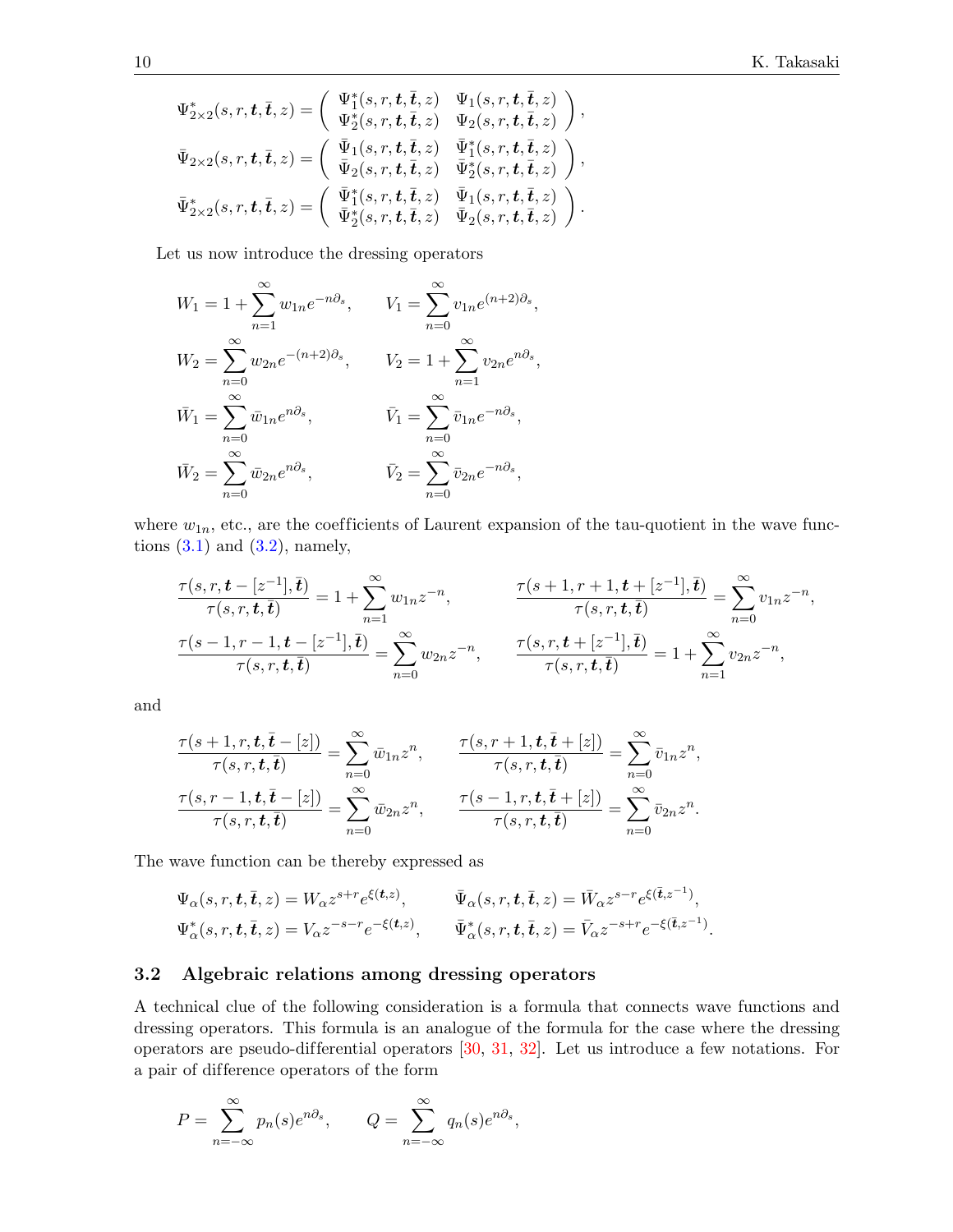$$\Psi^*_{2\times 2}(s,r,\boldsymbol{t},\bar{\boldsymbol{t}},z) = \begin{pmatrix} \Psi^*_1(s,r,\boldsymbol{t},\bar{\boldsymbol{t}},z) & \Psi_1(s,r,\boldsymbol{t},\bar{\boldsymbol{t}},z) \\ \Psi^*_2(s,r,\boldsymbol{t},\bar{\boldsymbol{t}},z) & \Psi_2(s,r,\boldsymbol{t},\bar{\boldsymbol{t}},z) \end{pmatrix},$$

$$\bar{\Psi}_{2\times 2}(s,r,\boldsymbol{t},\bar{\boldsymbol{t}},z) = \begin{pmatrix} \bar{\Psi}_1(s,r,\boldsymbol{t},\bar{\boldsymbol{t}},z) & \bar{\Psi}^*_1(s,r,\boldsymbol{t},\bar{\boldsymbol{t}},z) \\ \bar{\Psi}_2(s,r,\boldsymbol{t},\bar{\boldsymbol{t}},z) & \bar{\Psi}^*_2(s,r,\boldsymbol{t},\bar{\boldsymbol{t}},z) \end{pmatrix},$$

$$\bar{\Psi}^*_{2\times 2}(s,r,\boldsymbol{t},\bar{\boldsymbol{t}},z) = \begin{pmatrix} \bar{\Psi}^*_1(s,r,\boldsymbol{t},\bar{\boldsymbol{t}},z) & \bar{\Psi}_1(s,r,\boldsymbol{t},\bar{\boldsymbol{t}},z) \\ \bar{\Psi}^*_2(s,r,\boldsymbol{t},\bar{\boldsymbol{t}},z) & \bar{\Psi}_2(s,r,\boldsymbol{t},\bar{\boldsymbol{t}},z) \end{pmatrix}.$$

Let us now introduce the dressing operators

$$W_1 = 1 + \sum_{n=1}^{\infty} w_{1n} e^{-n\partial_s}, \qquad V_1 = \sum_{n=0}^{\infty} v_{1n} e^{(n+2)\partial_s},$$

$$W_2 = \sum_{n=0}^{\infty} w_{2n} e^{-(n+2)\partial_s}, \qquad V_2 = 1 + \sum_{n=1}^{\infty} v_{2n} e^{n\partial_s},$$

$$\bar{W}_1 = \sum_{n=0}^{\infty} \bar{w}_{1n} e^{n\partial_s}, \qquad \bar{V}_1 = \sum_{n=0}^{\infty} \bar{v}_{1n} e^{-n\partial_s},$$

$$\bar{W}_2 = \sum_{n=0}^{\infty} \bar{w}_{2n} e^{n\partial_s}, \qquad \bar{V}_2 = \sum_{n=0}^{\infty} \bar{v}_{2n} e^{-n\partial_s},$$

where $w_{1n}$, etc., are the coefficients of Laurent expansion of the tau-quotient in the wave functions (3.1) and (3.2), namely,

$$\frac{\tau(s,r,\boldsymbol{t}-[z^{-1}],\bar{\boldsymbol{t}})}{\tau(s,r,\boldsymbol{t},\bar{\boldsymbol{t}})} = 1 + \sum_{n=1}^{\infty} w_{1n} z^{-n}, \qquad \frac{\tau(s+1,r+1,\boldsymbol{t}+[z^{-1}],\bar{\boldsymbol{t}})}{\tau(s,r,\boldsymbol{t},\bar{\boldsymbol{t}})} = \sum_{n=0}^{\infty} v_{1n} z^{-n},$$

$$\frac{\tau(s-1,r-1,\boldsymbol{t}-[z^{-1}],\bar{\boldsymbol{t}})}{\tau(s,r,\boldsymbol{t},\bar{\boldsymbol{t}})} = \sum_{n=0}^{\infty} w_{2n} z^{-n}, \qquad \frac{\tau(s,r,\boldsymbol{t}+[z^{-1}],\bar{\boldsymbol{t}})}{\tau(s,r,\boldsymbol{t},\bar{\boldsymbol{t}})} = 1 + \sum_{n=1}^{\infty} v_{2n} z^{-n},$$

and

$$\frac{\tau(s+1,r,\boldsymbol{t},\bar{\boldsymbol{t}}-[z])}{\tau(s,r,\boldsymbol{t},\bar{\boldsymbol{t}})} = \sum_{n=0}^{\infty} \bar{w}_{1n} z^{n}, \qquad \frac{\tau(s,r+1,\boldsymbol{t},\bar{\boldsymbol{t}}+[z])}{\tau(s,r,\boldsymbol{t},\bar{\boldsymbol{t}})} = \sum_{n=0}^{\infty} \bar{v}_{1n} z^{n},$$

$$\frac{\tau(s,r-1,\boldsymbol{t},\bar{\boldsymbol{t}}-[z])}{\tau(s,r,\boldsymbol{t},\bar{\boldsymbol{t}})} = \sum_{n=0}^{\infty} \bar{w}_{2n} z^{n}, \qquad \frac{\tau(s-1,r,\boldsymbol{t},\bar{\boldsymbol{t}}+[z])}{\tau(s,r,\boldsymbol{t},\bar{\boldsymbol{t}})} = \sum_{n=0}^{\infty} \bar{v}_{2n} z^{n}.$$

The wave function can be thereby expressed as

$$\Psi_\alpha(s,r,\boldsymbol{t},\bar{\boldsymbol{t}},z) = W_\alpha z^{s+r} e^{\xi(\boldsymbol{t},z)}, \qquad \bar{\Psi}_\alpha(s,r,\boldsymbol{t},\bar{\boldsymbol{t}},z) = \bar{W}_\alpha z^{s-r} e^{\xi(\bar{\boldsymbol{t}},z^{-1})},$$

$$\Psi^*_\alpha(s,r,\boldsymbol{t},\bar{\boldsymbol{t}},z) = V_\alpha z^{-s-r} e^{-\xi(\boldsymbol{t},z)}, \qquad \bar{\Psi}^*_\alpha(s,r,\boldsymbol{t},\bar{\boldsymbol{t}},z) = \bar{V}_\alpha z^{-s+r} e^{-\xi(\bar{\boldsymbol{t}},z^{-1})}.$$

### 3.2 Algebraic relations among dressing operators

A technical clue of the following consideration is a formula that connects wave functions and dressing operators. This formula is an analogue of the formula for the case where the dressing operators are pseudo-differential operators [30, 31, 32]. Let us introduce a few notations. For a pair of difference operators of the form

$$P = \sum_{n=-\infty}^{\infty} p_n(s) e^{n\partial_s}, \qquad Q = \sum_{n=-\infty}^{\infty} q_n(s) e^{n\partial_s},$$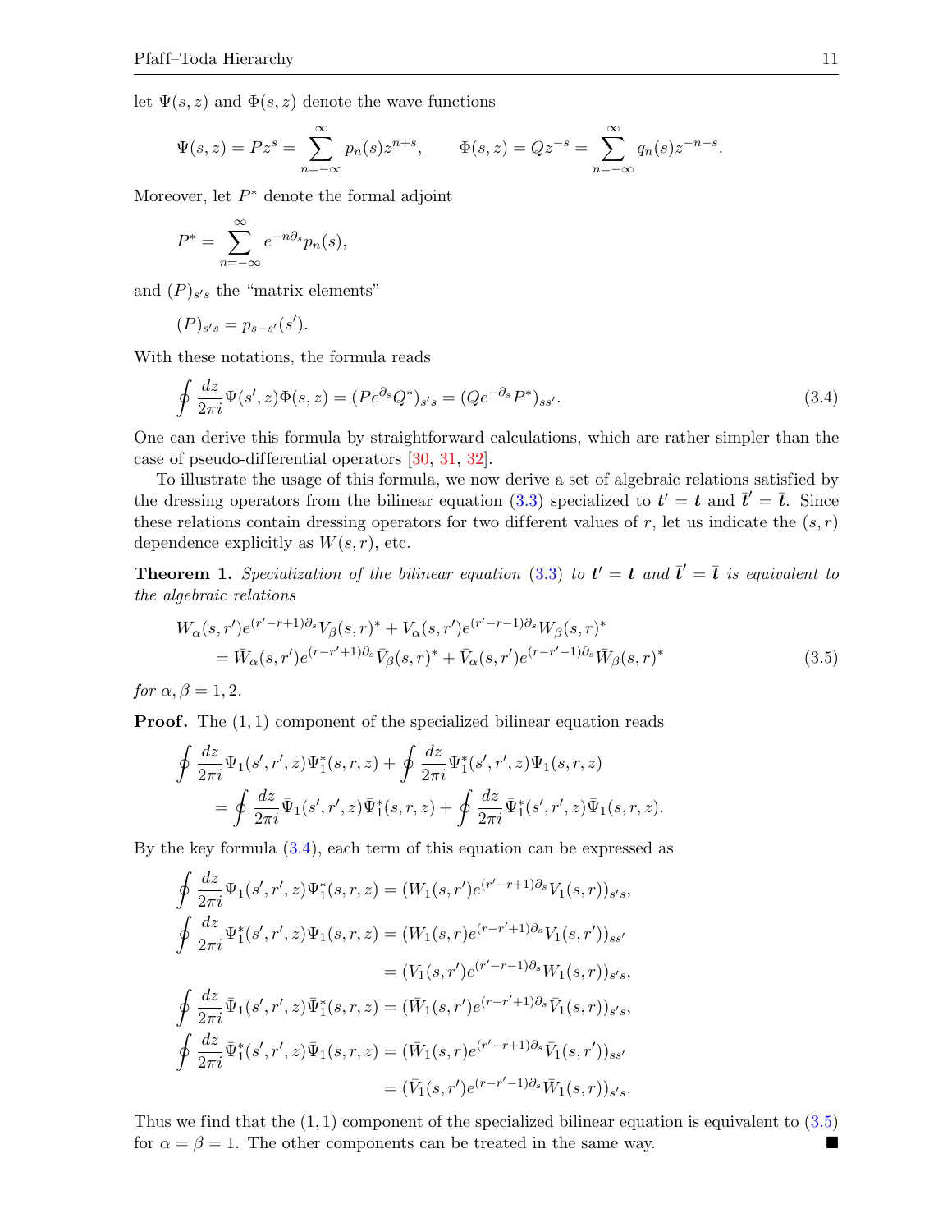let $\Psi(s,z)$ and $\Phi(s,z)$ denote the wave functions

$$\Psi(s,z) = Pz^s = \sum_{n=-\infty}^{\infty} p_n(s) z^{n+s}, \qquad \Phi(s,z) = Qz^{-s} = \sum_{n=-\infty}^{\infty} q_n(s) z^{-n-s}.$$

Moreover, let $P^*$ denote the formal adjoint

$$P^* = \sum_{n=-\infty}^{\infty} e^{-n\partial_s} p_n(s),$$

and $(P)_{s's}$ the "matrix elements"

$$(P)_{s's} = p_{s-s'}(s').$$

With these notations, the formula reads

$$\oint \frac{dz}{2\pi i} \Psi(s',z)\Phi(s,z) = (Pe^{\partial_s}Q^*)_{s's} = (Qe^{-\partial_s}P^*)_{ss'}. \tag{3.4}$$

One can derive this formula by straightforward calculations, which are rather simpler than the case of pseudo-differential operators [30, 31, 32].

To illustrate the usage of this formula, we now derive a set of algebraic relations satisfied by the dressing operators from the bilinear equation (3.3) specialized to $\boldsymbol{t}' = \boldsymbol{t}$ and $\bar{\boldsymbol{t}}' = \bar{\boldsymbol{t}}$. Since these relations contain dressing operators for two different values of $r$, let us indicate the $(s,r)$ dependence explicitly as $W(s,r)$, etc.

**Theorem 1.** *Specialization of the bilinear equation (3.3) to $\boldsymbol{t}' = \boldsymbol{t}$ and $\bar{\boldsymbol{t}}' = \bar{\boldsymbol{t}}$ is equivalent to the algebraic relations*

$$\begin{aligned} &W_\alpha(s,r')e^{(r'-r+1)\partial_s}V_\beta(s,r)^* + V_\alpha(s,r')e^{(r'-r-1)\partial_s}W_\beta(s,r)^* \\ &\quad = \bar{W}_\alpha(s,r')e^{(r-r'+1)\partial_s}\bar{V}_\beta(s,r)^* + \bar{V}_\alpha(s,r')e^{(r-r'-1)\partial_s}\bar{W}_\beta(s,r)^* \end{aligned} \tag{3.5}$$

*for $\alpha,\beta = 1,2$.*

**Proof.** The $(1,1)$ component of the specialized bilinear equation reads

$$\begin{aligned} &\oint \frac{dz}{2\pi i}\Psi_1(s',r',z)\Psi_1^*(s,r,z) + \oint \frac{dz}{2\pi i}\Psi_1^*(s',r',z)\Psi_1(s,r,z) \\ &\quad = \oint \frac{dz}{2\pi i}\bar{\Psi}_1(s',r',z)\bar{\Psi}_1^*(s,r,z) + \oint \frac{dz}{2\pi i}\bar{\Psi}_1^*(s',r',z)\bar{\Psi}_1(s,r,z). \end{aligned}$$

By the key formula (3.4), each term of this equation can be expressed as

$$\begin{aligned} \oint \frac{dz}{2\pi i}\Psi_1(s',r',z)\Psi_1^*(s,r,z) &= (W_1(s,r')e^{(r'-r+1)\partial_s}V_1(s,r))_{s's}, \\ \oint \frac{dz}{2\pi i}\Psi_1^*(s',r',z)\Psi_1(s,r,z) &= (W_1(s,r)e^{(r-r'+1)\partial_s}V_1(s,r'))_{ss'} \\ &= (V_1(s,r')e^{(r'-r-1)\partial_s}W_1(s,r))_{s's}, \\ \oint \frac{dz}{2\pi i}\bar{\Psi}_1(s',r',z)\bar{\Psi}_1^*(s,r,z) &= (\bar{W}_1(s,r')e^{(r-r'+1)\partial_s}\bar{V}_1(s,r))_{s's}, \\ \oint \frac{dz}{2\pi i}\bar{\Psi}_1^*(s',r',z)\bar{\Psi}_1(s,r,z) &= (\bar{W}_1(s,r)e^{(r'-r+1)\partial_s}\bar{V}_1(s,r'))_{ss'} \\ &= (\bar{V}_1(s,r')e^{(r-r'-1)\partial_s}\bar{W}_1(s,r))_{s's}. \end{aligned}$$

Thus we find that the $(1,1)$ component of the specialized bilinear equation is equivalent to (3.5) for $\alpha = \beta = 1$. The other components can be treated in the same way. ■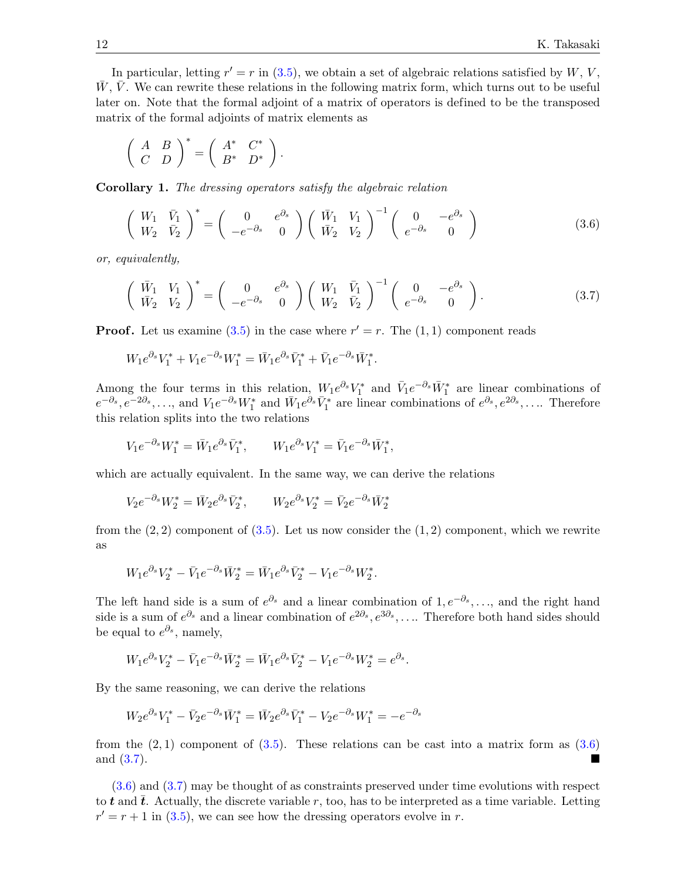In particular, letting $r' = r$ in (3.5), we obtain a set of algebraic relations satisfied by $W$, $V$, $\bar{W}$, $\bar{V}$. We can rewrite these relations in the following matrix form, which turns out to be useful later on. Note that the formal adjoint of a matrix of operators is defined to be the transposed matrix of the formal adjoints of matrix elements as

$$\begin{pmatrix} A & B \\ C & D \end{pmatrix}^* = \begin{pmatrix} A^* & C^* \\ B^* & D^* \end{pmatrix}.$$

**Corollary 1.** *The dressing operators satisfy the algebraic relation*

$$\begin{pmatrix} W_1 & \bar{V}_1 \\ W_2 & \bar{V}_2 \end{pmatrix}^* = \begin{pmatrix} 0 & e^{\partial_s} \\ -e^{-\partial_s} & 0 \end{pmatrix} \begin{pmatrix} \bar{W}_1 & V_1 \\ \bar{W}_2 & V_2 \end{pmatrix}^{-1} \begin{pmatrix} 0 & -e^{\partial_s} \\ e^{-\partial_s} & 0 \end{pmatrix} \tag{3.6}$$

*or, equivalently,*

$$\begin{pmatrix} \bar{W}_1 & V_1 \\ \bar{W}_2 & V_2 \end{pmatrix}^* = \begin{pmatrix} 0 & e^{\partial_s} \\ -e^{-\partial_s} & 0 \end{pmatrix} \begin{pmatrix} W_1 & \bar{V}_1 \\ W_2 & \bar{V}_2 \end{pmatrix}^{-1} \begin{pmatrix} 0 & -e^{\partial_s} \\ e^{-\partial_s} & 0 \end{pmatrix}. \tag{3.7}$$

**Proof.** Let us examine (3.5) in the case where $r' = r$. The $(1,1)$ component reads

$$W_1 e^{\partial_s} V_1^* + V_1 e^{-\partial_s} W_1^* = \bar{W}_1 e^{\partial_s} \bar{V}_1^* + \bar{V}_1 e^{-\partial_s} \bar{W}_1^*.$$

Among the four terms in this relation, $W_1 e^{\partial_s} V_1^*$ and $\bar{V}_1 e^{-\partial_s} \bar{W}_1^*$ are linear combinations of $e^{-\partial_s}, e^{-2\partial_s}, \ldots$, and $V_1 e^{-\partial_s} W_1^*$ and $\bar{W}_1 e^{\partial_s} \bar{V}_1^*$ are linear combinations of $e^{\partial_s}, e^{2\partial_s}, \ldots$. Therefore this relation splits into the two relations

$$V_1 e^{-\partial_s} W_1^* = \bar{W}_1 e^{\partial_s} \bar{V}_1^*, \qquad W_1 e^{\partial_s} V_1^* = \bar{V}_1 e^{-\partial_s} \bar{W}_1^*,$$

which are actually equivalent. In the same way, we can derive the relations

$$V_2 e^{-\partial_s} W_2^* = \bar{W}_2 e^{\partial_s} \bar{V}_2^*, \qquad W_2 e^{\partial_s} V_2^* = \bar{V}_2 e^{-\partial_s} \bar{W}_2^*$$

from the $(2,2)$ component of (3.5). Let us now consider the $(1,2)$ component, which we rewrite as

$$W_1 e^{\partial_s} V_2^* - \bar{V}_1 e^{-\partial_s} \bar{W}_2^* = \bar{W}_1 e^{\partial_s} \bar{V}_2^* - V_1 e^{-\partial_s} W_2^*.$$

The left hand side is a sum of $e^{\partial_s}$ and a linear combination of $1, e^{-\partial_s}, \ldots$, and the right hand side is a sum of $e^{\partial_s}$ and a linear combination of $e^{2\partial_s}, e^{3\partial_s}, \ldots$. Therefore both hand sides should be equal to $e^{\partial_s}$, namely,

$$W_1 e^{\partial_s} V_2^* - \bar{V}_1 e^{-\partial_s} \bar{W}_2^* = \bar{W}_1 e^{\partial_s} \bar{V}_2^* - V_1 e^{-\partial_s} W_2^* = e^{\partial_s}.$$

By the same reasoning, we can derive the relations

$$W_2 e^{\partial_s} V_1^* - \bar{V}_2 e^{-\partial_s} \bar{W}_1^* = \bar{W}_2 e^{\partial_s} \bar{V}_1^* - V_2 e^{-\partial_s} W_1^* = -e^{-\partial_s}$$

from the $(2,1)$ component of (3.5). These relations can be cast into a matrix form as (3.6) and (3.7). ■

(3.6) and (3.7) may be thought of as constraints preserved under time evolutions with respect to $\boldsymbol{t}$ and $\bar{\boldsymbol{t}}$. Actually, the discrete variable $r$, too, has to be interpreted as a time variable. Letting $r' = r + 1$ in (3.5), we can see how the dressing operators evolve in $r$.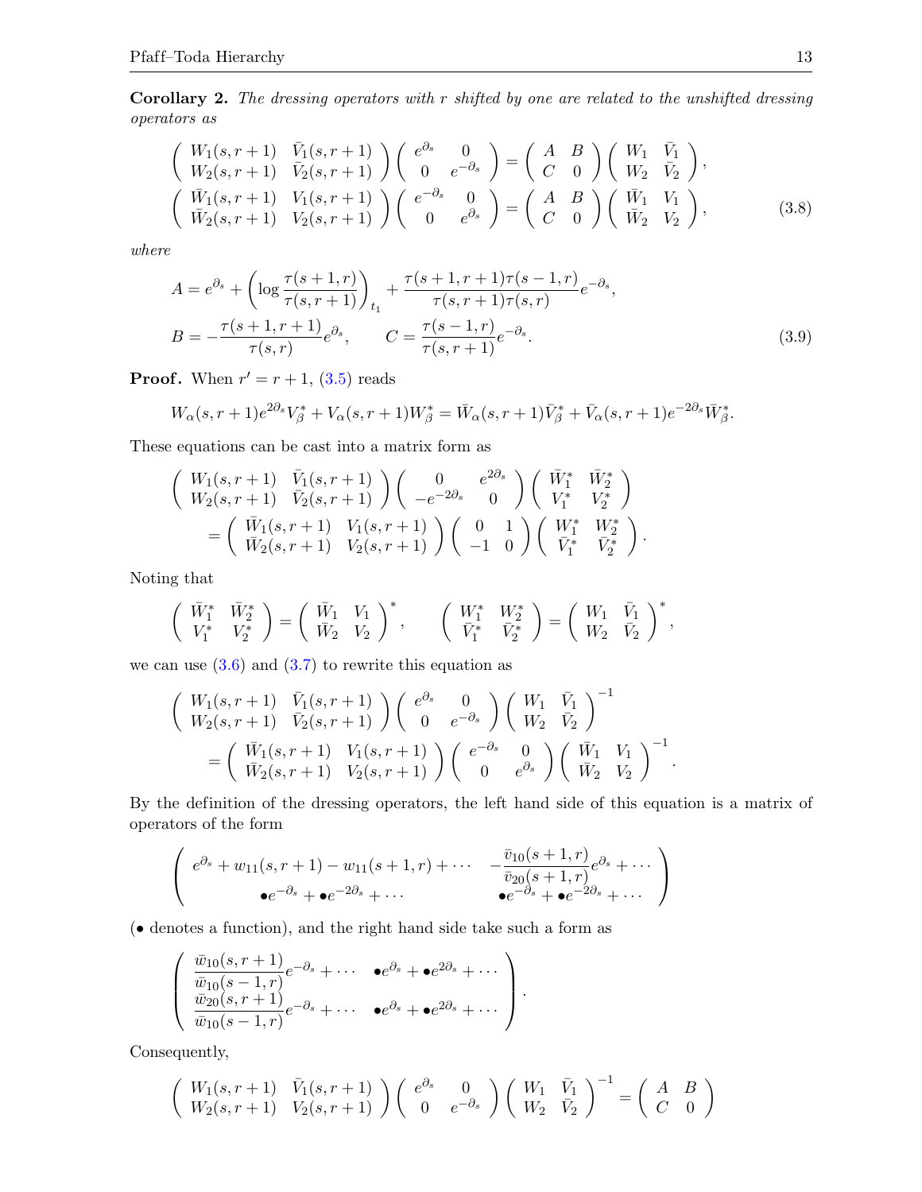**Corollary 2.** *The dressing operators with r shifted by one are related to the unshifted dressing operators as*

$$
\begin{aligned}
&\begin{pmatrix} W_1(s,r+1) & \bar{V}_1(s,r+1) \\ W_2(s,r+1) & \bar{V}_2(s,r+1) \end{pmatrix} \begin{pmatrix} e^{\partial_s} & 0 \\ 0 & e^{-\partial_s} \end{pmatrix} = \begin{pmatrix} A & B \\ C & 0 \end{pmatrix} \begin{pmatrix} W_1 & \bar{V}_1 \\ W_2 & \bar{V}_2 \end{pmatrix}, \\
&\begin{pmatrix} \bar{W}_1(s,r+1) & V_1(s,r+1) \\ \bar{W}_2(s,r+1) & V_2(s,r+1) \end{pmatrix} \begin{pmatrix} e^{-\partial_s} & 0 \\ 0 & e^{\partial_s} \end{pmatrix} = \begin{pmatrix} A & B \\ C & 0 \end{pmatrix} \begin{pmatrix} \bar{W}_1 & V_1 \\ \bar{W}_2 & V_2 \end{pmatrix},
\end{aligned} \tag{3.8}
$$

*where*

$$
\begin{aligned}
&A = e^{\partial_s} + \left( \log \frac{\tau(s+1,r)}{\tau(s,r+1)} \right)_{t_1} + \frac{\tau(s+1,r+1)\tau(s-1,r)}{\tau(s,r+1)\tau(s,r)} e^{-\partial_s}, \\
&B = -\frac{\tau(s+1,r+1)}{\tau(s,r)} e^{\partial_s}, \qquad C = \frac{\tau(s-1,r)}{\tau(s,r+1)} e^{-\partial_s}.
\end{aligned} \tag{3.9}
$$

**Proof.** When $r' = r+1$, (3.5) reads

$$
W_\alpha(s,r+1) e^{2\partial_s} V_\beta^* + V_\alpha(s,r+1) W_\beta^* = \bar{W}_\alpha(s,r+1) \bar{V}_\beta^* + \bar{V}_\alpha(s,r+1) e^{-2\partial_s} \bar{W}_\beta^*.
$$

These equations can be cast into a matrix form as

$$
\begin{aligned}
&\begin{pmatrix} W_1(s,r+1) & \bar{V}_1(s,r+1) \\ W_2(s,r+1) & \bar{V}_2(s,r+1) \end{pmatrix} \begin{pmatrix} 0 & e^{2\partial_s} \\ -e^{-2\partial_s} & 0 \end{pmatrix} \begin{pmatrix} \bar{W}_1^* & \bar{W}_2^* \\ V_1^* & V_2^* \end{pmatrix} \\
&\quad = \begin{pmatrix} \bar{W}_1(s,r+1) & V_1(s,r+1) \\ \bar{W}_2(s,r+1) & V_2(s,r+1) \end{pmatrix} \begin{pmatrix} 0 & 1 \\ -1 & 0 \end{pmatrix} \begin{pmatrix} W_1^* & W_2^* \\ \bar{V}_1^* & \bar{V}_2^* \end{pmatrix}.
\end{aligned}
$$

Noting that

$$
\begin{pmatrix} \bar{W}_1^* & \bar{W}_2^* \\ V_1^* & V_2^* \end{pmatrix} = \begin{pmatrix} \bar{W}_1 & V_1 \\ \bar{W}_2 & V_2 \end{pmatrix}^*, \qquad \begin{pmatrix} W_1^* & W_2^* \\ \bar{V}_1^* & \bar{V}_2^* \end{pmatrix} = \begin{pmatrix} W_1 & \bar{V}_1 \\ W_2 & \bar{V}_2 \end{pmatrix}^*,
$$

we can use (3.6) and (3.7) to rewrite this equation as

$$
\begin{aligned}
&\begin{pmatrix} W_1(s,r+1) & \bar{V}_1(s,r+1) \\ W_2(s,r+1) & \bar{V}_2(s,r+1) \end{pmatrix} \begin{pmatrix} e^{\partial_s} & 0 \\ 0 & e^{-\partial_s} \end{pmatrix} \begin{pmatrix} W_1 & \bar{V}_1 \\ W_2 & \bar{V}_2 \end{pmatrix}^{-1} \\
&\quad = \begin{pmatrix} \bar{W}_1(s,r+1) & V_1(s,r+1) \\ \bar{W}_2(s,r+1) & V_2(s,r+1) \end{pmatrix} \begin{pmatrix} e^{-\partial_s} & 0 \\ 0 & e^{\partial_s} \end{pmatrix} \begin{pmatrix} \bar{W}_1 & V_1 \\ \bar{W}_2 & V_2 \end{pmatrix}^{-1}.
\end{aligned}
$$

By the definition of the dressing operators, the left hand side of this equation is a matrix of operators of the form

$$
\begin{pmatrix} e^{\partial_s} + w_{11}(s,r+1) - w_{11}(s+1,r) + \cdots & -\dfrac{\bar{v}_{10}(s+1,r)}{\bar{v}_{20}(s+1,r)} e^{\partial_s} + \cdots \\ \bullet e^{-\partial_s} + \bullet e^{-2\partial_s} + \cdots & \bullet e^{-\partial_s} + \bullet e^{-2\partial_s} + \cdots \end{pmatrix}
$$

($\bullet$ denotes a function), and the right hand side take such a form as

$$
\begin{pmatrix} \dfrac{\bar{w}_{10}(s,r+1)}{\bar{w}_{10}(s-1,r)} e^{-\partial_s} + \cdots & \bullet e^{\partial_s} + \bullet e^{2\partial_s} + \cdots \\ \dfrac{\bar{w}_{20}(s,r+1)}{\bar{w}_{10}(s-1,r)} e^{-\partial_s} + \cdots & \bullet e^{\partial_s} + \bullet e^{2\partial_s} + \cdots \end{pmatrix}.
$$

Consequently,

$$
\begin{pmatrix} W_1(s,r+1) & \bar{V}_1(s,r+1) \\ W_2(s,r+1) & V_2(s,r+1) \end{pmatrix} \begin{pmatrix} e^{\partial_s} & 0 \\ 0 & e^{-\partial_s} \end{pmatrix} \begin{pmatrix} W_1 & \bar{V}_1 \\ W_2 & \bar{V}_2 \end{pmatrix}^{-1} = \begin{pmatrix} A & B \\ C & 0 \end{pmatrix}
$$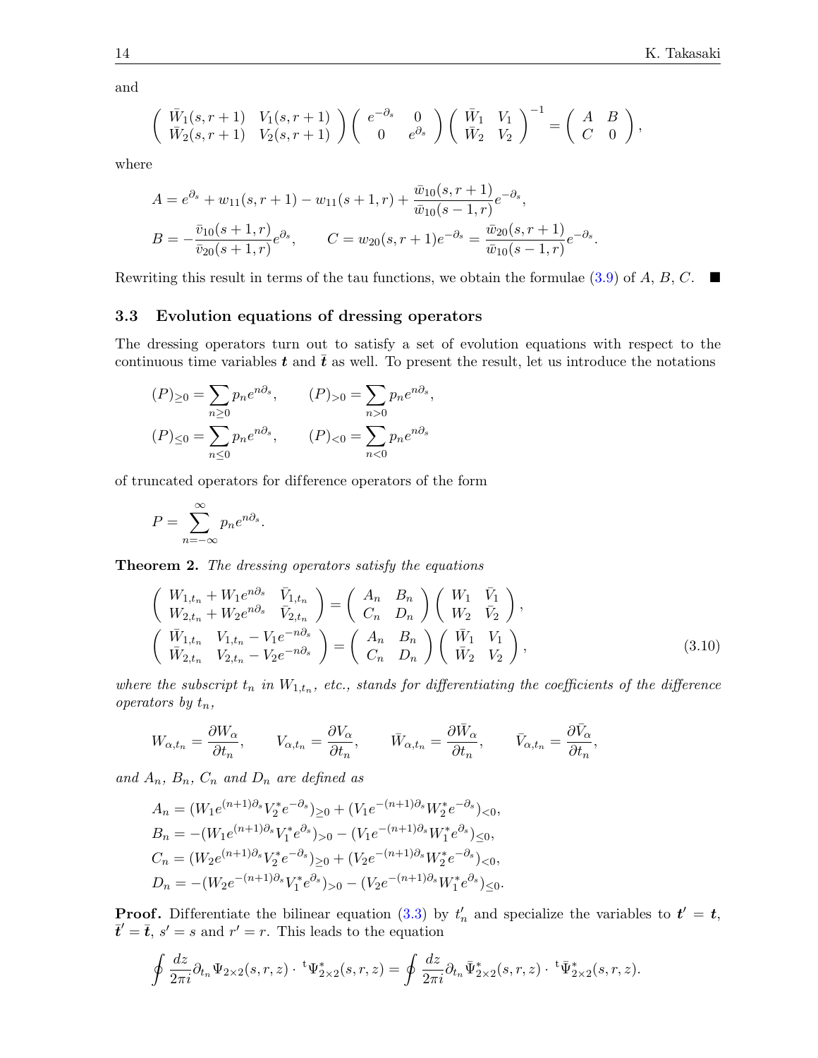and

$$
\begin{pmatrix} \bar{W}_1(s,r+1) & V_1(s,r+1) \\ \bar{W}_2(s,r+1) & V_2(s,r+1) \end{pmatrix} \begin{pmatrix} e^{-\partial_s} & 0 \\ 0 & e^{\partial_s} \end{pmatrix} \begin{pmatrix} \bar{W}_1 & V_1 \\ \bar{W}_2 & V_2 \end{pmatrix}^{-1} = \begin{pmatrix} A & B \\ C & 0 \end{pmatrix},
$$

where

$$
A = e^{\partial_s} + w_{11}(s,r+1) - w_{11}(s+1,r) + \frac{\bar{w}_{10}(s,r+1)}{\bar{w}_{10}(s-1,r)} e^{-\partial_s},
$$

$$
B = -\frac{\bar{v}_{10}(s+1,r)}{\bar{v}_{20}(s+1,r)} e^{\partial_s}, \qquad C = w_{20}(s,r+1)e^{-\partial_s} = \frac{\bar{w}_{20}(s,r+1)}{\bar{w}_{10}(s-1,r)} e^{-\partial_s}.
$$

Rewriting this result in terms of the tau functions, we obtain the formulae (3.9) of $A$, $B$, $C$. ■

### 3.3 Evolution equations of dressing operators

The dressing operators turn out to satisfy a set of evolution equations with respect to the continuous time variables $\boldsymbol{t}$ and $\bar{\boldsymbol{t}}$ as well. To present the result, let us introduce the notations

$$
(P)_{\geq 0} = \sum_{n\geq 0} p_n e^{n\partial_s}, \qquad (P)_{>0} = \sum_{n>0} p_n e^{n\partial_s},
$$

$$
(P)_{\leq 0} = \sum_{n\leq 0} p_n e^{n\partial_s}, \qquad (P)_{<0} = \sum_{n<0} p_n e^{n\partial_s}
$$

of truncated operators for difference operators of the form

$$
P = \sum_{n=-\infty}^{\infty} p_n e^{n\partial_s}.
$$

**Theorem 2.** *The dressing operators satisfy the equations*

$$
\begin{pmatrix} W_{1,t_n} + W_1 e^{n\partial_s} & \bar{V}_{1,t_n} \\ W_{2,t_n} + W_2 e^{n\partial_s} & \bar{V}_{2,t_n} \end{pmatrix} = \begin{pmatrix} A_n & B_n \\ C_n & D_n \end{pmatrix} \begin{pmatrix} W_1 & \bar{V}_1 \\ W_2 & \bar{V}_2 \end{pmatrix},
$$

$$
\begin{pmatrix} \bar{W}_{1,t_n} & V_{1,t_n} - V_1 e^{-n\partial_s} \\ \bar{W}_{2,t_n} & V_{2,t_n} - V_2 e^{-n\partial_s} \end{pmatrix} = \begin{pmatrix} A_n & B_n \\ C_n & D_n \end{pmatrix} \begin{pmatrix} \bar{W}_1 & V_1 \\ \bar{W}_2 & V_2 \end{pmatrix}, \tag{3.10}
$$

*where the subscript $t_n$ in $W_{1,t_n}$, etc., stands for differentiating the coefficients of the difference operators by $t_n$,*

$$
W_{\alpha,t_n} = \frac{\partial W_\alpha}{\partial t_n}, \qquad V_{\alpha,t_n} = \frac{\partial V_\alpha}{\partial t_n}, \qquad \bar{W}_{\alpha,t_n} = \frac{\partial \bar{W}_\alpha}{\partial t_n}, \qquad \bar{V}_{\alpha,t_n} = \frac{\partial \bar{V}_\alpha}{\partial t_n},
$$

*and $A_n$, $B_n$, $C_n$ and $D_n$ are defined as*

$$
A_n = (W_1 e^{(n+1)\partial_s} V_2^* e^{-\partial_s})_{\geq 0} + (V_1 e^{-(n+1)\partial_s} W_2^* e^{-\partial_s})_{<0},
$$

$$
B_n = -(W_1 e^{(n+1)\partial_s} V_1^* e^{\partial_s})_{>0} - (V_1 e^{-(n+1)\partial_s} W_1^* e^{\partial_s})_{\leq 0},
$$

$$
C_n = (W_2 e^{(n+1)\partial_s} V_2^* e^{-\partial_s})_{\geq 0} + (V_2 e^{-(n+1)\partial_s} W_2^* e^{-\partial_s})_{<0},
$$

$$
D_n = -(W_2 e^{-(n+1)\partial_s} V_1^* e^{\partial_s})_{>0} - (V_2 e^{-(n+1)\partial_s} W_1^* e^{\partial_s})_{\leq 0}.
$$

**Proof.** Differentiate the bilinear equation (3.3) by $t'_n$ and specialize the variables to $\boldsymbol{t}' = \boldsymbol{t}$, $\bar{\boldsymbol{t}}' = \bar{\boldsymbol{t}}$, $s' = s$ and $r' = r$. This leads to the equation

$$
\oint \frac{dz}{2\pi i} \partial_{t_n} \Psi_{2\times 2}(s,r,z) \cdot {}^{\mathrm{t}}\Psi^*_{2\times 2}(s,r,z) = \oint \frac{dz}{2\pi i} \partial_{t_n} \bar{\Psi}^*_{2\times 2}(s,r,z) \cdot {}^{\mathrm{t}}\bar{\Psi}^*_{2\times 2}(s,r,z).
$$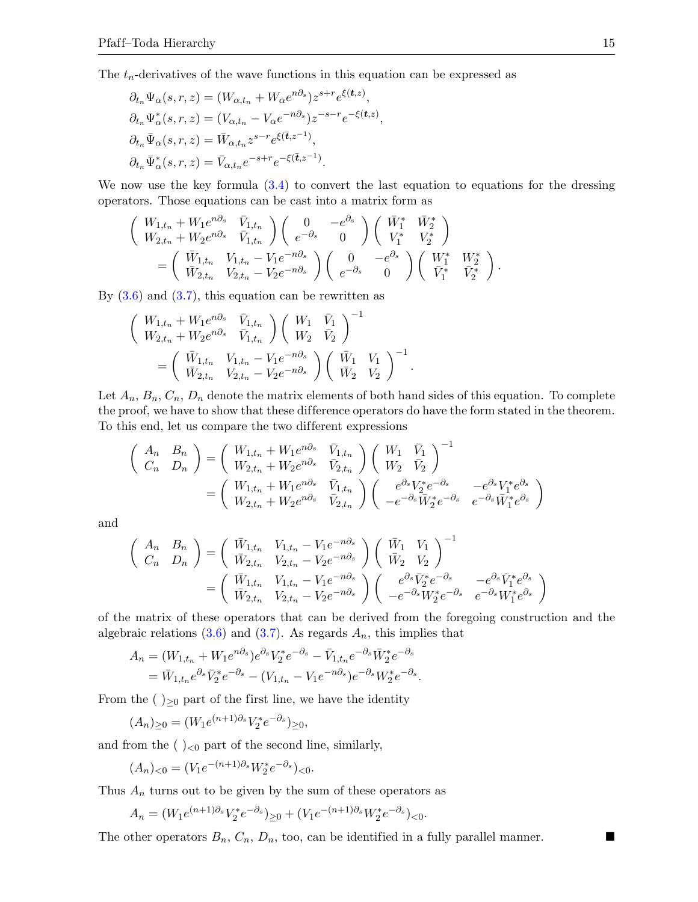The $t_n$-derivatives of the wave functions in this equation can be expressed as

$$
\begin{aligned}
&\partial_{t_n}\Psi_\alpha(s,r,z) = (W_{\alpha,t_n} + W_\alpha e^{n\partial_s})z^{s+r}e^{\xi(\boldsymbol{t},z)},\\
&\partial_{t_n}\Psi^*_\alpha(s,r,z) = (V_{\alpha,t_n} - V_\alpha e^{-n\partial_s})z^{-s-r}e^{-\xi(\boldsymbol{t},z)},\\
&\partial_{t_n}\bar{\Psi}_\alpha(s,r,z) = \bar{W}_{\alpha,t_n}z^{s-r}e^{\xi(\bar{\boldsymbol{t}},z^{-1})},\\
&\partial_{t_n}\bar{\Psi}^*_\alpha(s,r,z) = \bar{V}_{\alpha,t_n}e^{-s+r}e^{-\xi(\bar{\boldsymbol{t}},z^{-1})}.
\end{aligned}
$$

We now use the key formula (3.4) to convert the last equation to equations for the dressing operators. Those equations can be cast into a matrix form as

$$
\begin{aligned}
&\begin{pmatrix} W_{1,t_n} + W_1 e^{n\partial_s} & \bar{V}_{1,t_n} \\ W_{2,t_n} + W_2 e^{n\partial_s} & \bar{V}_{1,t_n} \end{pmatrix}\begin{pmatrix} 0 & -e^{\partial_s} \\ e^{-\partial_s} & 0 \end{pmatrix}\begin{pmatrix} \bar{W}^*_1 & \bar{W}^*_2 \\ V^*_1 & V^*_2 \end{pmatrix}\\
&\quad = \begin{pmatrix} \bar{W}_{1,t_n} & V_{1,t_n} - V_1 e^{-n\partial_s} \\ \bar{W}_{2,t_n} & V_{2,t_n} - V_2 e^{-n\partial_s} \end{pmatrix}\begin{pmatrix} 0 & -e^{\partial_s} \\ e^{-\partial_s} & 0 \end{pmatrix}\begin{pmatrix} W^*_1 & W^*_2 \\ \bar{V}^*_1 & \bar{V}^*_2 \end{pmatrix}.
\end{aligned}
$$

By (3.6) and (3.7), this equation can be rewritten as

$$
\begin{aligned}
&\begin{pmatrix} W_{1,t_n} + W_1 e^{n\partial_s} & \bar{V}_{1,t_n} \\ W_{2,t_n} + W_2 e^{n\partial_s} & \bar{V}_{1,t_n} \end{pmatrix}\begin{pmatrix} W_1 & \bar{V}_1 \\ W_2 & \bar{V}_2 \end{pmatrix}^{-1}\\
&\quad = \begin{pmatrix} \bar{W}_{1,t_n} & V_{1,t_n} - V_1 e^{-n\partial_s} \\ \bar{W}_{2,t_n} & V_{2,t_n} - V_2 e^{-n\partial_s} \end{pmatrix}\begin{pmatrix} \bar{W}_1 & V_1 \\ \bar{W}_2 & V_2 \end{pmatrix}^{-1}.
\end{aligned}
$$

Let $A_n$, $B_n$, $C_n$, $D_n$ denote the matrix elements of both hand sides of this equation. To complete the proof, we have to show that these difference operators do have the form stated in the theorem. To this end, let us compare the two different expressions

$$
\begin{aligned}
\begin{pmatrix} A_n & B_n \\ C_n & D_n \end{pmatrix} &= \begin{pmatrix} W_{1,t_n} + W_1 e^{n\partial_s} & \bar{V}_{1,t_n} \\ W_{2,t_n} + W_2 e^{n\partial_s} & \bar{V}_{2,t_n} \end{pmatrix}\begin{pmatrix} W_1 & \bar{V}_1 \\ W_2 & \bar{V}_2 \end{pmatrix}^{-1}\\
&= \begin{pmatrix} W_{1,t_n} + W_1 e^{n\partial_s} & \bar{V}_{1,t_n} \\ W_{2,t_n} + W_2 e^{n\partial_s} & \bar{V}_{2,t_n} \end{pmatrix}\begin{pmatrix} e^{\partial_s}V^*_2 e^{-\partial_s} & -e^{\partial_s}V^*_1 e^{\partial_s} \\ -e^{-\partial_s}\bar{W}^*_2 e^{-\partial_s} & e^{-\partial_s}\bar{W}^*_1 e^{\partial_s} \end{pmatrix}
\end{aligned}
$$

and

$$
\begin{aligned}
\begin{pmatrix} A_n & B_n \\ C_n & D_n \end{pmatrix} &= \begin{pmatrix} \bar{W}_{1,t_n} & V_{1,t_n} - V_1 e^{-n\partial_s} \\ \bar{W}_{2,t_n} & V_{2,t_n} - V_2 e^{-n\partial_s} \end{pmatrix}\begin{pmatrix} \bar{W}_1 & V_1 \\ \bar{W}_2 & V_2 \end{pmatrix}^{-1}\\
&= \begin{pmatrix} \bar{W}_{1,t_n} & V_{1,t_n} - V_1 e^{-n\partial_s} \\ \bar{W}_{2,t_n} & V_{2,t_n} - V_2 e^{-n\partial_s} \end{pmatrix}\begin{pmatrix} e^{\partial_s}\bar{V}^*_2 e^{-\partial_s} & -e^{\partial_s}\bar{V}^*_1 e^{\partial_s} \\ -e^{-\partial_s}W^*_2 e^{-\partial_s} & e^{-\partial_s}W^*_1 e^{\partial_s} \end{pmatrix}
\end{aligned}
$$

of the matrix of these operators that can be derived from the foregoing construction and the algebraic relations (3.6) and (3.7). As regards $A_n$, this implies that

$$
\begin{aligned}
A_n &= (W_{1,t_n} + W_1 e^{n\partial_s})e^{\partial_s}V^*_2 e^{-\partial_s} - \bar{V}_{1,t_n}e^{-\partial_s}\bar{W}^*_2 e^{-\partial_s}\\
&= \bar{W}_{1,t_n}e^{\partial_s}\bar{V}^*_2 e^{-\partial_s} - (V_{1,t_n} - V_1 e^{-n\partial_s})e^{-\partial_s}W^*_2 e^{-\partial_s}.
\end{aligned}
$$

From the $(\ )_{\ge 0}$ part of the first line, we have the identity

$$
(A_n)_{\ge 0} = (W_1 e^{(n+1)\partial_s}V^*_2 e^{-\partial_s})_{\ge 0},
$$

and from the $(\ )_{<0}$ part of the second line, similarly,

$$
(A_n)_{<0} = (V_1 e^{-(n+1)\partial_s}W^*_2 e^{-\partial_s})_{<0}.
$$

Thus $A_n$ turns out to be given by the sum of these operators as

$$
A_n = (W_1 e^{(n+1)\partial_s}V^*_2 e^{-\partial_s})_{\ge 0} + (V_1 e^{-(n+1)\partial_s}W^*_2 e^{-\partial_s})_{<0}.
$$

The other operators $B_n$, $C_n$, $D_n$, too, can be identified in a fully parallel manner. ■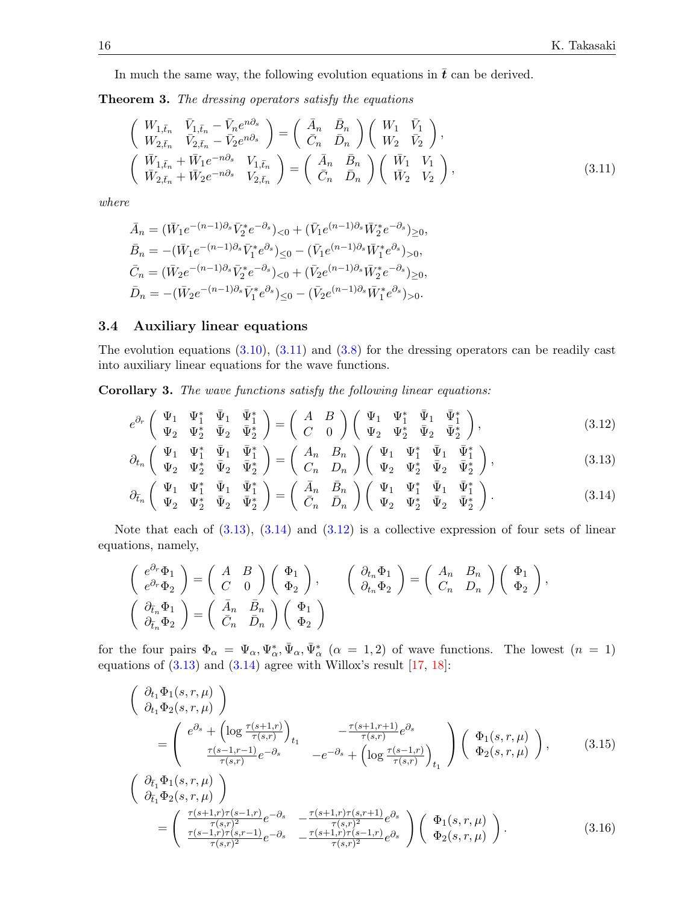In much the same way, the following evolution equations in $\bar{\boldsymbol{t}}$ can be derived.

**Theorem 3.** *The dressing operators satisfy the equations*

$$
\begin{pmatrix} W_{1,\bar{t}_n} & \bar{V}_{1,\bar{t}_n} - \bar{V}_n e^{n\partial_s} \\ W_{2,\bar{t}_n} & \bar{V}_{2,\bar{t}_n} - \bar{V}_2 e^{n\partial_s} \end{pmatrix} = \begin{pmatrix} \bar{A}_n & \bar{B}_n \\ \bar{C}_n & \bar{D}_n \end{pmatrix} \begin{pmatrix} W_1 & \bar{V}_1 \\ W_2 & \bar{V}_2 \end{pmatrix},
$$

$$
\begin{pmatrix} \bar{W}_{1,\bar{t}_n} + \bar{W}_1 e^{-n\partial_s} & V_{1,\bar{t}_n} \\ \bar{W}_{2,\bar{t}_n} + \bar{W}_2 e^{-n\partial_s} & V_{2,\bar{t}_n} \end{pmatrix} = \begin{pmatrix} \bar{A}_n & \bar{B}_n \\ \bar{C}_n & \bar{D}_n \end{pmatrix} \begin{pmatrix} \bar{W}_1 & V_1 \\ \bar{W}_2 & V_2 \end{pmatrix}, \tag{3.11}
$$

*where*

$$
\begin{aligned}
\bar{A}_n &= (\bar{W}_1 e^{-(n-1)\partial_s} \bar{V}_2^* e^{-\partial_s})_{<0} + (\bar{V}_1 e^{(n-1)\partial_s} \bar{W}_2^* e^{-\partial_s})_{\geq 0}, \\
\bar{B}_n &= -(\bar{W}_1 e^{-(n-1)\partial_s} \bar{V}_1^* e^{\partial_s})_{\leq 0} - (\bar{V}_1 e^{(n-1)\partial_s} \bar{W}_1^* e^{\partial_s})_{>0}, \\
\bar{C}_n &= (\bar{W}_2 e^{-(n-1)\partial_s} \bar{V}_2^* e^{-\partial_s})_{<0} + (\bar{V}_2 e^{(n-1)\partial_s} \bar{W}_2^* e^{-\partial_s})_{\geq 0}, \\
\bar{D}_n &= -(\bar{W}_2 e^{-(n-1)\partial_s} \bar{V}_1^* e^{\partial_s})_{\leq 0} - (\bar{V}_2 e^{(n-1)\partial_s} \bar{W}_1^* e^{\partial_s})_{>0}.
\end{aligned}
$$

## 3.4 Auxiliary linear equations

The evolution equations (3.10), (3.11) and (3.8) for the dressing operators can be readily cast into auxiliary linear equations for the wave functions.

**Corollary 3.** *The wave functions satisfy the following linear equations:*

$$
e^{\partial_r} \begin{pmatrix} \Psi_1 & \Psi_1^* & \bar{\Psi}_1 & \bar{\Psi}_1^* \\ \Psi_2 & \Psi_2^* & \bar{\Psi}_2 & \bar{\Psi}_2^* \end{pmatrix} = \begin{pmatrix} A & B \\ C & 0 \end{pmatrix} \begin{pmatrix} \Psi_1 & \Psi_1^* & \bar{\Psi}_1 & \bar{\Psi}_1^* \\ \Psi_2 & \Psi_2^* & \bar{\Psi}_2 & \bar{\Psi}_2^* \end{pmatrix}, \tag{3.12}
$$

$$
\partial_{t_n} \begin{pmatrix} \Psi_1 & \Psi_1^* & \bar{\Psi}_1 & \bar{\Psi}_1^* \\ \Psi_2 & \Psi_2^* & \bar{\Psi}_2 & \bar{\Psi}_2^* \end{pmatrix} = \begin{pmatrix} A_n & B_n \\ C_n & D_n \end{pmatrix} \begin{pmatrix} \Psi_1 & \Psi_1^* & \bar{\Psi}_1 & \bar{\Psi}_1^* \\ \Psi_2 & \Psi_2^* & \bar{\Psi}_2 & \bar{\Psi}_2^* \end{pmatrix}, \tag{3.13}
$$

$$
\partial_{\bar{t}_n} \begin{pmatrix} \Psi_1 & \Psi_1^* & \bar{\Psi}_1 & \bar{\Psi}_1^* \\ \Psi_2 & \Psi_2^* & \bar{\Psi}_2 & \bar{\Psi}_2^* \end{pmatrix} = \begin{pmatrix} \bar{A}_n & \bar{B}_n \\ \bar{C}_n & \bar{D}_n \end{pmatrix} \begin{pmatrix} \Psi_1 & \Psi_1^* & \bar{\Psi}_1 & \bar{\Psi}_1^* \\ \Psi_2 & \Psi_2^* & \bar{\Psi}_2 & \bar{\Psi}_2^* \end{pmatrix}. \tag{3.14}
$$

Note that each of (3.13), (3.14) and (3.12) is a collective expression of four sets of linear equations, namely,

$$
\begin{pmatrix} e^{\partial_r}\Phi_1 \\ e^{\partial_r}\Phi_2 \end{pmatrix} = \begin{pmatrix} A & B \\ C & 0 \end{pmatrix} \begin{pmatrix} \Phi_1 \\ \Phi_2 \end{pmatrix}, \qquad \begin{pmatrix} \partial_{t_n}\Phi_1 \\ \partial_{t_n}\Phi_2 \end{pmatrix} = \begin{pmatrix} A_n & B_n \\ C_n & D_n \end{pmatrix} \begin{pmatrix} \Phi_1 \\ \Phi_2 \end{pmatrix},
$$

$$
\begin{pmatrix} \partial_{\bar{t}_n}\Phi_1 \\ \partial_{\bar{t}_n}\Phi_2 \end{pmatrix} = \begin{pmatrix} \bar{A}_n & \bar{B}_n \\ \bar{C}_n & \bar{D}_n \end{pmatrix} \begin{pmatrix} \Phi_1 \\ \Phi_2 \end{pmatrix}
$$

for the four pairs $\Phi_\alpha = \Psi_\alpha, \Psi_\alpha^*, \bar{\Psi}_\alpha, \bar{\Psi}_\alpha^*$ ($\alpha = 1, 2$) of wave functions. The lowest ($n = 1$) equations of (3.13) and (3.14) agree with Willox's result [17, 18]:

$$
\begin{aligned}
&\begin{pmatrix} \partial_{t_1}\Phi_1(s,r,\mu) \\ \partial_{t_1}\Phi_2(s,r,\mu) \end{pmatrix} \\
&\quad = \begin{pmatrix} e^{\partial_s} + \left(\log \frac{\tau(s+1,r)}{\tau(s,r)}\right)_{t_1} & -\frac{\tau(s+1,r+1)}{\tau(s,r)} e^{\partial_s} \\ \frac{\tau(s-1,r-1)}{\tau(s,r)} e^{-\partial_s} & -e^{-\partial_s} + \left(\log \frac{\tau(s-1,r)}{\tau(s,r)}\right)_{t_1} \end{pmatrix} \begin{pmatrix} \Phi_1(s,r,\mu) \\ \Phi_2(s,r,\mu) \end{pmatrix},
\end{aligned} \tag{3.15}
$$

$$
\begin{aligned}
&\begin{pmatrix} \partial_{\bar{t}_1}\Phi_1(s,r,\mu) \\ \partial_{\bar{t}_1}\Phi_2(s,r,\mu) \end{pmatrix} \\
&\quad = \begin{pmatrix} \frac{\tau(s+1,r)\tau(s-1,r)}{\tau(s,r)^2} e^{-\partial_s} & -\frac{\tau(s+1,r)\tau(s,r+1)}{\tau(s,r)^2} e^{\partial_s} \\ \frac{\tau(s-1,r)\tau(s,r-1)}{\tau(s,r)^2} e^{-\partial_s} & -\frac{\tau(s+1,r)\tau(s-1,r)}{\tau(s,r)^2} e^{\partial_s} \end{pmatrix} \begin{pmatrix} \Phi_1(s,r,\mu) \\ \Phi_2(s,r,\mu) \end{pmatrix}.
\end{aligned} \tag{3.16}
$$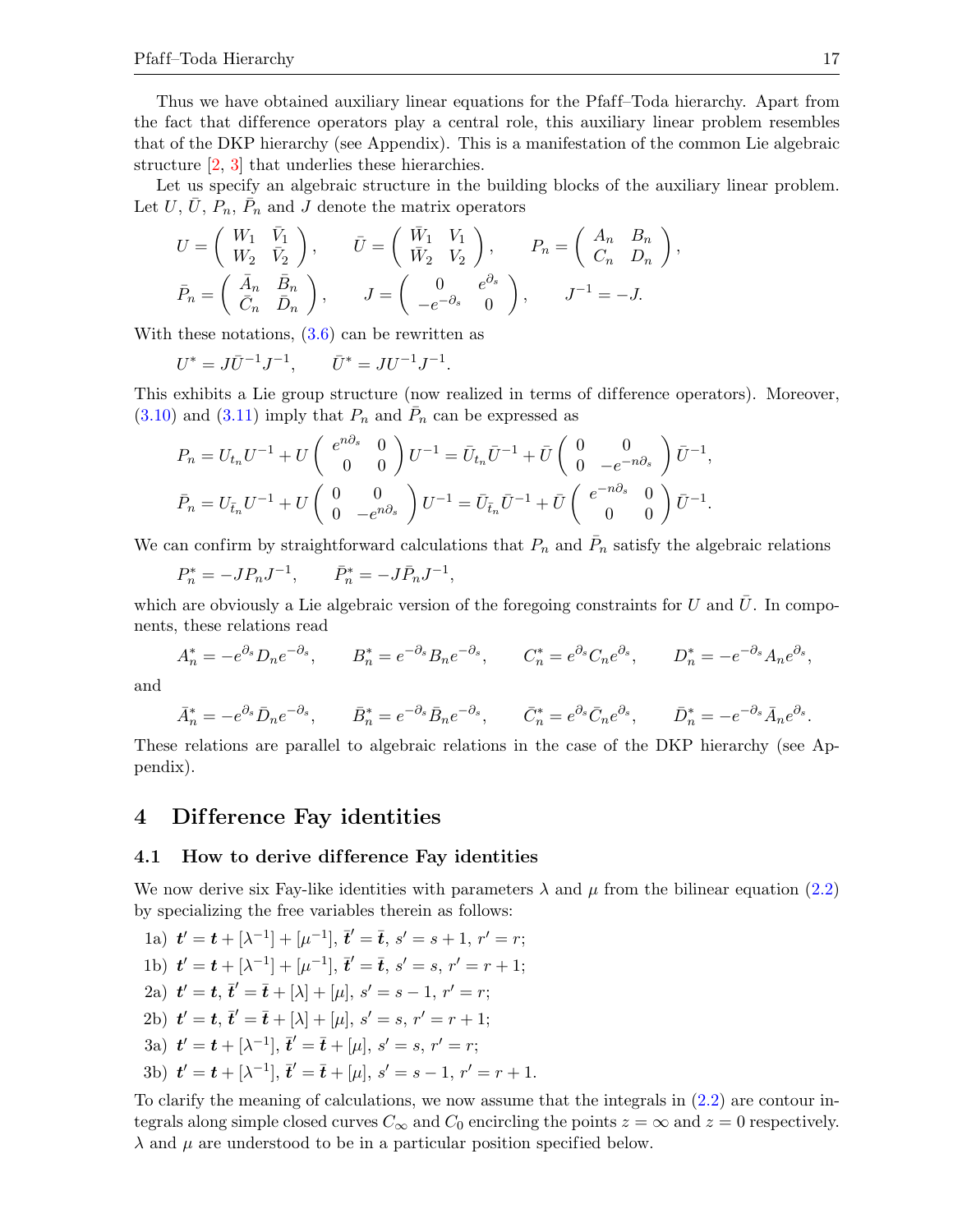Thus we have obtained auxiliary linear equations for the Pfaff–Toda hierarchy. Apart from the fact that difference operators play a central role, this auxiliary linear problem resembles that of the DKP hierarchy (see Appendix). This is a manifestation of the common Lie algebraic structure [2, 3] that underlies these hierarchies.

Let us specify an algebraic structure in the building blocks of the auxiliary linear problem. Let $U$, $\bar{U}$, $P_n$, $\bar{P}_n$ and $J$ denote the matrix operators

$$U = \begin{pmatrix} W_1 & \bar{V}_1 \\ W_2 & \bar{V}_2 \end{pmatrix}, \qquad \bar{U} = \begin{pmatrix} \bar{W}_1 & V_1 \\ \bar{W}_2 & V_2 \end{pmatrix}, \qquad P_n = \begin{pmatrix} A_n & B_n \\ C_n & D_n \end{pmatrix},$$

$$\bar{P}_n = \begin{pmatrix} \bar{A}_n & \bar{B}_n \\ \bar{C}_n & \bar{D}_n \end{pmatrix}, \qquad J = \begin{pmatrix} 0 & e^{\partial_s} \\ -e^{-\partial_s} & 0 \end{pmatrix}, \qquad J^{-1} = -J.$$

With these notations, (3.6) can be rewritten as

$$U^* = J\bar{U}^{-1}J^{-1}, \qquad \bar{U}^* = JU^{-1}J^{-1}.$$

This exhibits a Lie group structure (now realized in terms of difference operators). Moreover, (3.10) and (3.11) imply that $P_n$ and $\bar{P}_n$ can be expressed as

$$P_n = U_{t_n}U^{-1} + U\begin{pmatrix} e^{n\partial_s} & 0 \\ 0 & 0 \end{pmatrix}U^{-1} = \bar{U}_{t_n}\bar{U}^{-1} + \bar{U}\begin{pmatrix} 0 & 0 \\ 0 & -e^{-n\partial_s} \end{pmatrix}\bar{U}^{-1},$$

$$\bar{P}_n = U_{\bar{t}_n}U^{-1} + U\begin{pmatrix} 0 & 0 \\ 0 & -e^{n\partial_s} \end{pmatrix}U^{-1} = \bar{U}_{\bar{t}_n}\bar{U}^{-1} + \bar{U}\begin{pmatrix} e^{-n\partial_s} & 0 \\ 0 & 0 \end{pmatrix}\bar{U}^{-1}.$$

We can confirm by straightforward calculations that $P_n$ and $\bar{P}_n$ satisfy the algebraic relations

$$P_n^* = -JP_nJ^{-1}, \qquad \bar{P}_n^* = -J\bar{P}_nJ^{-1},$$

which are obviously a Lie algebraic version of the foregoing constraints for $U$ and $\bar{U}$. In components, these relations read

$$A_n^* = -e^{\partial_s}D_ne^{-\partial_s}, \qquad B_n^* = e^{-\partial_s}B_ne^{-\partial_s}, \qquad C_n^* = e^{\partial_s}C_ne^{\partial_s}, \qquad D_n^* = -e^{-\partial_s}A_ne^{\partial_s},$$

and

$$\bar{A}_n^* = -e^{\partial_s}\bar{D}_ne^{-\partial_s}, \qquad \bar{B}_n^* = e^{-\partial_s}\bar{B}_ne^{-\partial_s}, \qquad \bar{C}_n^* = e^{\partial_s}\bar{C}_ne^{\partial_s}, \qquad \bar{D}_n^* = -e^{-\partial_s}\bar{A}_ne^{\partial_s}.$$

These relations are parallel to algebraic relations in the case of the DKP hierarchy (see Appendix).

# 4 Difference Fay identities

## 4.1 How to derive difference Fay identities

We now derive six Fay-like identities with parameters $\lambda$ and $\mu$ from the bilinear equation (2.2) by specializing the free variables therein as follows:

1a) $\boldsymbol{t}' = \boldsymbol{t} + [\lambda^{-1}] + [\mu^{-1}]$, $\bar{\boldsymbol{t}}' = \bar{\boldsymbol{t}}$, $s' = s + 1$, $r' = r$;

1b) $\boldsymbol{t}' = \boldsymbol{t} + [\lambda^{-1}] + [\mu^{-1}]$, $\bar{\boldsymbol{t}}' = \bar{\boldsymbol{t}}$, $s' = s$, $r' = r + 1$;

2a) $\boldsymbol{t}' = \boldsymbol{t}$, $\bar{\boldsymbol{t}}' = \bar{\boldsymbol{t}} + [\lambda] + [\mu]$, $s' = s - 1$, $r' = r$;

2b) $\boldsymbol{t}' = \boldsymbol{t}$, $\bar{\boldsymbol{t}}' = \bar{\boldsymbol{t}} + [\lambda] + [\mu]$, $s' = s$, $r' = r + 1$;

3a) $\boldsymbol{t}' = \boldsymbol{t} + [\lambda^{-1}]$, $\bar{\boldsymbol{t}}' = \bar{\boldsymbol{t}} + [\mu]$, $s' = s$, $r' = r$;

3b) $\boldsymbol{t}' = \boldsymbol{t} + [\lambda^{-1}]$, $\bar{\boldsymbol{t}}' = \bar{\boldsymbol{t}} + [\mu]$, $s' = s - 1$, $r' = r + 1$.

To clarify the meaning of calculations, we now assume that the integrals in (2.2) are contour integrals along simple closed curves $C_\infty$ and $C_0$ encircling the points $z = \infty$ and $z = 0$ respectively. $\lambda$ and $\mu$ are understood to be in a particular position specified below.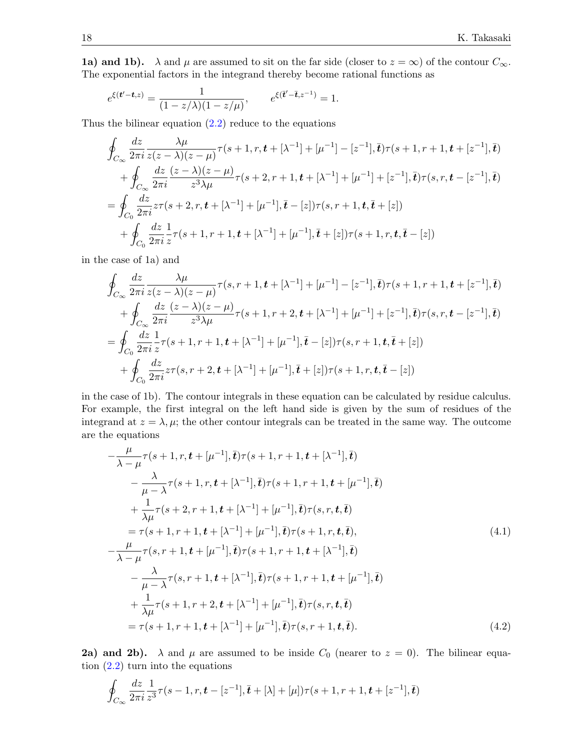**1a) and 1b).** $\lambda$ and $\mu$ are assumed to sit on the far side (closer to $z=\infty$) of the contour $C_\infty$. The exponential factors in the integrand thereby become rational functions as

$$e^{\xi(\boldsymbol{t}'-\boldsymbol{t},z)} = \frac{1}{(1-z/\lambda)(1-z/\mu)}, \qquad e^{\xi(\bar{\boldsymbol{t}}'-\bar{\boldsymbol{t}},z^{-1})} = 1.$$

Thus the bilinear equation (2.2) reduce to the equations

$$\begin{aligned}
&\oint_{C_\infty} \frac{dz}{2\pi i} \frac{\lambda\mu}{z(z-\lambda)(z-\mu)} \tau(s+1,r,\boldsymbol{t}+[\lambda^{-1}]+[\mu^{-1}]-[z^{-1}],\bar{\boldsymbol{t}})\tau(s+1,r+1,\boldsymbol{t}+[z^{-1}],\bar{\boldsymbol{t}}) \\
&\quad + \oint_{C_\infty} \frac{dz}{2\pi i} \frac{(z-\lambda)(z-\mu)}{z^3\lambda\mu} \tau(s+2,r+1,\boldsymbol{t}+[\lambda^{-1}]+[\mu^{-1}]+[z^{-1}],\bar{\boldsymbol{t}})\tau(s,r,\boldsymbol{t}-[z^{-1}],\bar{\boldsymbol{t}}) \\
&= \oint_{C_0} \frac{dz}{2\pi i} z\tau(s+2,r,\boldsymbol{t}+[\lambda^{-1}]+[\mu^{-1}],\bar{\boldsymbol{t}}-[z])\tau(s,r+1,\boldsymbol{t},\bar{\boldsymbol{t}}+[z]) \\
&\quad + \oint_{C_0} \frac{dz}{2\pi i} \frac{1}{z} \tau(s+1,r+1,\boldsymbol{t}+[\lambda^{-1}]+[\mu^{-1}],\bar{\boldsymbol{t}}+[z])\tau(s+1,r,\boldsymbol{t},\bar{\boldsymbol{t}}-[z])
\end{aligned}$$

in the case of 1a) and

$$\begin{aligned}
&\oint_{C_\infty} \frac{dz}{2\pi i} \frac{\lambda\mu}{z(z-\lambda)(z-\mu)} \tau(s,r+1,\boldsymbol{t}+[\lambda^{-1}]+[\mu^{-1}]-[z^{-1}],\bar{\boldsymbol{t}})\tau(s+1,r+1,\boldsymbol{t}+[z^{-1}],\bar{\boldsymbol{t}}) \\
&\quad + \oint_{C_\infty} \frac{dz}{2\pi i} \frac{(z-\lambda)(z-\mu)}{z^3\lambda\mu} \tau(s+1,r+2,\boldsymbol{t}+[\lambda^{-1}]+[\mu^{-1}]+[z^{-1}],\bar{\boldsymbol{t}})\tau(s,r,\boldsymbol{t}-[z^{-1}],\bar{\boldsymbol{t}}) \\
&= \oint_{C_0} \frac{dz}{2\pi i} \frac{1}{z} \tau(s+1,r+1,\boldsymbol{t}+[\lambda^{-1}]+[\mu^{-1}],\bar{\boldsymbol{t}}-[z])\tau(s,r+1,\boldsymbol{t},\bar{\boldsymbol{t}}+[z]) \\
&\quad + \oint_{C_0} \frac{dz}{2\pi i} z\tau(s,r+2,\boldsymbol{t}+[\lambda^{-1}]+[\mu^{-1}],\bar{\boldsymbol{t}}+[z])\tau(s+1,r,\boldsymbol{t},\bar{\boldsymbol{t}}-[z])
\end{aligned}$$

in the case of 1b). The contour integrals in these equation can be calculated by residue calculus. For example, the first integral on the left hand side is given by the sum of residues of the integrand at $z=\lambda,\mu$; the other contour integrals can be treated in the same way. The outcome are the equations

$$\begin{aligned}
&-\frac{\mu}{\lambda-\mu}\tau(s+1,r,\boldsymbol{t}+[\mu^{-1}],\bar{\boldsymbol{t}})\tau(s+1,r+1,\boldsymbol{t}+[\lambda^{-1}],\bar{\boldsymbol{t}}) \\
&\quad -\frac{\lambda}{\mu-\lambda}\tau(s+1,r,\boldsymbol{t}+[\lambda^{-1}],\bar{\boldsymbol{t}})\tau(s+1,r+1,\boldsymbol{t}+[\mu^{-1}],\bar{\boldsymbol{t}}) \\
&\quad +\frac{1}{\lambda\mu}\tau(s+2,r+1,\boldsymbol{t}+[\lambda^{-1}]+[\mu^{-1}],\bar{\boldsymbol{t}})\tau(s,r,\boldsymbol{t},\bar{\boldsymbol{t}}) \\
&\quad = \tau(s+1,r+1,\boldsymbol{t}+[\lambda^{-1}]+[\mu^{-1}],\bar{\boldsymbol{t}})\tau(s+1,r,\boldsymbol{t},\bar{\boldsymbol{t}}), \qquad (4.1) \\
&-\frac{\mu}{\lambda-\mu}\tau(s,r+1,\boldsymbol{t}+[\mu^{-1}],\bar{\boldsymbol{t}})\tau(s+1,r+1,\boldsymbol{t}+[\lambda^{-1}],\bar{\boldsymbol{t}}) \\
&\quad -\frac{\lambda}{\mu-\lambda}\tau(s,r+1,\boldsymbol{t}+[\lambda^{-1}],\bar{\boldsymbol{t}})\tau(s+1,r+1,\boldsymbol{t}+[\mu^{-1}],\bar{\boldsymbol{t}}) \\
&\quad +\frac{1}{\lambda\mu}\tau(s+1,r+2,\boldsymbol{t}+[\lambda^{-1}]+[\mu^{-1}],\bar{\boldsymbol{t}})\tau(s,r,\boldsymbol{t},\bar{\boldsymbol{t}}) \\
&\quad = \tau(s+1,r+1,\boldsymbol{t}+[\lambda^{-1}]+[\mu^{-1}],\bar{\boldsymbol{t}})\tau(s,r+1,\boldsymbol{t},\bar{\boldsymbol{t}}). \qquad (4.2)
\end{aligned}$$

**2a) and 2b).** $\lambda$ and $\mu$ are assumed to be inside $C_0$ (nearer to $z=0$). The bilinear equation (2.2) turn into the equations

$$\oint_{C_\infty} \frac{dz}{2\pi i} \frac{1}{z^3} \tau(s-1,r,\boldsymbol{t}-[z^{-1}],\bar{\boldsymbol{t}}+[\lambda]+[\mu])\tau(s+1,r+1,\boldsymbol{t}+[z^{-1}],\bar{\boldsymbol{t}})$$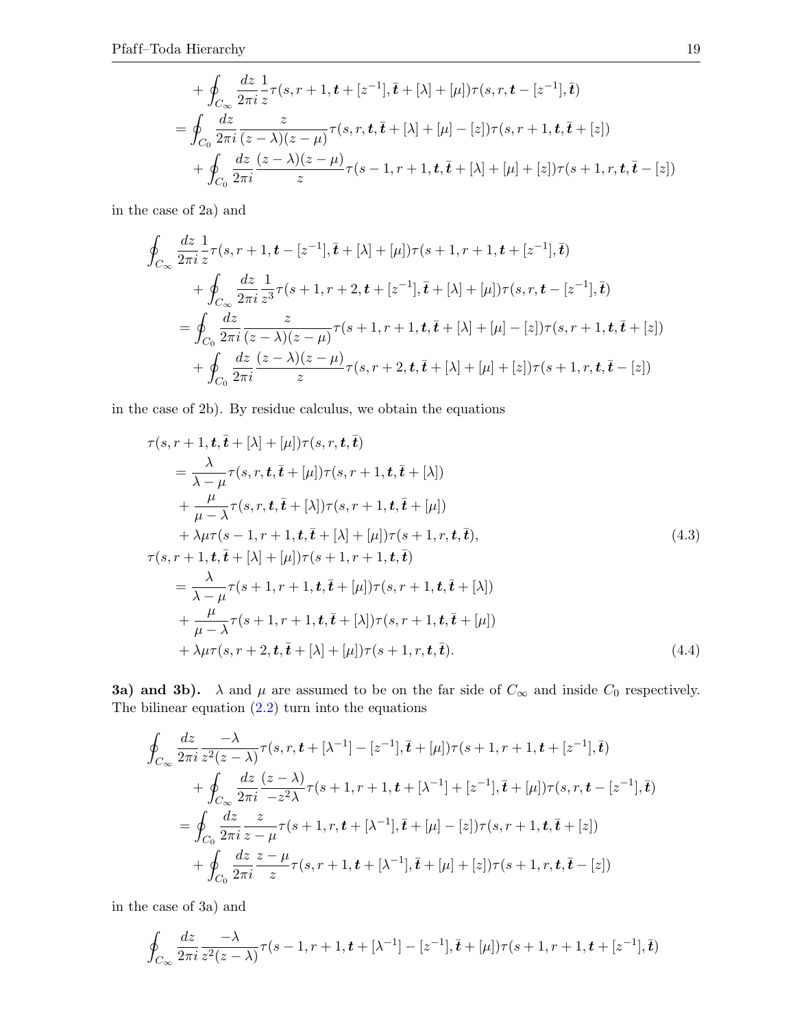$$
\begin{aligned}
&+ \oint_{C_\infty} \frac{dz}{2\pi i} \frac{1}{z} \tau(s, r+1, \boldsymbol{t} + [z^{-1}], \bar{\boldsymbol{t}} + [\lambda] + [\mu]) \tau(s, r, \boldsymbol{t} - [z^{-1}], \bar{\boldsymbol{t}}) \\
&= \oint_{C_0} \frac{dz}{2\pi i} \frac{z}{(z-\lambda)(z-\mu)} \tau(s, r, \boldsymbol{t}, \bar{\boldsymbol{t}} + [\lambda] + [\mu] - [z]) \tau(s, r+1, \boldsymbol{t}, \bar{\boldsymbol{t}} + [z]) \\
&\quad + \oint_{C_0} \frac{dz}{2\pi i} \frac{(z-\lambda)(z-\mu)}{z} \tau(s-1, r+1, \boldsymbol{t}, \bar{\boldsymbol{t}} + [\lambda] + [\mu] + [z]) \tau(s+1, r, \boldsymbol{t}, \bar{\boldsymbol{t}} - [z])
\end{aligned}
$$

in the case of 2a) and

$$
\begin{aligned}
&\oint_{C_\infty} \frac{dz}{2\pi i} \frac{1}{z} \tau(s, r+1, \boldsymbol{t} - [z^{-1}], \bar{\boldsymbol{t}} + [\lambda] + [\mu]) \tau(s+1, r+1, \boldsymbol{t} + [z^{-1}], \bar{\boldsymbol{t}}) \\
&\quad + \oint_{C_\infty} \frac{dz}{2\pi i} \frac{1}{z^3} \tau(s+1, r+2, \boldsymbol{t} + [z^{-1}], \bar{\boldsymbol{t}} + [\lambda] + [\mu]) \tau(s, r, \boldsymbol{t} - [z^{-1}], \bar{\boldsymbol{t}}) \\
&= \oint_{C_0} \frac{dz}{2\pi i} \frac{z}{(z-\lambda)(z-\mu)} \tau(s+1, r+1, \boldsymbol{t}, \bar{\boldsymbol{t}} + [\lambda] + [\mu] - [z]) \tau(s, r+1, \boldsymbol{t}, \bar{\boldsymbol{t}} + [z]) \\
&\quad + \oint_{C_0} \frac{dz}{2\pi i} \frac{(z-\lambda)(z-\mu)}{z} \tau(s, r+2, \boldsymbol{t}, \bar{\boldsymbol{t}} + [\lambda] + [\mu] + [z]) \tau(s+1, r, \boldsymbol{t}, \bar{\boldsymbol{t}} - [z])
\end{aligned}
$$

in the case of 2b). By residue calculus, we obtain the equations

$$
\begin{aligned}
&\tau(s, r+1, \boldsymbol{t}, \bar{\boldsymbol{t}} + [\lambda] + [\mu]) \tau(s, r, \boldsymbol{t}, \bar{\boldsymbol{t}}) \\
&\quad = \frac{\lambda}{\lambda - \mu} \tau(s, r, \boldsymbol{t}, \bar{\boldsymbol{t}} + [\mu]) \tau(s, r+1, \boldsymbol{t}, \bar{\boldsymbol{t}} + [\lambda]) \\
&\quad + \frac{\mu}{\mu - \lambda} \tau(s, r, \boldsymbol{t}, \bar{\boldsymbol{t}} + [\lambda]) \tau(s, r+1, \boldsymbol{t}, \bar{\boldsymbol{t}} + [\mu]) \\
&\quad + \lambda\mu \tau(s-1, r+1, \boldsymbol{t}, \bar{\boldsymbol{t}} + [\lambda] + [\mu]) \tau(s+1, r, \boldsymbol{t}, \bar{\boldsymbol{t}}), \qquad (4.3) \\
&\tau(s, r+1, \boldsymbol{t}, \bar{\boldsymbol{t}} + [\lambda] + [\mu]) \tau(s+1, r+1, \boldsymbol{t}, \bar{\boldsymbol{t}}) \\
&\quad = \frac{\lambda}{\lambda - \mu} \tau(s+1, r+1, \boldsymbol{t}, \bar{\boldsymbol{t}} + [\mu]) \tau(s, r+1, \boldsymbol{t}, \bar{\boldsymbol{t}} + [\lambda]) \\
&\quad + \frac{\mu}{\mu - \lambda} \tau(s+1, r+1, \boldsymbol{t}, \bar{\boldsymbol{t}} + [\lambda]) \tau(s, r+1, \boldsymbol{t}, \bar{\boldsymbol{t}} + [\mu]) \\
&\quad + \lambda\mu \tau(s, r+2, \boldsymbol{t}, \bar{\boldsymbol{t}} + [\lambda] + [\mu]) \tau(s+1, r, \boldsymbol{t}, \bar{\boldsymbol{t}}). \qquad (4.4)
\end{aligned}
$$

**3a) and 3b).** $\lambda$ and $\mu$ are assumed to be on the far side of $C_\infty$ and inside $C_0$ respectively. The bilinear equation (2.2) turn into the equations

$$
\begin{aligned}
&\oint_{C_\infty} \frac{dz}{2\pi i} \frac{-\lambda}{z^2(z-\lambda)} \tau(s, r, \boldsymbol{t} + [\lambda^{-1}] - [z^{-1}], \bar{\boldsymbol{t}} + [\mu]) \tau(s+1, r+1, \boldsymbol{t} + [z^{-1}], \bar{\boldsymbol{t}}) \\
&\quad + \oint_{C_\infty} \frac{dz}{2\pi i} \frac{(z-\lambda)}{-z^2\lambda} \tau(s+1, r+1, \boldsymbol{t} + [\lambda^{-1}] + [z^{-1}], \bar{\boldsymbol{t}} + [\mu]) \tau(s, r, \boldsymbol{t} - [z^{-1}], \bar{\boldsymbol{t}}) \\
&= \oint_{C_0} \frac{dz}{2\pi i} \frac{z}{z-\mu} \tau(s+1, r, \boldsymbol{t} + [\lambda^{-1}], \bar{\boldsymbol{t}} + [\mu] - [z]) \tau(s, r+1, \boldsymbol{t}, \bar{\boldsymbol{t}} + [z]) \\
&\quad + \oint_{C_0} \frac{dz}{2\pi i} \frac{z-\mu}{z} \tau(s, r+1, \boldsymbol{t} + [\lambda^{-1}], \bar{\boldsymbol{t}} + [\mu] + [z]) \tau(s+1, r, \boldsymbol{t}, \bar{\boldsymbol{t}} - [z])
\end{aligned}
$$

in the case of 3a) and

$$
\oint_{C_\infty} \frac{dz}{2\pi i} \frac{-\lambda}{z^2(z-\lambda)} \tau(s-1, r+1, \boldsymbol{t} + [\lambda^{-1}] - [z^{-1}], \bar{\boldsymbol{t}} + [\mu]) \tau(s+1, r+1, \boldsymbol{t} + [z^{-1}], \bar{\boldsymbol{t}})
$$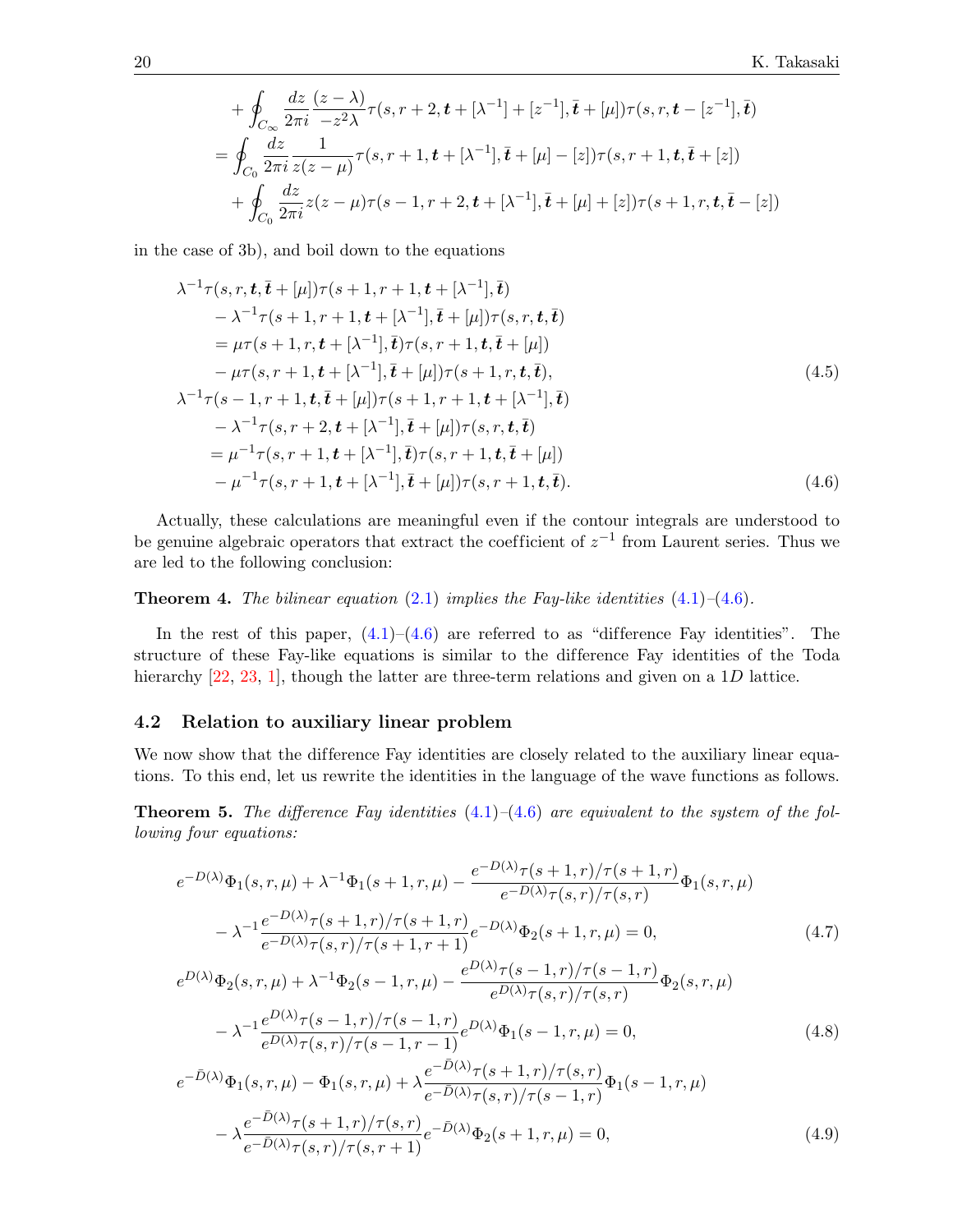$$
\begin{aligned}
&+\oint_{C_\infty}\frac{dz}{2\pi i}\frac{(z-\lambda)}{-z^2\lambda}\tau(s,r+2,\boldsymbol{t}+[\lambda^{-1}]+[z^{-1}],\bar{\boldsymbol{t}}+[\mu])\tau(s,r,\boldsymbol{t}-[z^{-1}],\bar{\boldsymbol{t}})\\
&=\oint_{C_0}\frac{dz}{2\pi i}\frac{1}{z(z-\mu)}\tau(s,r+1,\boldsymbol{t}+[\lambda^{-1}],\bar{\boldsymbol{t}}+[\mu]-[z])\tau(s,r+1,\boldsymbol{t},\bar{\boldsymbol{t}}+[z])\\
&\quad+\oint_{C_0}\frac{dz}{2\pi i}z(z-\mu)\tau(s-1,r+2,\boldsymbol{t}+[\lambda^{-1}],\bar{\boldsymbol{t}}+[\mu]+[z])\tau(s+1,r,\boldsymbol{t},\bar{\boldsymbol{t}}-[z])
\end{aligned}
$$

in the case of 3b), and boil down to the equations

$$
\begin{aligned}
&\lambda^{-1}\tau(s,r,\boldsymbol{t},\bar{\boldsymbol{t}}+[\mu])\tau(s+1,r+1,\boldsymbol{t}+[\lambda^{-1}],\bar{\boldsymbol{t}})\\
&\quad-\lambda^{-1}\tau(s+1,r+1,\boldsymbol{t}+[\lambda^{-1}],\bar{\boldsymbol{t}}+[\mu])\tau(s,r,\boldsymbol{t},\bar{\boldsymbol{t}})\\
&\quad=\mu\tau(s+1,r,\boldsymbol{t}+[\lambda^{-1}],\bar{\boldsymbol{t}})\tau(s,r+1,\boldsymbol{t},\bar{\boldsymbol{t}}+[\mu])\\
&\quad-\mu\tau(s,r+1,\boldsymbol{t}+[\lambda^{-1}],\bar{\boldsymbol{t}}+[\mu])\tau(s+1,r,\boldsymbol{t},\bar{\boldsymbol{t}}),
\end{aligned}
\tag{4.5}
$$

$$
\begin{aligned}
&\lambda^{-1}\tau(s-1,r+1,\boldsymbol{t},\bar{\boldsymbol{t}}+[\mu])\tau(s+1,r+1,\boldsymbol{t}+[\lambda^{-1}],\bar{\boldsymbol{t}})\\
&\quad-\lambda^{-1}\tau(s,r+2,\boldsymbol{t}+[\lambda^{-1}],\bar{\boldsymbol{t}}+[\mu])\tau(s,r,\boldsymbol{t},\bar{\boldsymbol{t}})\\
&\quad=\mu^{-1}\tau(s,r+1,\boldsymbol{t}+[\lambda^{-1}],\bar{\boldsymbol{t}})\tau(s,r+1,\boldsymbol{t},\bar{\boldsymbol{t}}+[\mu])\\
&\quad-\mu^{-1}\tau(s,r+1,\boldsymbol{t}+[\lambda^{-1}],\bar{\boldsymbol{t}}+[\mu])\tau(s,r+1,\boldsymbol{t},\bar{\boldsymbol{t}}).
\end{aligned}
\tag{4.6}
$$

Actually, these calculations are meaningful even if the contour integrals are understood to be genuine algebraic operators that extract the coefficient of $z^{-1}$ from Laurent series. Thus we are led to the following conclusion:

**Theorem 4.** *The bilinear equation* (2.1) *implies the Fay-like identities* (4.1)–(4.6).

In the rest of this paper, (4.1)–(4.6) are referred to as "difference Fay identities". The structure of these Fay-like equations is similar to the difference Fay identities of the Toda hierarchy [22, 23, 1], though the latter are three-term relations and given on a $1D$ lattice.

### 4.2 Relation to auxiliary linear problem

We now show that the difference Fay identities are closely related to the auxiliary linear equations. To this end, let us rewrite the identities in the language of the wave functions as follows.

**Theorem 5.** *The difference Fay identities* (4.1)–(4.6) *are equivalent to the system of the following four equations:*

$$
\begin{aligned}
&e^{-D(\lambda)}\Phi_1(s,r,\mu)+\lambda^{-1}\Phi_1(s+1,r,\mu)-\frac{e^{-D(\lambda)}\tau(s+1,r)/\tau(s+1,r)}{e^{-D(\lambda)}\tau(s,r)/\tau(s,r)}\Phi_1(s,r,\mu)\\
&\quad-\lambda^{-1}\frac{e^{-D(\lambda)}\tau(s+1,r)/\tau(s+1,r)}{e^{-D(\lambda)}\tau(s,r)/\tau(s+1,r+1)}e^{-D(\lambda)}\Phi_2(s+1,r,\mu)=0,
\end{aligned}
\tag{4.7}
$$

$$
\begin{aligned}
&e^{D(\lambda)}\Phi_2(s,r,\mu)+\lambda^{-1}\Phi_2(s-1,r,\mu)-\frac{e^{D(\lambda)}\tau(s-1,r)/\tau(s-1,r)}{e^{D(\lambda)}\tau(s,r)/\tau(s,r)}\Phi_2(s,r,\mu)\\
&\quad-\lambda^{-1}\frac{e^{D(\lambda)}\tau(s-1,r)/\tau(s-1,r)}{e^{D(\lambda)}\tau(s,r)/\tau(s-1,r-1)}e^{D(\lambda)}\Phi_1(s-1,r,\mu)=0,
\end{aligned}
\tag{4.8}
$$

$$
\begin{aligned}
&e^{-\bar{D}(\lambda)}\Phi_1(s,r,\mu)-\Phi_1(s,r,\mu)+\lambda\frac{e^{-\bar{D}(\lambda)}\tau(s+1,r)/\tau(s,r)}{e^{-\bar{D}(\lambda)}\tau(s,r)/\tau(s-1,r)}\Phi_1(s-1,r,\mu)\\
&\quad-\lambda\frac{e^{-\bar{D}(\lambda)}\tau(s+1,r)/\tau(s,r)}{e^{-\bar{D}(\lambda)}\tau(s,r)/\tau(s,r+1)}e^{-\bar{D}(\lambda)}\Phi_2(s+1,r,\mu)=0,
\end{aligned}
\tag{4.9}
$$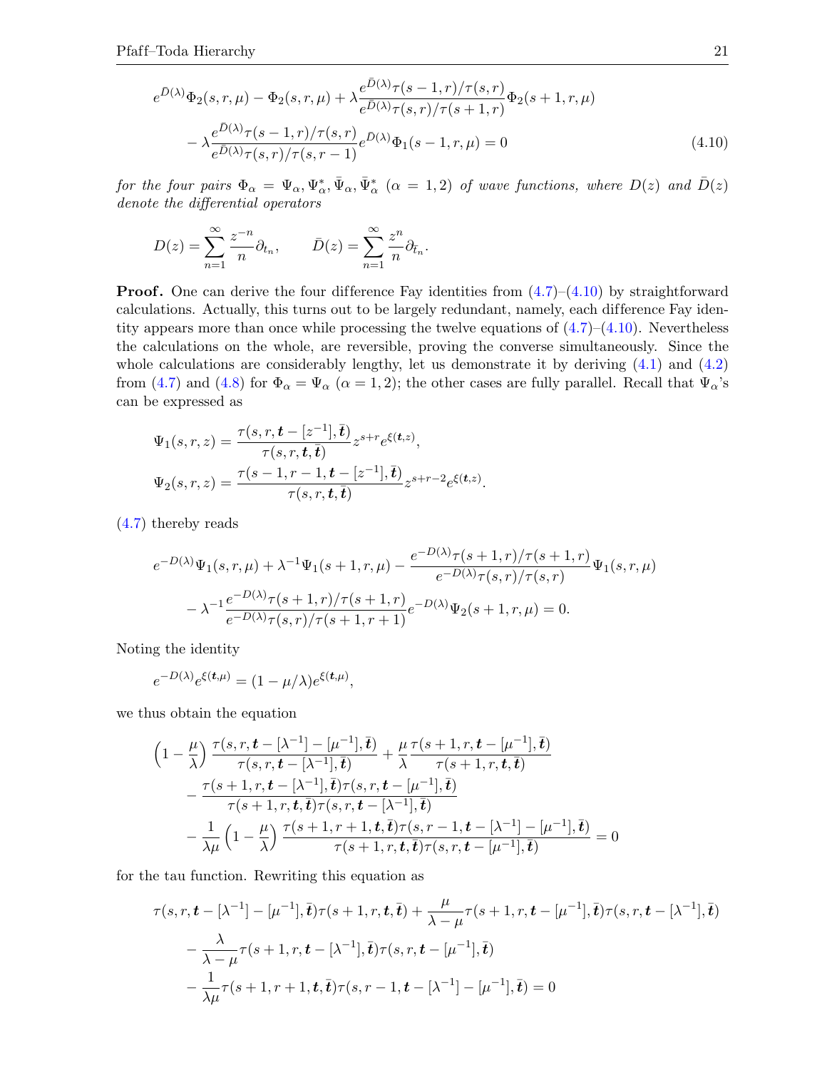$$
\begin{aligned}
&e^{\bar{D}(\lambda)}\Phi_2(s,r,\mu) - \Phi_2(s,r,\mu) + \lambda\frac{e^{\bar{D}(\lambda)}\tau(s-1,r)/\tau(s,r)}{e^{\bar{D}(\lambda)}\tau(s,r)/\tau(s+1,r)}\Phi_2(s+1,r,\mu)\\
&\quad - \lambda\frac{e^{\bar{D}(\lambda)}\tau(s-1,r)/\tau(s,r)}{e^{\bar{D}(\lambda)}\tau(s,r)/\tau(s,r-1)}e^{\bar{D}(\lambda)}\Phi_1(s-1,r,\mu) = 0
\end{aligned}
\tag{4.10}
$$

*for the four pairs $\Phi_\alpha = \Psi_\alpha, \Psi^*_\alpha, \bar{\Psi}_\alpha, \bar{\Psi}^*_\alpha$ ($\alpha = 1,2$) of wave functions, where $D(z)$ and $\bar{D}(z)$ denote the differential operators*

$$
D(z) = \sum_{n=1}^{\infty}\frac{z^{-n}}{n}\partial_{t_n}, \qquad \bar{D}(z) = \sum_{n=1}^{\infty}\frac{z^{n}}{n}\partial_{\bar{t}_n}.
$$

**Proof.** One can derive the four difference Fay identities from (4.7)–(4.10) by straightforward calculations. Actually, this turns out to be largely redundant, namely, each difference Fay identity appears more than once while processing the twelve equations of (4.7)–(4.10). Nevertheless the calculations on the whole, are reversible, proving the converse simultaneously. Since the whole calculations are considerably lengthy, let us demonstrate it by deriving (4.1) and (4.2) from (4.7) and (4.8) for $\Phi_\alpha = \Psi_\alpha$ ($\alpha = 1,2$); the other cases are fully parallel. Recall that $\Psi_\alpha$'s can be expressed as

$$
\begin{aligned}
\Psi_1(s,r,z) &= \frac{\tau(s,r,\boldsymbol{t}-[z^{-1}],\bar{\boldsymbol{t}})}{\tau(s,r,\boldsymbol{t},\bar{\boldsymbol{t}})}z^{s+r}e^{\xi(\boldsymbol{t},z)},\\
\Psi_2(s,r,z) &= \frac{\tau(s-1,r-1,\boldsymbol{t}-[z^{-1}],\bar{\boldsymbol{t}})}{\tau(s,r,\boldsymbol{t},\bar{\boldsymbol{t}})}z^{s+r-2}e^{\xi(\boldsymbol{t},z)}.
\end{aligned}
$$

(4.7) thereby reads

$$
\begin{aligned}
&e^{-D(\lambda)}\Psi_1(s,r,\mu) + \lambda^{-1}\Psi_1(s+1,r,\mu) - \frac{e^{-D(\lambda)}\tau(s+1,r)/\tau(s+1,r)}{e^{-D(\lambda)}\tau(s,r)/\tau(s,r)}\Psi_1(s,r,\mu)\\
&\quad - \lambda^{-1}\frac{e^{-D(\lambda)}\tau(s+1,r)/\tau(s+1,r)}{e^{-D(\lambda)}\tau(s,r)/\tau(s+1,r+1)}e^{-D(\lambda)}\Psi_2(s+1,r,\mu) = 0.
\end{aligned}
$$

Noting the identity

$$
e^{-D(\lambda)}e^{\xi(\boldsymbol{t},\mu)} = (1-\mu/\lambda)e^{\xi(\boldsymbol{t},\mu)},
$$

we thus obtain the equation

$$
\begin{aligned}
&\left(1-\frac{\mu}{\lambda}\right)\frac{\tau(s,r,\boldsymbol{t}-[\lambda^{-1}]-[\mu^{-1}],\bar{\boldsymbol{t}})}{\tau(s,r,\boldsymbol{t}-[\lambda^{-1}],\bar{\boldsymbol{t}})} + \frac{\mu}{\lambda}\frac{\tau(s+1,r,\boldsymbol{t}-[\mu^{-1}],\bar{\boldsymbol{t}})}{\tau(s+1,r,\boldsymbol{t},\bar{\boldsymbol{t}})}\\
&\quad - \frac{\tau(s+1,r,\boldsymbol{t}-[\lambda^{-1}],\bar{\boldsymbol{t}})\tau(s,r,\boldsymbol{t}-[\mu^{-1}],\bar{\boldsymbol{t}})}{\tau(s+1,r,\boldsymbol{t},\bar{\boldsymbol{t}})\tau(s,r,\boldsymbol{t}-[\lambda^{-1}],\bar{\boldsymbol{t}})}\\
&\quad - \frac{1}{\lambda\mu}\left(1-\frac{\mu}{\lambda}\right)\frac{\tau(s+1,r+1,\boldsymbol{t},\bar{\boldsymbol{t}})\tau(s,r-1,\boldsymbol{t}-[\lambda^{-1}]-[\mu^{-1}],\bar{\boldsymbol{t}})}{\tau(s+1,r,\boldsymbol{t},\bar{\boldsymbol{t}})\tau(s,r,\boldsymbol{t}-[\mu^{-1}],\bar{\boldsymbol{t}})} = 0
\end{aligned}
$$

for the tau function. Rewriting this equation as

$$
\begin{aligned}
&\tau(s,r,\boldsymbol{t}-[\lambda^{-1}]-[\mu^{-1}],\bar{\boldsymbol{t}})\tau(s+1,r,\boldsymbol{t},\bar{\boldsymbol{t}}) + \frac{\mu}{\lambda-\mu}\tau(s+1,r,\boldsymbol{t}-[\mu^{-1}],\bar{\boldsymbol{t}})\tau(s,r,\boldsymbol{t}-[\lambda^{-1}],\bar{\boldsymbol{t}})\\
&\quad - \frac{\lambda}{\lambda-\mu}\tau(s+1,r,\boldsymbol{t}-[\lambda^{-1}],\bar{\boldsymbol{t}})\tau(s,r,\boldsymbol{t}-[\mu^{-1}],\bar{\boldsymbol{t}})\\
&\quad - \frac{1}{\lambda\mu}\tau(s+1,r+1,\boldsymbol{t},\bar{\boldsymbol{t}})\tau(s,r-1,\boldsymbol{t}-[\lambda^{-1}]-[\mu^{-1}],\bar{\boldsymbol{t}}) = 0
\end{aligned}
$$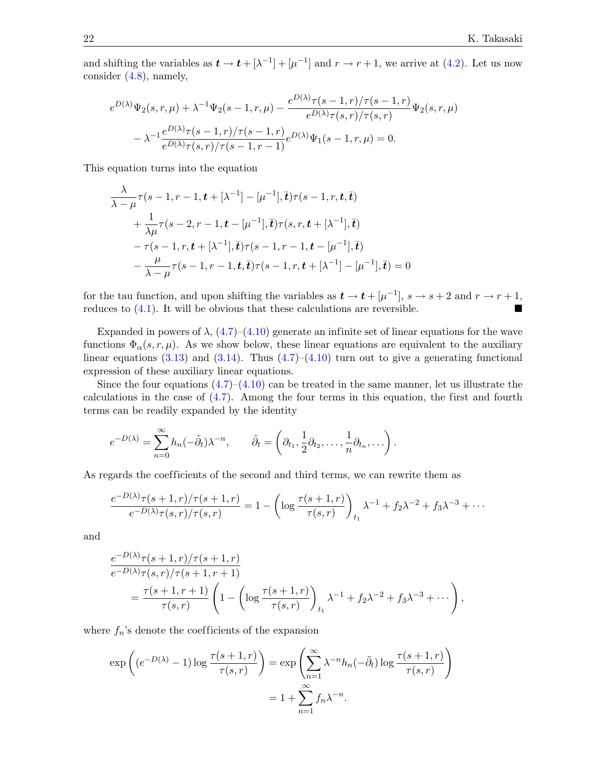and shifting the variables as $\boldsymbol{t} \to \boldsymbol{t} + [\lambda^{-1}] + [\mu^{-1}]$ and $r \to r+1$, we arrive at (4.2). Let us now consider (4.8), namely,

$$
\begin{aligned}
&e^{D(\lambda)}\Psi_2(s,r,\mu) + \lambda^{-1}\Psi_2(s-1,r,\mu) - \frac{e^{D(\lambda)}\tau(s-1,r)/\tau(s-1,r)}{e^{D(\lambda)}\tau(s,r)/\tau(s,r)}\Psi_2(s,r,\mu) \\
&\quad - \lambda^{-1}\frac{e^{D(\lambda)}\tau(s-1,r)/\tau(s-1,r)}{e^{D(\lambda)}\tau(s,r)/\tau(s-1,r-1)}e^{D(\lambda)}\Psi_1(s-1,r,\mu) = 0.
\end{aligned}
$$

This equation turns into the equation

$$
\begin{aligned}
&\frac{\lambda}{\lambda-\mu}\tau(s-1,r-1,\boldsymbol{t}+[\lambda^{-1}]-[\mu^{-1}],\bar{\boldsymbol{t}})\tau(s-1,r,\boldsymbol{t},\bar{\boldsymbol{t}}) \\
&\quad + \frac{1}{\lambda\mu}\tau(s-2,r-1,\boldsymbol{t}-[\mu^{-1}],\bar{\boldsymbol{t}})\tau(s,r,\boldsymbol{t}+[\lambda^{-1}],\bar{\boldsymbol{t}}) \\
&\quad - \tau(s-1,r,\boldsymbol{t}+[\lambda^{-1}],\bar{\boldsymbol{t}})\tau(s-1,r-1,\boldsymbol{t}-[\mu^{-1}],\bar{\boldsymbol{t}}) \\
&\quad - \frac{\mu}{\lambda-\mu}\tau(s-1,r-1,\boldsymbol{t},\bar{\boldsymbol{t}})\tau(s-1,r,\boldsymbol{t}+[\lambda^{-1}]-[\mu^{-1}],\bar{\boldsymbol{t}}) = 0
\end{aligned}
$$

for the tau function, and upon shifting the variables as $\boldsymbol{t} \to \boldsymbol{t} + [\mu^{-1}]$, $s \to s+2$ and $r \to r+1$, reduces to (4.1). It will be obvious that these calculations are reversible. ■

Expanded in powers of $\lambda$, (4.7)–(4.10) generate an infinite set of linear equations for the wave functions $\Phi_\alpha(s,r,\mu)$. As we show below, these linear equations are equivalent to the auxiliary linear equations (3.13) and (3.14). Thus (4.7)–(4.10) turn out to give a generating functional expression of these auxiliary linear equations.

Since the four equations (4.7)–(4.10) can be treated in the same manner, let us illustrate the calculations in the case of (4.7). Among the four terms in this equation, the first and fourth terms can be readily expanded by the identity

$$
e^{-D(\lambda)} = \sum_{n=0}^{\infty} h_n(-\tilde{\partial}_t)\lambda^{-n}, \qquad \tilde{\partial}_t = \left(\partial_{t_1}, \frac{1}{2}\partial_{t_2}, \ldots, \frac{1}{n}\partial_{t_n}, \ldots\right).
$$

As regards the coefficients of the second and third terms, we can rewrite them as

$$
\frac{e^{-D(\lambda)}\tau(s+1,r)/\tau(s+1,r)}{e^{-D(\lambda)}\tau(s,r)/\tau(s,r)} = 1 - \left(\log\frac{\tau(s+1,r)}{\tau(s,r)}\right)_{t_1}\lambda^{-1} + f_2\lambda^{-2} + f_3\lambda^{-3} + \cdots
$$

and

$$
\begin{aligned}
&\frac{e^{-D(\lambda)}\tau(s+1,r)/\tau(s+1,r)}{e^{-D(\lambda)}\tau(s,r)/\tau(s+1,r+1)} \\
&\quad = \frac{\tau(s+1,r+1)}{\tau(s,r)}\left(1 - \left(\log\frac{\tau(s+1,r)}{\tau(s,r)}\right)_{t_1}\lambda^{-1} + f_2\lambda^{-2} + f_3\lambda^{-3} + \cdots\right),
\end{aligned}
$$

where $f_n$'s denote the coefficients of the expansion

$$
\begin{aligned}
\exp\left((e^{-D(\lambda)}-1)\log\frac{\tau(s+1,r)}{\tau(s,r)}\right) &= \exp\left(\sum_{n=1}^{\infty}\lambda^{-n}h_n(-\tilde{\partial}_t)\log\frac{\tau(s+1,r)}{\tau(s,r)}\right) \\
&= 1 + \sum_{n=1}^{\infty} f_n\lambda^{-n}.
\end{aligned}
$$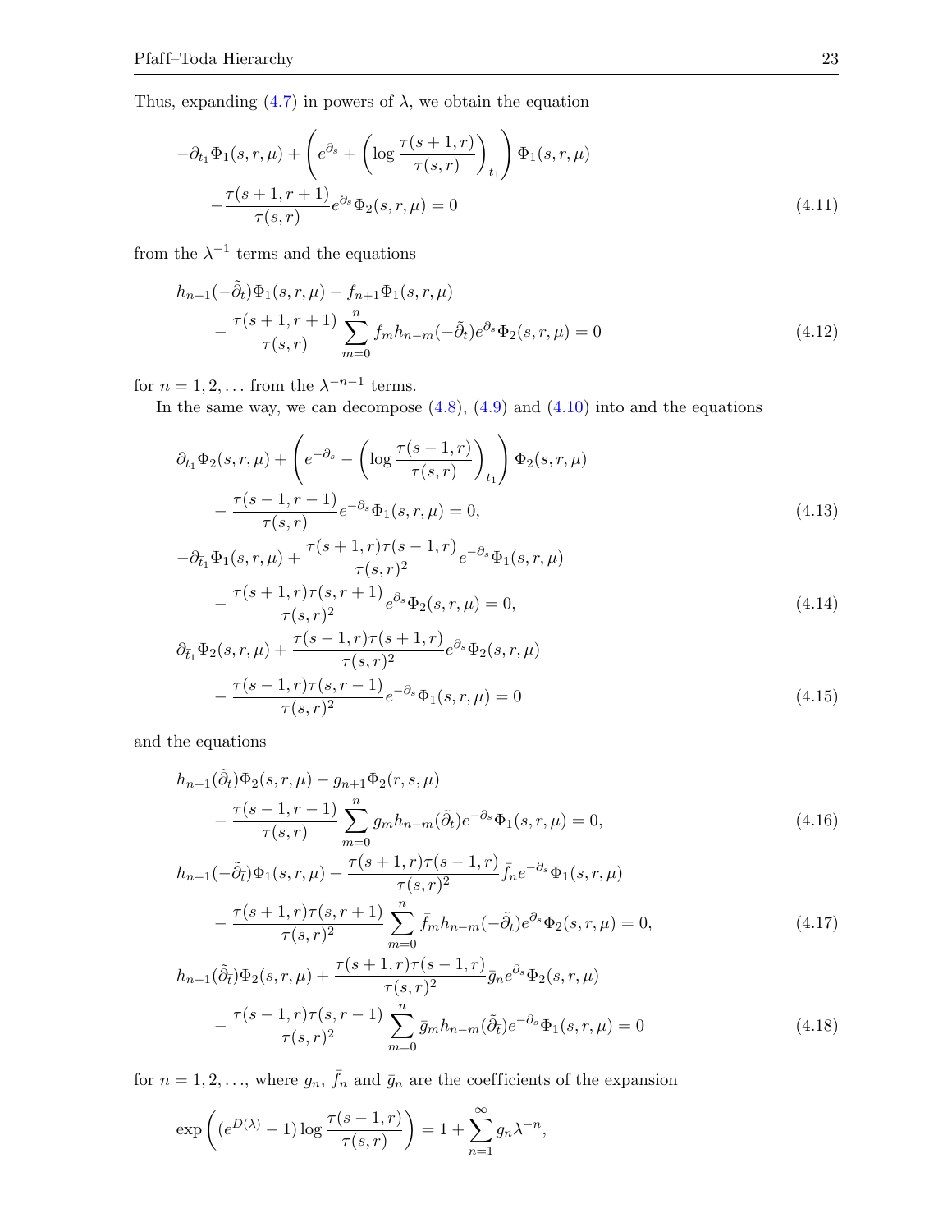Thus, expanding (4.7) in powers of $\lambda$, we obtain the equation

$$
\begin{aligned}
&-\partial_{t_1}\Phi_1(s,r,\mu) + \left(e^{\partial_s} + \left(\log\frac{\tau(s+1,r)}{\tau(s,r)}\right)_{t_1}\right)\Phi_1(s,r,\mu) \\
&\quad - \frac{\tau(s+1,r+1)}{\tau(s,r)}e^{\partial_s}\Phi_2(s,r,\mu) = 0
\end{aligned}
\tag{4.11}
$$

from the $\lambda^{-1}$ terms and the equations

$$
\begin{aligned}
&h_{n+1}(-\tilde{\partial}_t)\Phi_1(s,r,\mu) - f_{n+1}\Phi_1(s,r,\mu) \\
&\quad - \frac{\tau(s+1,r+1)}{\tau(s,r)}\sum_{m=0}^{n} f_m h_{n-m}(-\tilde{\partial}_t)e^{\partial_s}\Phi_2(s,r,\mu) = 0
\end{aligned}
\tag{4.12}
$$

for $n = 1, 2, \ldots$ from the $\lambda^{-n-1}$ terms.

In the same way, we can decompose (4.8), (4.9) and (4.10) into and the equations

$$
\begin{aligned}
&\partial_{t_1}\Phi_2(s,r,\mu) + \left(e^{-\partial_s} - \left(\log\frac{\tau(s-1,r)}{\tau(s,r)}\right)_{t_1}\right)\Phi_2(s,r,\mu) \\
&\quad - \frac{\tau(s-1,r-1)}{\tau(s,r)}e^{-\partial_s}\Phi_1(s,r,\mu) = 0,
\end{aligned}
\tag{4.13}
$$

$$
\begin{aligned}
&-\partial_{\bar{t}_1}\Phi_1(s,r,\mu) + \frac{\tau(s+1,r)\tau(s-1,r)}{\tau(s,r)^2}e^{-\partial_s}\Phi_1(s,r,\mu) \\
&\quad - \frac{\tau(s+1,r)\tau(s,r+1)}{\tau(s,r)^2}e^{\partial_s}\Phi_2(s,r,\mu) = 0,
\end{aligned}
\tag{4.14}
$$

$$
\begin{aligned}
&\partial_{\bar{t}_1}\Phi_2(s,r,\mu) + \frac{\tau(s-1,r)\tau(s+1,r)}{\tau(s,r)^2}e^{\partial_s}\Phi_2(s,r,\mu) \\
&\quad - \frac{\tau(s-1,r)\tau(s,r-1)}{\tau(s,r)^2}e^{-\partial_s}\Phi_1(s,r,\mu) = 0
\end{aligned}
\tag{4.15}
$$

and the equations

$$
\begin{aligned}
&h_{n+1}(\tilde{\partial}_t)\Phi_2(s,r,\mu) - g_{n+1}\Phi_2(r,s,\mu) \\
&\quad - \frac{\tau(s-1,r-1)}{\tau(s,r)}\sum_{m=0}^{n} g_m h_{n-m}(\tilde{\partial}_t)e^{-\partial_s}\Phi_1(s,r,\mu) = 0,
\end{aligned}
\tag{4.16}
$$

$$
\begin{aligned}
&h_{n+1}(-\tilde{\partial}_{\bar{t}})\Phi_1(s,r,\mu) + \frac{\tau(s+1,r)\tau(s-1,r)}{\tau(s,r)^2}\bar{f}_n e^{-\partial_s}\Phi_1(s,r,\mu) \\
&\quad - \frac{\tau(s+1,r)\tau(s,r+1)}{\tau(s,r)^2}\sum_{m=0}^{n} \bar{f}_m h_{n-m}(-\tilde{\partial}_{\bar{t}})e^{\partial_s}\Phi_2(s,r,\mu) = 0,
\end{aligned}
\tag{4.17}
$$

$$
\begin{aligned}
&h_{n+1}(\tilde{\partial}_{\bar{t}})\Phi_2(s,r,\mu) + \frac{\tau(s+1,r)\tau(s-1,r)}{\tau(s,r)^2}\bar{g}_n e^{\partial_s}\Phi_2(s,r,\mu) \\
&\quad - \frac{\tau(s-1,r)\tau(s,r-1)}{\tau(s,r)^2}\sum_{m=0}^{n} \bar{g}_m h_{n-m}(\tilde{\partial}_{\bar{t}})e^{-\partial_s}\Phi_1(s,r,\mu) = 0
\end{aligned}
\tag{4.18}
$$

for $n = 1, 2, \ldots$, where $g_n$, $\bar{f}_n$ and $\bar{g}_n$ are the coefficients of the expansion

$$
\exp\left((e^{D(\lambda)} - 1)\log\frac{\tau(s-1,r)}{\tau(s,r)}\right) = 1 + \sum_{n=1}^{\infty} g_n \lambda^{-n},
$$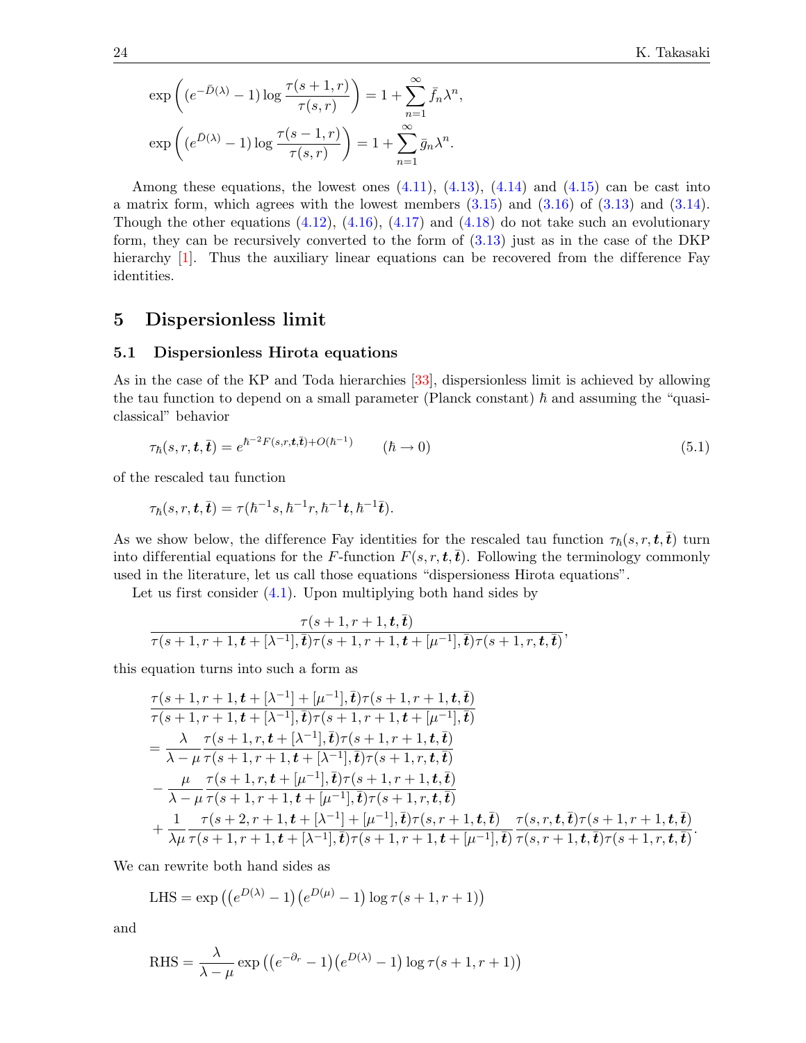$$\exp\left((e^{-\bar{D}(\lambda)}-1)\log\frac{\tau(s+1,r)}{\tau(s,r)}\right) = 1+\sum_{n=1}^{\infty}\bar{f}_n\lambda^n,$$

$$\exp\left((e^{\bar{D}(\lambda)}-1)\log\frac{\tau(s-1,r)}{\tau(s,r)}\right) = 1+\sum_{n=1}^{\infty}\bar{g}_n\lambda^n.$$

Among these equations, the lowest ones (4.11), (4.13), (4.14) and (4.15) can be cast into a matrix form, which agrees with the lowest members (3.15) and (3.16) of (3.13) and (3.14). Though the other equations (4.12), (4.16), (4.17) and (4.18) do not take such an evolutionary form, they can be recursively converted to the form of (3.13) just as in the case of the DKP hierarchy [1]. Thus the auxiliary linear equations can be recovered from the difference Fay identities.

## 5 Dispersionless limit

### 5.1 Dispersionless Hirota equations

As in the case of the KP and Toda hierarchies [33], dispersionless limit is achieved by allowing the tau function to depend on a small parameter (Planck constant) $\hbar$ and assuming the "quasi-classical" behavior

$$\tau_\hbar(s,r,\boldsymbol{t},\bar{\boldsymbol{t}}) = e^{\hbar^{-2}F(s,r,\boldsymbol{t},\bar{\boldsymbol{t}})+O(\hbar^{-1})} \qquad (\hbar\to 0) \tag{5.1}$$

of the rescaled tau function

$$\tau_\hbar(s,r,\boldsymbol{t},\bar{\boldsymbol{t}}) = \tau(\hbar^{-1}s,\hbar^{-1}r,\hbar^{-1}\boldsymbol{t},\hbar^{-1}\bar{\boldsymbol{t}}).$$

As we show below, the difference Fay identities for the rescaled tau function $\tau_\hbar(s,r,\boldsymbol{t},\bar{\boldsymbol{t}})$ turn into differential equations for the $F$-function $F(s,r,\boldsymbol{t},\bar{\boldsymbol{t}})$. Following the terminology commonly used in the literature, let us call those equations "dispersioness Hirota equations".

Let us first consider (4.1). Upon multiplying both hand sides by

$$\frac{\tau(s+1,r+1,\boldsymbol{t},\bar{\boldsymbol{t}})}{\tau(s+1,r+1,\boldsymbol{t}+[\lambda^{-1}],\bar{\boldsymbol{t}})\tau(s+1,r+1,\boldsymbol{t}+[\mu^{-1}],\bar{\boldsymbol{t}})\tau(s+1,r,\boldsymbol{t},\bar{\boldsymbol{t}})},$$

this equation turns into such a form as

$$\begin{aligned}
&\frac{\tau(s+1,r+1,\boldsymbol{t}+[\lambda^{-1}]+[\mu^{-1}],\bar{\boldsymbol{t}})\tau(s+1,r+1,\boldsymbol{t},\bar{\boldsymbol{t}})}{\tau(s+1,r+1,\boldsymbol{t}+[\lambda^{-1}],\bar{\boldsymbol{t}})\tau(s+1,r+1,\boldsymbol{t}+[\mu^{-1}],\bar{\boldsymbol{t}})}\\
&= \frac{\lambda}{\lambda-\mu}\frac{\tau(s+1,r,\boldsymbol{t}+[\lambda^{-1}],\bar{\boldsymbol{t}})\tau(s+1,r+1,\boldsymbol{t},\bar{\boldsymbol{t}})}{\tau(s+1,r+1,\boldsymbol{t}+[\lambda^{-1}],\bar{\boldsymbol{t}})\tau(s+1,r,\boldsymbol{t},\bar{\boldsymbol{t}})}\\
&\quad - \frac{\mu}{\lambda-\mu}\frac{\tau(s+1,r,\boldsymbol{t}+[\mu^{-1}],\bar{\boldsymbol{t}})\tau(s+1,r+1,\boldsymbol{t},\bar{\boldsymbol{t}})}{\tau(s+1,r+1,\boldsymbol{t}+[\mu^{-1}],\bar{\boldsymbol{t}})\tau(s+1,r,\boldsymbol{t},\bar{\boldsymbol{t}})}\\
&\quad + \frac{1}{\lambda\mu}\frac{\tau(s+2,r+1,\boldsymbol{t}+[\lambda^{-1}]+[\mu^{-1}],\bar{\boldsymbol{t}})\tau(s,r+1,\boldsymbol{t},\bar{\boldsymbol{t}})}{\tau(s+1,r+1,\boldsymbol{t}+[\lambda^{-1}],\bar{\boldsymbol{t}})\tau(s+1,r+1,\boldsymbol{t}+[\mu^{-1}],\bar{\boldsymbol{t}})}\frac{\tau(s,r,\boldsymbol{t},\bar{\boldsymbol{t}})\tau(s+1,r+1,\boldsymbol{t},\bar{\boldsymbol{t}})}{\tau(s,r+1,\boldsymbol{t},\bar{\boldsymbol{t}})\tau(s+1,r,\boldsymbol{t},\bar{\boldsymbol{t}})}.
\end{aligned}$$

We can rewrite both hand sides as

$$\mathrm{LHS} = \exp\left(\left(e^{D(\lambda)}-1\right)\left(e^{D(\mu)}-1\right)\log\tau(s+1,r+1)\right)$$

and

$$\mathrm{RHS} = \frac{\lambda}{\lambda-\mu}\exp\left(\left(e^{-\partial_r}-1\right)\left(e^{D(\lambda)}-1\right)\log\tau(s+1,r+1)\right)$$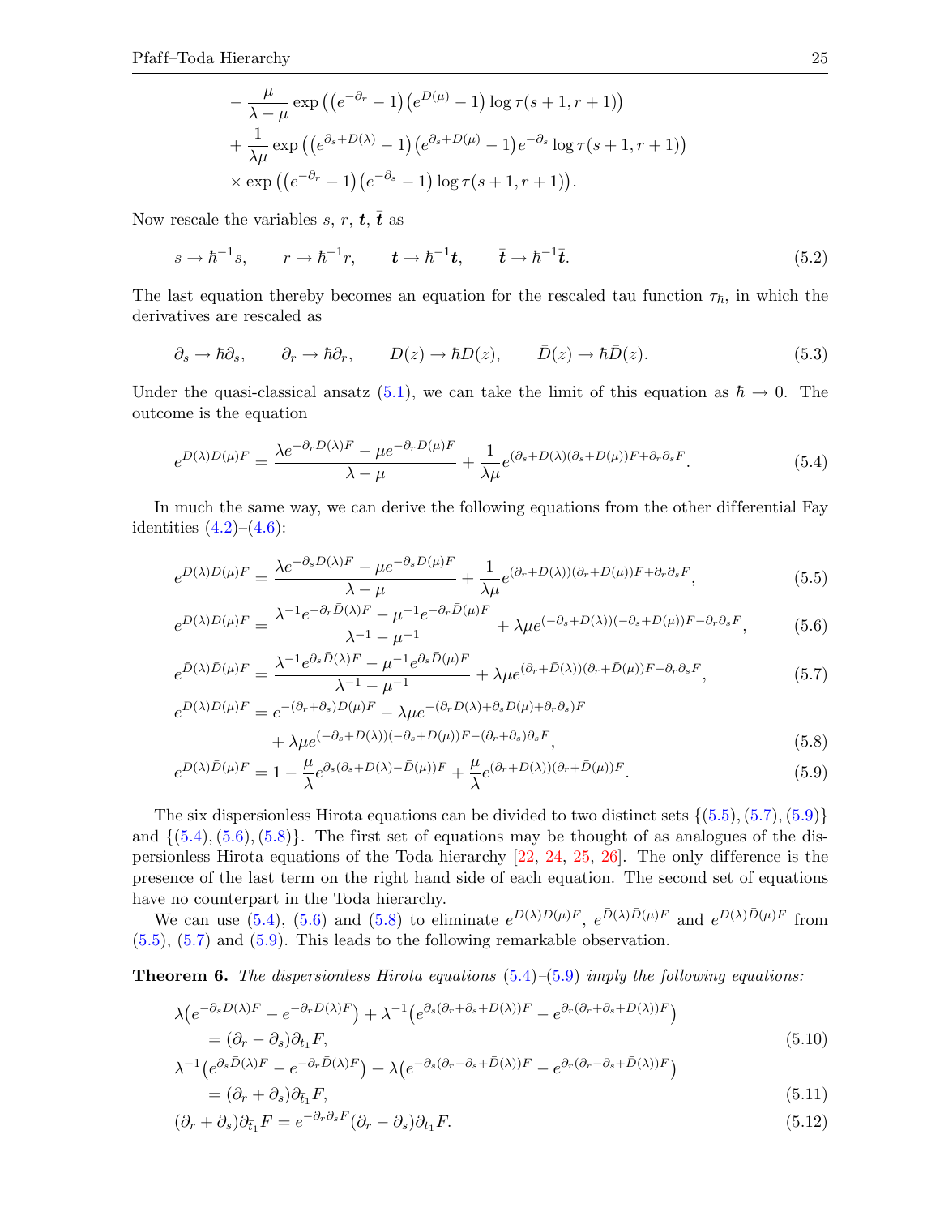$$
\begin{aligned}
&- \frac{\mu}{\lambda - \mu} \exp\left( \left(e^{-\partial_r} - 1\right)\left(e^{D(\mu)} - 1\right) \log \tau(s+1, r+1) \right) \\
&+ \frac{1}{\lambda\mu} \exp\left( \left(e^{\partial_s + D(\lambda)} - 1\right)\left(e^{\partial_s + D(\mu)} - 1\right) e^{-\partial_s} \log \tau(s+1, r+1) \right) \\
&\times \exp\left( \left(e^{-\partial_r} - 1\right)\left(e^{-\partial_s} - 1\right) \log \tau(s+1, r+1) \right).
\end{aligned}
$$

Now rescale the variables $s$, $r$, $\boldsymbol{t}$, $\bar{\boldsymbol{t}}$ as

$$
s \to \hbar^{-1} s, \qquad r \to \hbar^{-1} r, \qquad \boldsymbol{t} \to \hbar^{-1} \boldsymbol{t}, \qquad \bar{\boldsymbol{t}} \to \hbar^{-1} \bar{\boldsymbol{t}}. \tag{5.2}
$$

The last equation thereby becomes an equation for the rescaled tau function $\tau_\hbar$, in which the derivatives are rescaled as

$$
\partial_s \to \hbar \partial_s, \qquad \partial_r \to \hbar \partial_r, \qquad D(z) \to \hbar D(z), \qquad \bar{D}(z) \to \hbar \bar{D}(z). \tag{5.3}
$$

Under the quasi-classical ansatz (5.1), we can take the limit of this equation as $\hbar \to 0$. The outcome is the equation

$$
e^{D(\lambda)D(\mu)F} = \frac{\lambda e^{-\partial_r D(\lambda)F} - \mu e^{-\partial_r D(\mu)F}}{\lambda - \mu} + \frac{1}{\lambda\mu} e^{(\partial_s + D(\lambda)(\partial_s + D(\mu))F + \partial_r \partial_s F}. \tag{5.4}
$$

In much the same way, we can derive the following equations from the other differential Fay identities (4.2)–(4.6):

$$
e^{D(\lambda)D(\mu)F} = \frac{\lambda e^{-\partial_s D(\lambda)F} - \mu e^{-\partial_s D(\mu)F}}{\lambda - \mu} + \frac{1}{\lambda\mu} e^{(\partial_r + D(\lambda))(\partial_r + D(\mu))F + \partial_r \partial_s F}, \tag{5.5}
$$

$$
e^{\bar{D}(\lambda)\bar{D}(\mu)F} = \frac{\lambda^{-1} e^{-\partial_r \bar{D}(\lambda)F} - \mu^{-1} e^{-\partial_r \bar{D}(\mu)F}}{\lambda^{-1} - \mu^{-1}} + \lambda\mu e^{(-\partial_s + \bar{D}(\lambda))(-\partial_s + \bar{D}(\mu))F - \partial_r \partial_s F}, \tag{5.6}
$$

$$
e^{\bar{D}(\lambda)\bar{D}(\mu)F} = \frac{\lambda^{-1} e^{\partial_s \bar{D}(\lambda)F} - \mu^{-1} e^{\partial_s \bar{D}(\mu)F}}{\lambda^{-1} - \mu^{-1}} + \lambda\mu e^{(\partial_r + \bar{D}(\lambda))(\partial_r + \bar{D}(\mu))F - \partial_r \partial_s F}, \tag{5.7}
$$

$$
\begin{aligned}
e^{D(\lambda)\bar{D}(\mu)F} &= e^{-(\partial_r + \partial_s)\bar{D}(\mu)F} - \lambda\mu e^{-(\partial_r D(\lambda) + \partial_s \bar{D}(\mu) + \partial_r \partial_s)F} \\
&\quad + \lambda\mu e^{(-\partial_s + D(\lambda))(-\partial_s + \bar{D}(\mu))F - (\partial_r + \partial_s)\partial_s F},
\end{aligned} \tag{5.8}
$$

$$
e^{D(\lambda)\bar{D}(\mu)F} = 1 - \frac{\mu}{\lambda} e^{\partial_s(\partial_s + D(\lambda) - \bar{D}(\mu))F} + \frac{\mu}{\lambda} e^{(\partial_r + D(\lambda))(\partial_r + \bar{D}(\mu))F}. \tag{5.9}
$$

The six dispersionless Hirota equations can be divided to two distinct sets $\{(5.5), (5.7), (5.9)\}$ and $\{(5.4), (5.6), (5.8)\}$. The first set of equations may be thought of as analogues of the dispersionless Hirota equations of the Toda hierarchy [22, 24, 25, 26]. The only difference is the presence of the last term on the right hand side of each equation. The second set of equations have no counterpart in the Toda hierarchy.

We can use (5.4), (5.6) and (5.8) to eliminate $e^{D(\lambda)D(\mu)F}$, $e^{\bar{D}(\lambda)\bar{D}(\mu)F}$ and $e^{D(\lambda)\bar{D}(\mu)F}$ from (5.5), (5.7) and (5.9). This leads to the following remarkable observation.

**Theorem 6.** *The dispersionless Hirota equations (5.4)–(5.9) imply the following equations:*

$$
\begin{aligned}
&\lambda\left(e^{-\partial_s D(\lambda)F} - e^{-\partial_r D(\lambda)F}\right) + \lambda^{-1}\left(e^{\partial_s(\partial_r + \partial_s + D(\lambda))F} - e^{\partial_r(\partial_r + \partial_s + D(\lambda))F}\right) \\
&\quad = (\partial_r - \partial_s)\partial_{t_1} F,
\end{aligned} \tag{5.10}
$$

$$
\begin{aligned}
&\lambda^{-1}\left(e^{\partial_s \bar{D}(\lambda)F} - e^{-\partial_r \bar{D}(\lambda)F}\right) + \lambda\left(e^{-\partial_s(\partial_r - \partial_s + \bar{D}(\lambda))F} - e^{\partial_r(\partial_r - \partial_s + \bar{D}(\lambda))F}\right) \\
&\quad = (\partial_r + \partial_s)\partial_{\bar{t}_1} F,
\end{aligned} \tag{5.11}
$$

$$
(\partial_r + \partial_s)\partial_{\bar{t}_1} F = e^{-\partial_r \partial_s F}(\partial_r - \partial_s)\partial_{t_1} F. \tag{5.12}
$$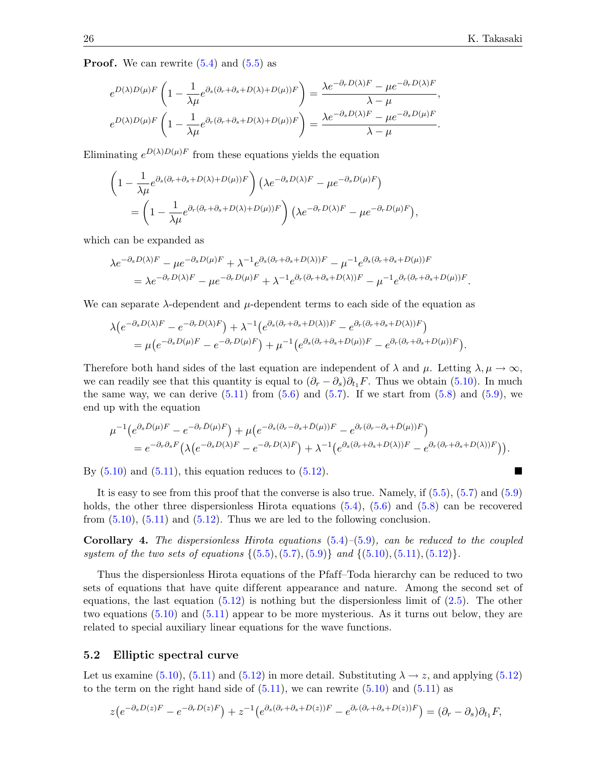**Proof.** We can rewrite (5.4) and (5.5) as

$$e^{D(\lambda)D(\mu)F}\left(1-\frac{1}{\lambda\mu}e^{\partial_s(\partial_r+\partial_s+D(\lambda)+D(\mu))F}\right)=\frac{\lambda e^{-\partial_r D(\lambda)F}-\mu e^{-\partial_r D(\lambda)F}}{\lambda-\mu},$$

$$e^{D(\lambda)D(\mu)F}\left(1-\frac{1}{\lambda\mu}e^{\partial_r(\partial_r+\partial_s+D(\lambda)+D(\mu))F}\right)=\frac{\lambda e^{-\partial_s D(\lambda)F}-\mu e^{-\partial_s D(\mu)F}}{\lambda-\mu}.$$

Eliminating $e^{D(\lambda)D(\mu)F}$ from these equations yields the equation

$$\left(1-\frac{1}{\lambda\mu}e^{\partial_s(\partial_r+\partial_s+D(\lambda)+D(\mu))F}\right)\left(\lambda e^{-\partial_s D(\lambda)F}-\mu e^{-\partial_s D(\mu)F}\right)$$
$$=\left(1-\frac{1}{\lambda\mu}e^{\partial_r(\partial_r+\partial_s+D(\lambda)+D(\mu))F}\right)\left(\lambda e^{-\partial_r D(\lambda)F}-\mu e^{-\partial_r D(\mu)F}\right),$$

which can be expanded as

$$\lambda e^{-\partial_s D(\lambda)F}-\mu e^{-\partial_s D(\mu)F}+\lambda^{-1}e^{\partial_s(\partial_r+\partial_s+D(\lambda))F}-\mu^{-1}e^{\partial_s(\partial_r+\partial_s+D(\mu))F}$$
$$=\lambda e^{-\partial_r D(\lambda)F}-\mu e^{-\partial_r D(\mu)F}+\lambda^{-1}e^{\partial_r(\partial_r+\partial_s+D(\lambda))F}-\mu^{-1}e^{\partial_r(\partial_r+\partial_s+D(\mu))F}.$$

We can separate $\lambda$-dependent and $\mu$-dependent terms to each side of the equation as

$$\lambda\big(e^{-\partial_s D(\lambda)F}-e^{-\partial_r D(\lambda)F}\big)+\lambda^{-1}\big(e^{\partial_s(\partial_r+\partial_s+D(\lambda))F}-e^{\partial_r(\partial_r+\partial_s+D(\lambda))F}\big)$$
$$=\mu\big(e^{-\partial_s D(\mu)F}-e^{-\partial_r D(\mu)F}\big)+\mu^{-1}\big(e^{\partial_s(\partial_r+\partial_s+D(\mu))F}-e^{\partial_r(\partial_r+\partial_s+D(\mu))F}\big).$$

Therefore both hand sides of the last equation are independent of $\lambda$ and $\mu$. Letting $\lambda,\mu\to\infty$, we can readily see that this quantity is equal to $(\partial_r-\partial_s)\partial_{t_1}F$. Thus we obtain (5.10). In much the same way, we can derive (5.11) from (5.6) and (5.7). If we start from (5.8) and (5.9), we end up with the equation

$$\mu^{-1}\big(e^{\partial_s\bar{D}(\mu)F}-e^{-\partial_r\bar{D}(\mu)F}\big)+\mu\big(e^{-\partial_s(\partial_r-\partial_s+\bar{D}(\mu))F}-e^{\partial_r(\partial_r-\partial_s+\bar{D}(\mu))F}\big)$$
$$=e^{-\partial_r\partial_s F}\big(\lambda\big(e^{-\partial_s D(\lambda)F}-e^{-\partial_r D(\lambda)F}\big)+\lambda^{-1}\big(e^{\partial_s(\partial_r+\partial_s+D(\lambda))F}-e^{\partial_r(\partial_r+\partial_s+D(\lambda))F}\big)\big).$$

By (5.10) and (5.11), this equation reduces to (5.12). ■

It is easy to see from this proof that the converse is also true. Namely, if (5.5), (5.7) and (5.9) holds, the other three dispersionless Hirota equations (5.4), (5.6) and (5.8) can be recovered from (5.10), (5.11) and (5.12). Thus we are led to the following conclusion.

**Corollary 4.** *The dispersionless Hirota equations* (5.4)–(5.9)*, can be reduced to the coupled system of the two sets of equations* $\{(5.5),(5.7),(5.9)\}$ *and* $\{(5.10),(5.11),(5.12)\}$.

Thus the dispersionless Hirota equations of the Pfaff–Toda hierarchy can be reduced to two sets of equations that have quite different appearance and nature. Among the second set of equations, the last equation (5.12) is nothing but the dispersionless limit of (2.5). The other two equations (5.10) and (5.11) appear to be more mysterious. As it turns out below, they are related to special auxiliary linear equations for the wave functions.

### 5.2 Elliptic spectral curve

Let us examine (5.10), (5.11) and (5.12) in more detail. Substituting $\lambda\to z$, and applying (5.12) to the term on the right hand side of (5.11), we can rewrite (5.10) and (5.11) as

$$z\big(e^{-\partial_s D(z)F}-e^{-\partial_r D(z)F}\big)+z^{-1}\big(e^{\partial_s(\partial_r+\partial_s+D(z))F}-e^{\partial_r(\partial_r+\partial_s+D(z))F}\big)=(\partial_r-\partial_s)\partial_{t_1}F,$$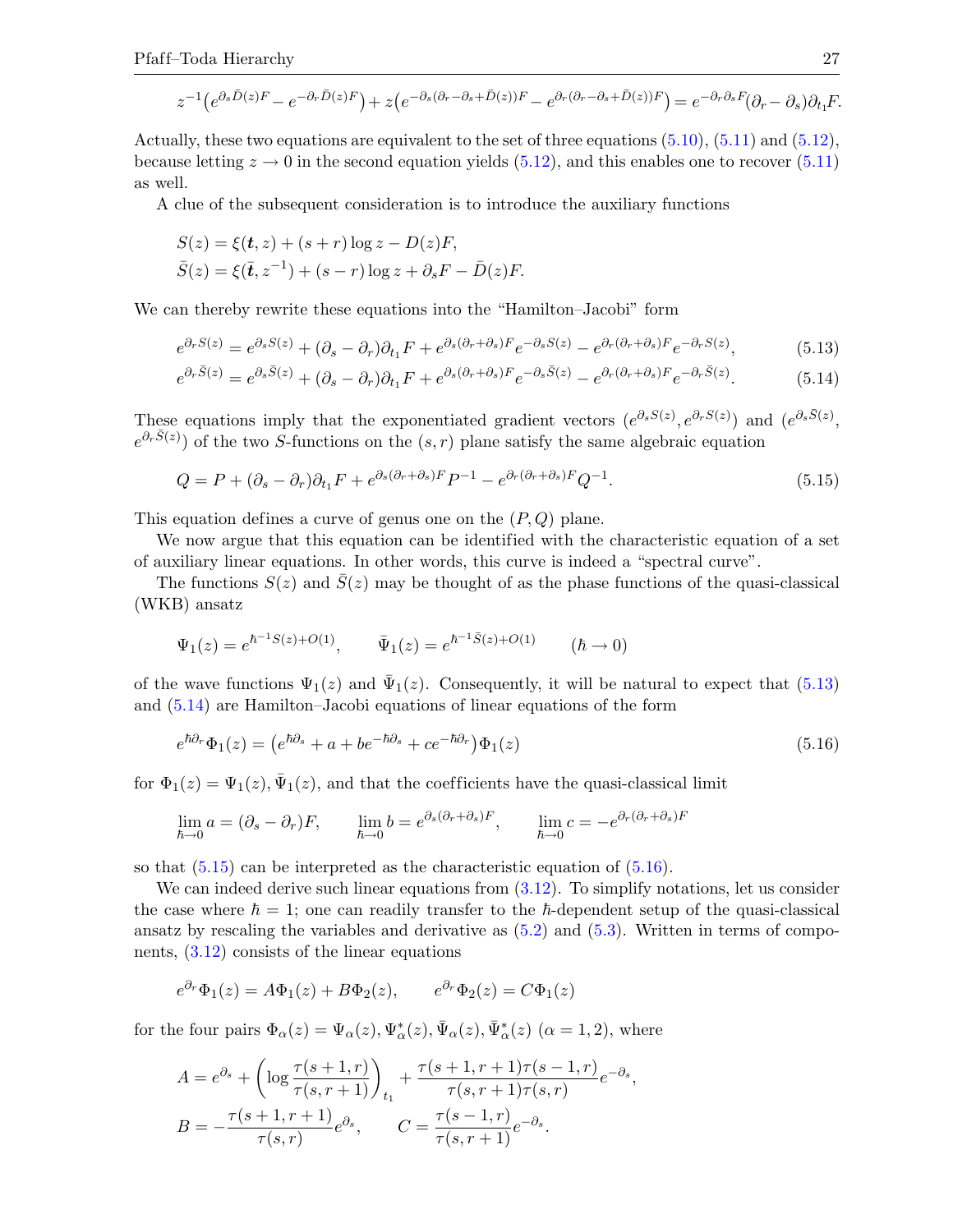$$
z^{-1}\big(e^{\partial_s \bar{D}(z)F} - e^{-\partial_r \bar{D}(z)F}\big) + z\big(e^{-\partial_s(\partial_r-\partial_s+\bar{D}(z))F} - e^{\partial_r(\partial_r-\partial_s+\bar{D}(z))F}\big) = e^{-\partial_r\partial_s F}(\partial_r - \partial_s)\partial_{t_1}F.
$$

Actually, these two equations are equivalent to the set of three equations (5.10), (5.11) and (5.12), because letting $z \to 0$ in the second equation yields (5.12), and this enables one to recover (5.11) as well.

A clue of the subsequent consideration is to introduce the auxiliary functions

$$
\begin{aligned}
S(z) &= \xi(\boldsymbol{t}, z) + (s + r)\log z - D(z)F,\\
\bar{S}(z) &= \xi(\bar{\boldsymbol{t}}, z^{-1}) + (s - r)\log z + \partial_s F - \bar{D}(z)F.
\end{aligned}
$$

We can thereby rewrite these equations into the "Hamilton–Jacobi" form

$$
e^{\partial_r S(z)} = e^{\partial_s S(z)} + (\partial_s - \partial_r)\partial_{t_1}F + e^{\partial_s(\partial_r+\partial_s)F}e^{-\partial_s S(z)} - e^{\partial_r(\partial_r+\partial_s)F}e^{-\partial_r S(z)}, \tag{5.13}
$$

$$
e^{\partial_r \bar{S}(z)} = e^{\partial_s \bar{S}(z)} + (\partial_s - \partial_r)\partial_{t_1}F + e^{\partial_s(\partial_r+\partial_s)F}e^{-\partial_s \bar{S}(z)} - e^{\partial_r(\partial_r+\partial_s)F}e^{-\partial_r \bar{S}(z)}. \tag{5.14}
$$

These equations imply that the exponentiated gradient vectors $(e^{\partial_s S(z)}, e^{\partial_r S(z)})$ and $(e^{\partial_s \bar{S}(z)}, e^{\partial_r \bar{S}(z)})$ of the two $S$-functions on the $(s, r)$ plane satisfy the same algebraic equation

$$
Q = P + (\partial_s - \partial_r)\partial_{t_1}F + e^{\partial_s(\partial_r+\partial_s)F}P^{-1} - e^{\partial_r(\partial_r+\partial_s)F}Q^{-1}. \tag{5.15}
$$

This equation defines a curve of genus one on the $(P, Q)$ plane.

We now argue that this equation can be identified with the characteristic equation of a set of auxiliary linear equations. In other words, this curve is indeed a "spectral curve".

The functions $S(z)$ and $\bar{S}(z)$ may be thought of as the phase functions of the quasi-classical (WKB) ansatz

$$
\Psi_1(z) = e^{\hbar^{-1}S(z) + O(1)}, \qquad \bar{\Psi}_1(z) = e^{\hbar^{-1}\bar{S}(z) + O(1)} \qquad (\hbar \to 0)
$$

of the wave functions $\Psi_1(z)$ and $\bar{\Psi}_1(z)$. Consequently, it will be natural to expect that (5.13) and (5.14) are Hamilton–Jacobi equations of linear equations of the form

$$
e^{\hbar\partial_r}\Phi_1(z) = \big(e^{\hbar\partial_s} + a + be^{-\hbar\partial_s} + ce^{-\hbar\partial_r}\big)\Phi_1(z) \tag{5.16}
$$

for $\Phi_1(z) = \Psi_1(z), \bar{\Psi}_1(z)$, and that the coefficients have the quasi-classical limit

$$
\lim_{\hbar\to 0} a = (\partial_s - \partial_r)F, \qquad \lim_{\hbar\to 0} b = e^{\partial_s(\partial_r+\partial_s)F}, \qquad \lim_{\hbar\to 0} c = -e^{\partial_r(\partial_r+\partial_s)F}
$$

so that (5.15) can be interpreted as the characteristic equation of (5.16).

We can indeed derive such linear equations from (3.12). To simplify notations, let us consider the case where $\hbar = 1$; one can readily transfer to the $\hbar$-dependent setup of the quasi-classical ansatz by rescaling the variables and derivative as (5.2) and (5.3). Written in terms of components, (3.12) consists of the linear equations

$$
e^{\partial_r}\Phi_1(z) = A\Phi_1(z) + B\Phi_2(z), \qquad e^{\partial_r}\Phi_2(z) = C\Phi_1(z)
$$

for the four pairs $\Phi_\alpha(z) = \Psi_\alpha(z), \Psi^*_\alpha(z), \bar{\Psi}_\alpha(z), \bar{\Psi}^*_\alpha(z)$ $(\alpha = 1, 2)$, where

$$
\begin{aligned}
A &= e^{\partial_s} + \left(\log\frac{\tau(s+1,r)}{\tau(s,r+1)}\right)_{t_1} + \frac{\tau(s+1,r+1)\tau(s-1,r)}{\tau(s,r+1)\tau(s,r)}e^{-\partial_s},\\
B &= -\frac{\tau(s+1,r+1)}{\tau(s,r)}e^{\partial_s}, \qquad C = \frac{\tau(s-1,r)}{\tau(s,r+1)}e^{-\partial_s}.
\end{aligned}
$$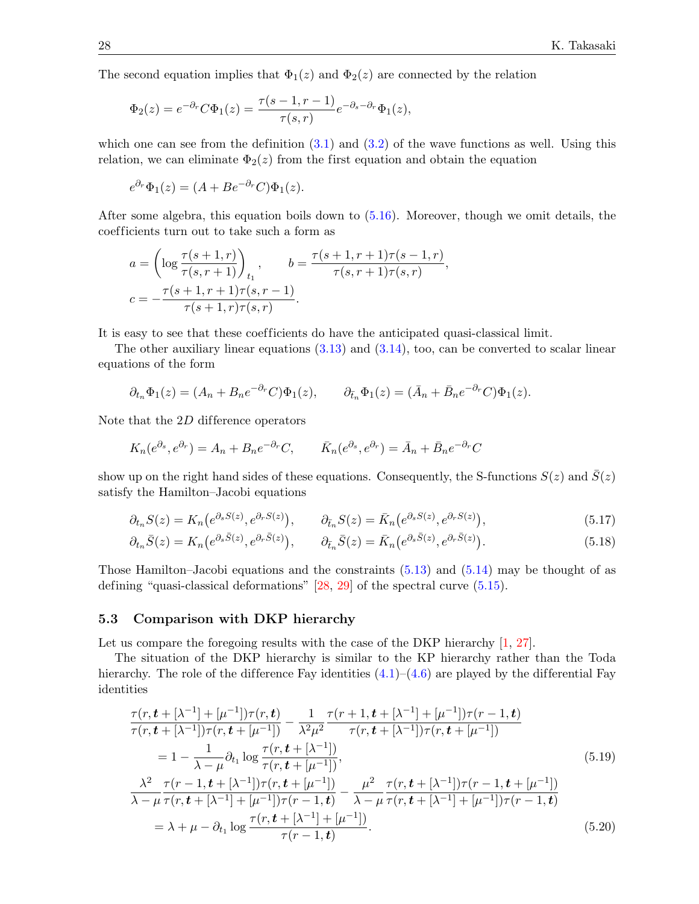The second equation implies that $\Phi_1(z)$ and $\Phi_2(z)$ are connected by the relation

$$\Phi_2(z) = e^{-\partial_r} C\Phi_1(z) = \frac{\tau(s-1,r-1)}{\tau(s,r)} e^{-\partial_s-\partial_r}\Phi_1(z),$$

which one can see from the definition (3.1) and (3.2) of the wave functions as well. Using this relation, we can eliminate $\Phi_2(z)$ from the first equation and obtain the equation

$$e^{\partial_r}\Phi_1(z) = (A + Be^{-\partial_r}C)\Phi_1(z).$$

After some algebra, this equation boils down to (5.16). Moreover, though we omit details, the coefficients turn out to take such a form as

$$a = \left(\log\frac{\tau(s+1,r)}{\tau(s,r+1)}\right)_{t_1}, \qquad b = \frac{\tau(s+1,r+1)\tau(s-1,r)}{\tau(s,r+1)\tau(s,r)},$$
$$c = -\frac{\tau(s+1,r+1)\tau(s,r-1)}{\tau(s+1,r)\tau(s,r)}.$$

It is easy to see that these coefficients do have the anticipated quasi-classical limit.

The other auxiliary linear equations (3.13) and (3.14), too, can be converted to scalar linear equations of the form

$$\partial_{t_n}\Phi_1(z) = (A_n + B_n e^{-\partial_r}C)\Phi_1(z), \qquad \partial_{\bar{t}_n}\Phi_1(z) = (\bar{A}_n + \bar{B}_n e^{-\partial_r}C)\Phi_1(z).$$

Note that the $2D$ difference operators

$$K_n(e^{\partial_s}, e^{\partial_r}) = A_n + B_n e^{-\partial_r}C, \qquad \bar{K}_n(e^{\partial_s}, e^{\partial_r}) = \bar{A}_n + \bar{B}_n e^{-\partial_r}C$$

show up on the right hand sides of these equations. Consequently, the S-functions $S(z)$ and $\bar{S}(z)$ satisfy the Hamilton–Jacobi equations

$$\partial_{t_n}S(z) = K_n\big(e^{\partial_s S(z)}, e^{\partial_r S(z)}\big), \qquad \partial_{\bar{t}_n}S(z) = \bar{K}_n\big(e^{\partial_s S(z)}, e^{\partial_r S(z)}\big), \tag{5.17}$$

$$\partial_{t_n}\bar{S}(z) = K_n\big(e^{\partial_s \bar{S}(z)}, e^{\partial_r \bar{S}(z)}\big), \qquad \partial_{\bar{t}_n}\bar{S}(z) = \bar{K}_n\big(e^{\partial_s \bar{S}(z)}, e^{\partial_r \bar{S}(z)}\big). \tag{5.18}$$

Those Hamilton–Jacobi equations and the constraints (5.13) and (5.14) may be thought of as defining "quasi-classical deformations" [28, 29] of the spectral curve (5.15).

### 5.3 Comparison with DKP hierarchy

Let us compare the foregoing results with the case of the DKP hierarchy [1, 27].

The situation of the DKP hierarchy is similar to the KP hierarchy rather than the Toda hierarchy. The role of the difference Fay identities (4.1)–(4.6) are played by the differential Fay identities

$$\frac{\tau(r,\boldsymbol{t}+[\lambda^{-1}]+[\mu^{-1}])\tau(r,\boldsymbol{t})}{\tau(r,\boldsymbol{t}+[\lambda^{-1}])\tau(r,\boldsymbol{t}+[\mu^{-1}])} - \frac{1}{\lambda^2\mu^2}\frac{\tau(r+1,\boldsymbol{t}+[\lambda^{-1}]+[\mu^{-1}])\tau(r-1,\boldsymbol{t})}{\tau(r,\boldsymbol{t}+[\lambda^{-1}])\tau(r,\boldsymbol{t}+[\mu^{-1}])}$$
$$= 1 - \frac{1}{\lambda-\mu}\partial_{t_1}\log\frac{\tau(r,\boldsymbol{t}+[\lambda^{-1}])}{\tau(r,\boldsymbol{t}+[\mu^{-1}])}, \tag{5.19}$$

$$\frac{\lambda^2}{\lambda-\mu}\frac{\tau(r-1,\boldsymbol{t}+[\lambda^{-1}])\tau(r,\boldsymbol{t}+[\mu^{-1}])}{\tau(r,\boldsymbol{t}+[\lambda^{-1}]+[\mu^{-1}])\tau(r-1,\boldsymbol{t})} - \frac{\mu^2}{\lambda-\mu}\frac{\tau(r,\boldsymbol{t}+[\lambda^{-1}])\tau(r-1,\boldsymbol{t}+[\mu^{-1}])}{\tau(r,\boldsymbol{t}+[\lambda^{-1}]+[\mu^{-1}])\tau(r-1,\boldsymbol{t})}$$
$$= \lambda + \mu - \partial_{t_1}\log\frac{\tau(r,\boldsymbol{t}+[\lambda^{-1}]+[\mu^{-1}])}{\tau(r-1,\boldsymbol{t})}. \tag{5.20}$$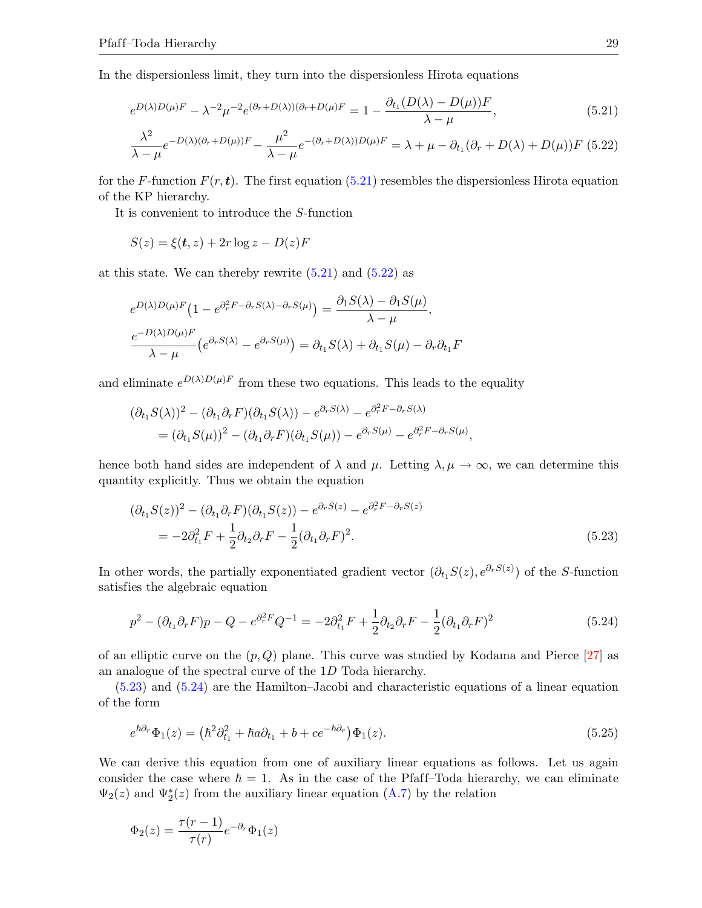In the dispersionless limit, they turn into the dispersionless Hirota equations

$$
e^{D(\lambda)D(\mu)F} - \lambda^{-2}\mu^{-2}e^{(\partial_r + D(\lambda))(\partial_r + D(\mu)F} = 1 - \frac{\partial_{t_1}(D(\lambda) - D(\mu))F}{\lambda - \mu}, \tag{5.21}
$$

$$
\frac{\lambda^2}{\lambda - \mu}e^{-D(\lambda)(\partial_r + D(\mu))F} - \frac{\mu^2}{\lambda - \mu}e^{-(\partial_r + D(\lambda))D(\mu)F} = \lambda + \mu - \partial_{t_1}(\partial_r + D(\lambda) + D(\mu))F \tag{5.22}
$$

for the $F$-function $F(r, \boldsymbol{t})$. The first equation (5.21) resembles the dispersionless Hirota equation of the KP hierarchy.

It is convenient to introduce the $S$-function

$$
S(z) = \xi(\boldsymbol{t}, z) + 2r\log z - D(z)F
$$

at this state. We can thereby rewrite (5.21) and (5.22) as

$$
e^{D(\lambda)D(\mu)F}\big(1 - e^{\partial_r^2 F - \partial_r S(\lambda) - \partial_r S(\mu)}\big) = \frac{\partial_1 S(\lambda) - \partial_1 S(\mu)}{\lambda - \mu},
$$

$$
\frac{e^{-D(\lambda)D(\mu)F}}{\lambda - \mu}\big(e^{\partial_r S(\lambda)} - e^{\partial_r S(\mu)}\big) = \partial_{t_1}S(\lambda) + \partial_{t_1}S(\mu) - \partial_r\partial_{t_1}F
$$

and eliminate $e^{D(\lambda)D(\mu)F}$ from these two equations. This leads to the equality

$$
\begin{aligned}
&(\partial_{t_1}S(\lambda))^2 - (\partial_{t_1}\partial_r F)(\partial_{t_1}S(\lambda)) - e^{\partial_r S(\lambda)} - e^{\partial_r^2 F - \partial_r S(\lambda)} \\
&\quad = (\partial_{t_1}S(\mu))^2 - (\partial_{t_1}\partial_r F)(\partial_{t_1}S(\mu)) - e^{\partial_r S(\mu)} - e^{\partial_r^2 F - \partial_r S(\mu)},
\end{aligned}
$$

hence both hand sides are independent of $\lambda$ and $\mu$. Letting $\lambda, \mu \to \infty$, we can determine this quantity explicitly. Thus we obtain the equation

$$
\begin{aligned}
&(\partial_{t_1}S(z))^2 - (\partial_{t_1}\partial_r F)(\partial_{t_1}S(z)) - e^{\partial_r S(z)} - e^{\partial_r^2 F - \partial_r S(z)} \\
&\quad = -2\partial_{t_1}^2 F + \frac{1}{2}\partial_{t_2}\partial_r F - \frac{1}{2}(\partial_{t_1}\partial_r F)^2.
\end{aligned} \tag{5.23}
$$

In other words, the partially exponentiated gradient vector $(\partial_{t_1}S(z), e^{\partial_r S(z)})$ of the $S$-function satisfies the algebraic equation

$$
p^2 - (\partial_{t_1}\partial_r F)p - Q - e^{\partial_r^2 F}Q^{-1} = -2\partial_{t_1}^2 F + \frac{1}{2}\partial_{t_2}\partial_r F - \frac{1}{2}(\partial_{t_1}\partial_r F)^2 \tag{5.24}
$$

of an elliptic curve on the $(p, Q)$ plane. This curve was studied by Kodama and Pierce [27] as an analogue of the spectral curve of the $1D$ Toda hierarchy.

(5.23) and (5.24) are the Hamilton–Jacobi and characteristic equations of a linear equation of the form

$$
e^{\hbar\partial_r}\Phi_1(z) = \big(\hbar^2\partial_{t_1}^2 + \hbar a\partial_{t_1} + b + ce^{-\hbar\partial_r}\big)\Phi_1(z). \tag{5.25}
$$

We can derive this equation from one of auxiliary linear equations as follows. Let us again consider the case where $\hbar = 1$. As in the case of the Pfaff–Toda hierarchy, we can eliminate $\Psi_2(z)$ and $\Psi_2^*(z)$ from the auxiliary linear equation (A.7) by the relation

$$
\Phi_2(z) = \frac{\tau(r-1)}{\tau(r)}e^{-\partial_r}\Phi_1(z)
$$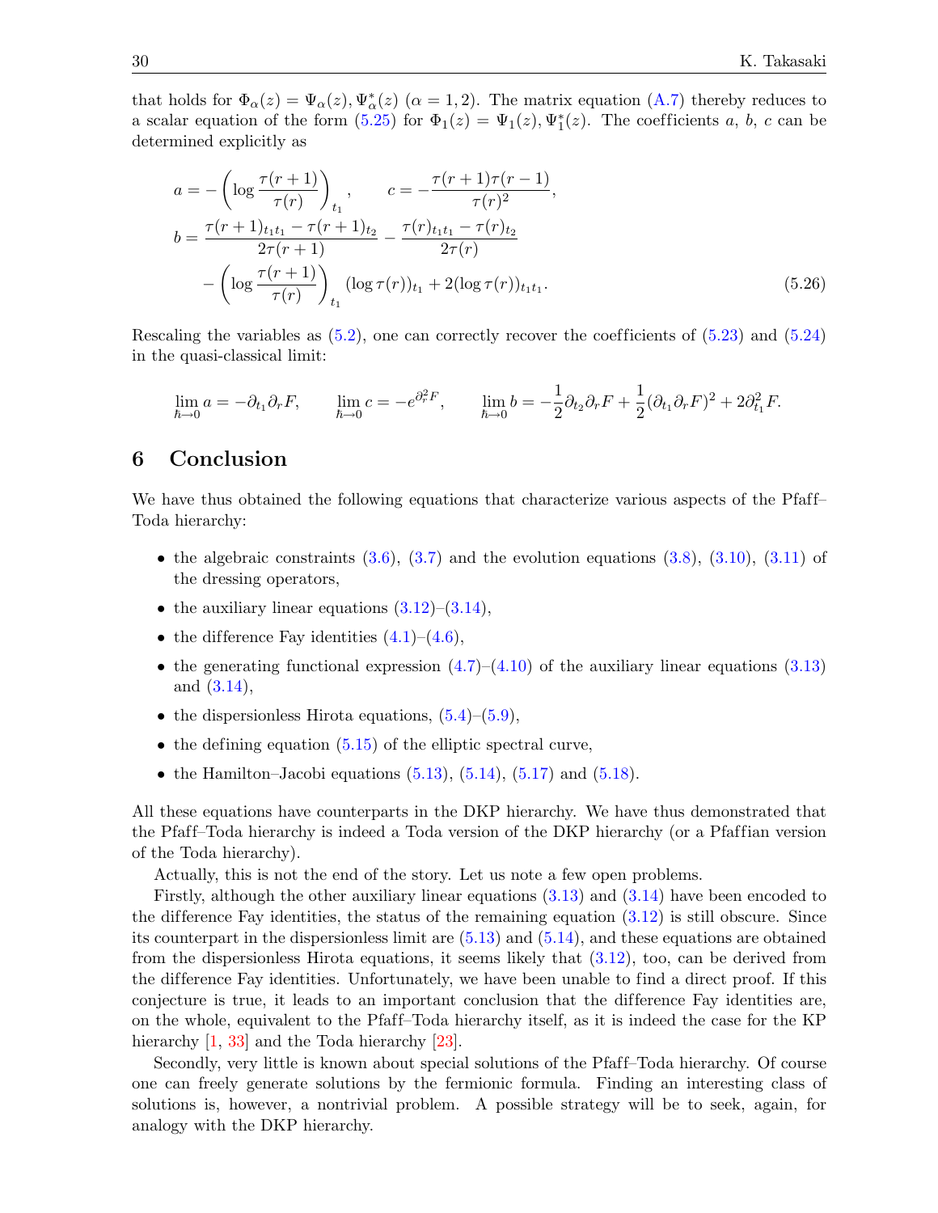that holds for $\Phi_\alpha(z) = \Psi_\alpha(z), \Psi^*_\alpha(z)$ ($\alpha = 1, 2$). The matrix equation (A.7) thereby reduces to a scalar equation of the form (5.25) for $\Phi_1(z) = \Psi_1(z), \Psi^*_1(z)$. The coefficients $a$, $b$, $c$ can be determined explicitly as

$$
\begin{aligned}
a &= -\left(\log\frac{\tau(r+1)}{\tau(r)}\right)_{t_1}, \qquad c = -\frac{\tau(r+1)\tau(r-1)}{\tau(r)^2},\\
b &= \frac{\tau(r+1)_{t_1t_1} - \tau(r+1)_{t_2}}{2\tau(r+1)} - \frac{\tau(r)_{t_1t_1} - \tau(r)_{t_2}}{2\tau(r)}\\
&\quad - \left(\log\frac{\tau(r+1)}{\tau(r)}\right)_{t_1}(\log\tau(r))_{t_1} + 2(\log\tau(r))_{t_1t_1}.
\end{aligned} \tag{5.26}
$$

Rescaling the variables as (5.2), one can correctly recover the coefficients of (5.23) and (5.24) in the quasi-classical limit:

$$
\lim_{\hbar\to 0} a = -\partial_{t_1}\partial_r F, \qquad \lim_{\hbar\to 0} c = -e^{\partial_r^2 F}, \qquad \lim_{\hbar\to 0} b = -\frac{1}{2}\partial_{t_2}\partial_r F + \frac{1}{2}(\partial_{t_1}\partial_r F)^2 + 2\partial_{t_1}^2 F.
$$

## 6 Conclusion

We have thus obtained the following equations that characterize various aspects of the Pfaff–Toda hierarchy:

- the algebraic constraints (3.6), (3.7) and the evolution equations (3.8), (3.10), (3.11) of the dressing operators,
- the auxiliary linear equations (3.12)–(3.14),
- the difference Fay identities (4.1)–(4.6),
- the generating functional expression (4.7)–(4.10) of the auxiliary linear equations (3.13) and (3.14),
- the dispersionless Hirota equations, (5.4)–(5.9),
- the defining equation (5.15) of the elliptic spectral curve,
- the Hamilton–Jacobi equations (5.13), (5.14), (5.17) and (5.18).

All these equations have counterparts in the DKP hierarchy. We have thus demonstrated that the Pfaff–Toda hierarchy is indeed a Toda version of the DKP hierarchy (or a Pfaffian version of the Toda hierarchy).

Actually, this is not the end of the story. Let us note a few open problems.

Firstly, although the other auxiliary linear equations (3.13) and (3.14) have been encoded to the difference Fay identities, the status of the remaining equation (3.12) is still obscure. Since its counterpart in the dispersionless limit are (5.13) and (5.14), and these equations are obtained from the dispersionless Hirota equations, it seems likely that (3.12), too, can be derived from the difference Fay identities. Unfortunately, we have been unable to find a direct proof. If this conjecture is true, it leads to an important conclusion that the difference Fay identities are, on the whole, equivalent to the Pfaff–Toda hierarchy itself, as it is indeed the case for the KP hierarchy [1, 33] and the Toda hierarchy [23].

Secondly, very little is known about special solutions of the Pfaff–Toda hierarchy. Of course one can freely generate solutions by the fermionic formula. Finding an interesting class of solutions is, however, a nontrivial problem. A possible strategy will be to seek, again, for analogy with the DKP hierarchy.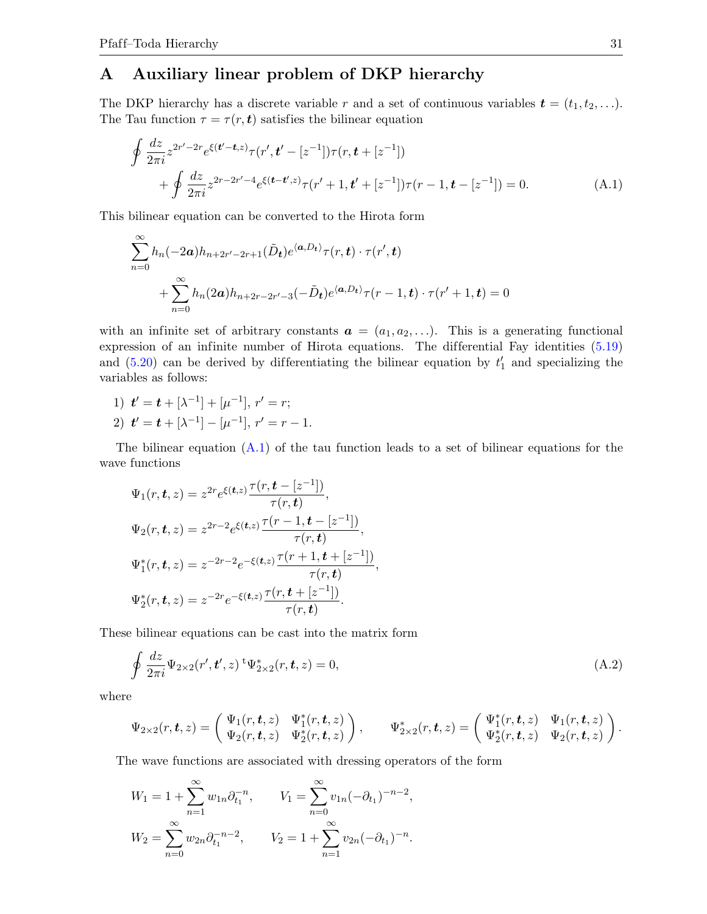# A Auxiliary linear problem of DKP hierarchy

The DKP hierarchy has a discrete variable $r$ and a set of continuous variables $\boldsymbol{t} = (t_1, t_2, \ldots)$. The Tau function $\tau = \tau(r, \boldsymbol{t})$ satisfies the bilinear equation

$$
\begin{aligned}
\oint \frac{dz}{2\pi i} z^{2r'-2r} e^{\xi(\boldsymbol{t}'-\boldsymbol{t},z)} \tau(r', \boldsymbol{t}' - [z^{-1}]) \tau(r, \boldsymbol{t} + [z^{-1}]) \\
+ \oint \frac{dz}{2\pi i} z^{2r-2r'-4} e^{\xi(\boldsymbol{t}-\boldsymbol{t}',z)} \tau(r'+1, \boldsymbol{t}' + [z^{-1}]) \tau(r-1, \boldsymbol{t} - [z^{-1}]) = 0.
\end{aligned}
\tag{A.1}
$$

This bilinear equation can be converted to the Hirota form

$$
\begin{aligned}
\sum_{n=0}^{\infty} h_n(-2\boldsymbol{a}) h_{n+2r'-2r+1}(\tilde{D}_{\boldsymbol{t}}) e^{\langle \boldsymbol{a}, D_{\boldsymbol{t}} \rangle} \tau(r, \boldsymbol{t}) \cdot \tau(r', \boldsymbol{t}) \\
+ \sum_{n=0}^{\infty} h_n(2\boldsymbol{a}) h_{n+2r-2r'-3}(-\tilde{D}_{\boldsymbol{t}}) e^{\langle \boldsymbol{a}, D_{\boldsymbol{t}} \rangle} \tau(r-1, \boldsymbol{t}) \cdot \tau(r'+1, \boldsymbol{t}) = 0
\end{aligned}
$$

with an infinite set of arbitrary constants $\boldsymbol{a} = (a_1, a_2, \ldots)$. This is a generating functional expression of an infinite number of Hirota equations. The differential Fay identities (5.19) and (5.20) can be derived by differentiating the bilinear equation by $t_1'$ and specializing the variables as follows:

1) $\boldsymbol{t}' = \boldsymbol{t} + [\lambda^{-1}] + [\mu^{-1}]$, $r' = r$;
2) $\boldsymbol{t}' = \boldsymbol{t} + [\lambda^{-1}] - [\mu^{-1}]$, $r' = r - 1$.

The bilinear equation (A.1) of the tau function leads to a set of bilinear equations for the wave functions

$$
\begin{aligned}
\Psi_1(r, \boldsymbol{t}, z) &= z^{2r} e^{\xi(\boldsymbol{t},z)} \frac{\tau(r, \boldsymbol{t} - [z^{-1}])}{\tau(r, \boldsymbol{t})}, \\
\Psi_2(r, \boldsymbol{t}, z) &= z^{2r-2} e^{\xi(\boldsymbol{t},z)} \frac{\tau(r-1, \boldsymbol{t} - [z^{-1}])}{\tau(r, \boldsymbol{t})}, \\
\Psi_1^*(r, \boldsymbol{t}, z) &= z^{-2r-2} e^{-\xi(\boldsymbol{t},z)} \frac{\tau(r+1, \boldsymbol{t} + [z^{-1}])}{\tau(r, \boldsymbol{t})}, \\
\Psi_2^*(r, \boldsymbol{t}, z) &= z^{-2r} e^{-\xi(\boldsymbol{t},z)} \frac{\tau(r, \boldsymbol{t} + [z^{-1}])}{\tau(r, \boldsymbol{t})}.
\end{aligned}
$$

These bilinear equations can be cast into the matrix form

$$
\oint \frac{dz}{2\pi i} \Psi_{2\times 2}(r', \boldsymbol{t}', z)\, {}^{\mathrm{t}}\Psi^*_{2\times 2}(r, \boldsymbol{t}, z) = 0,
\tag{A.2}
$$

where

$$
\Psi_{2\times 2}(r, \boldsymbol{t}, z) = \begin{pmatrix} \Psi_1(r, \boldsymbol{t}, z) & \Psi_1^*(r, \boldsymbol{t}, z) \\ \Psi_2(r, \boldsymbol{t}, z) & \Psi_2^*(r, \boldsymbol{t}, z) \end{pmatrix}, \qquad \Psi^*_{2\times 2}(r, \boldsymbol{t}, z) = \begin{pmatrix} \Psi_1^*(r, \boldsymbol{t}, z) & \Psi_1(r, \boldsymbol{t}, z) \\ \Psi_2^*(r, \boldsymbol{t}, z) & \Psi_2(r, \boldsymbol{t}, z) \end{pmatrix}.
$$

The wave functions are associated with dressing operators of the form

$$
\begin{aligned}
W_1 &= 1 + \sum_{n=1}^{\infty} w_{1n} \partial_{t_1}^{-n}, \qquad V_1 = \sum_{n=0}^{\infty} v_{1n} (-\partial_{t_1})^{-n-2}, \\
W_2 &= \sum_{n=0}^{\infty} w_{2n} \partial_{t_1}^{-n-2}, \qquad V_2 = 1 + \sum_{n=1}^{\infty} v_{2n} (-\partial_{t_1})^{-n}.
\end{aligned}
$$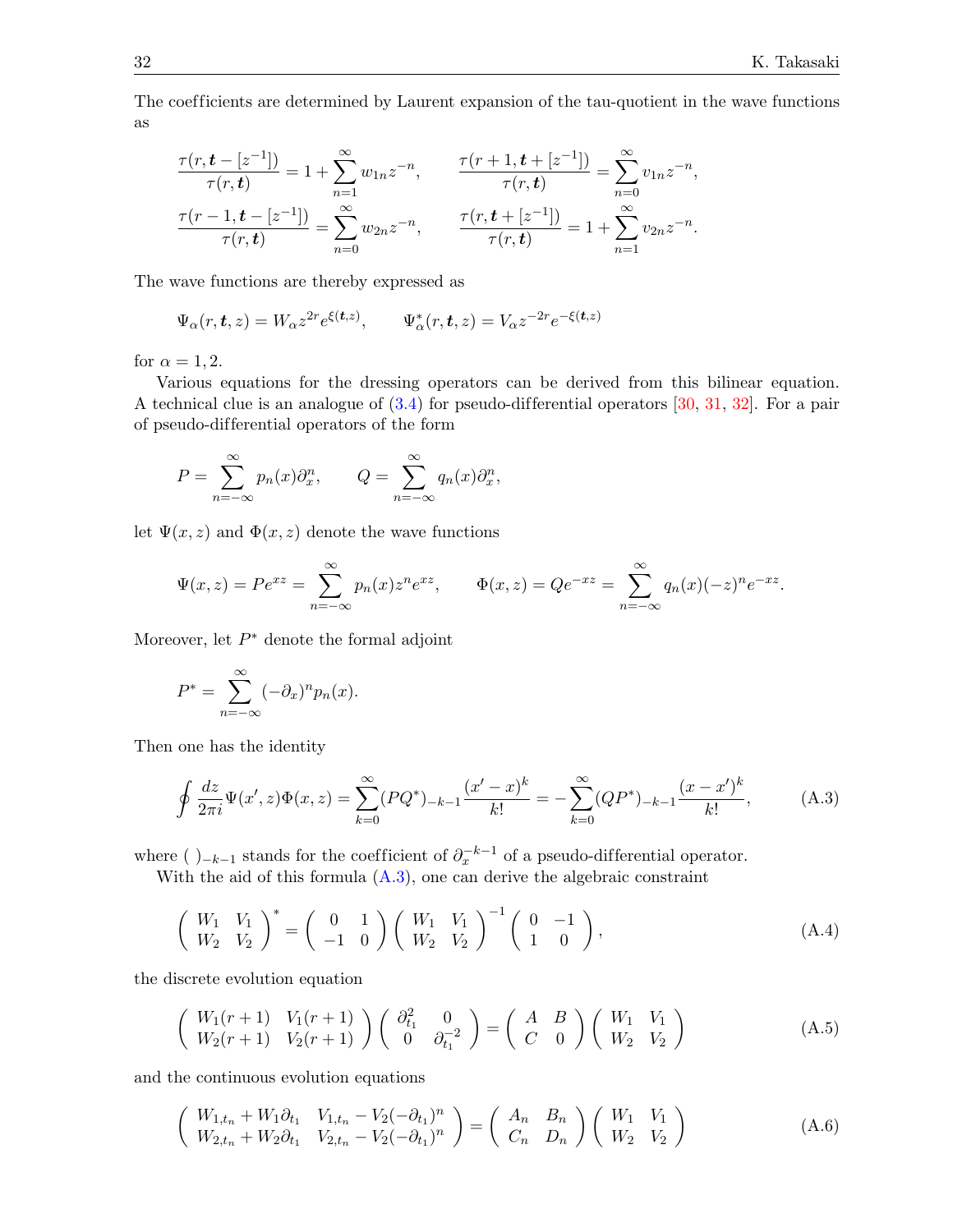The coefficients are determined by Laurent expansion of the tau-quotient in the wave functions as

$$\frac{\tau(r,\boldsymbol{t}-[z^{-1}])}{\tau(r,\boldsymbol{t})} = 1 + \sum_{n=1}^{\infty} w_{1n} z^{-n}, \qquad \frac{\tau(r+1,\boldsymbol{t}+[z^{-1}])}{\tau(r,\boldsymbol{t})} = \sum_{n=0}^{\infty} v_{1n} z^{-n},$$

$$\frac{\tau(r-1,\boldsymbol{t}-[z^{-1}])}{\tau(r,\boldsymbol{t})} = \sum_{n=0}^{\infty} w_{2n} z^{-n}, \qquad \frac{\tau(r,\boldsymbol{t}+[z^{-1}])}{\tau(r,\boldsymbol{t})} = 1 + \sum_{n=1}^{\infty} v_{2n} z^{-n}.$$

The wave functions are thereby expressed as

$$\Psi_\alpha(r,\boldsymbol{t},z) = W_\alpha z^{2r} e^{\xi(\boldsymbol{t},z)}, \qquad \Psi^*_\alpha(r,\boldsymbol{t},z) = V_\alpha z^{-2r} e^{-\xi(\boldsymbol{t},z)}$$

for $\alpha = 1,2$.

Various equations for the dressing operators can be derived from this bilinear equation. A technical clue is an analogue of (3.4) for pseudo-differential operators [30, 31, 32]. For a pair of pseudo-differential operators of the form

$$P = \sum_{n=-\infty}^{\infty} p_n(x)\partial_x^n, \qquad Q = \sum_{n=-\infty}^{\infty} q_n(x)\partial_x^n,$$

let $\Psi(x,z)$ and $\Phi(x,z)$ denote the wave functions

$$\Psi(x,z) = Pe^{xz} = \sum_{n=-\infty}^{\infty} p_n(x) z^n e^{xz}, \qquad \Phi(x,z) = Qe^{-xz} = \sum_{n=-\infty}^{\infty} q_n(x)(-z)^n e^{-xz}.$$

Moreover, let $P^*$ denote the formal adjoint

$$P^* = \sum_{n=-\infty}^{\infty} (-\partial_x)^n p_n(x).$$

Then one has the identity

$$\oint \frac{dz}{2\pi i}\Psi(x',z)\Phi(x,z) = \sum_{k=0}^{\infty}(PQ^*)_{-k-1}\frac{(x'-x)^k}{k!} = -\sum_{k=0}^{\infty}(QP^*)_{-k-1}\frac{(x-x')^k}{k!}, \tag{A.3}$$

where $(\ )_{-k-1}$ stands for the coefficient of $\partial_x^{-k-1}$ of a pseudo-differential operator.

With the aid of this formula (A.3), one can derive the algebraic constraint

$$\begin{pmatrix} W_1 & V_1 \\ W_2 & V_2 \end{pmatrix}^* = \begin{pmatrix} 0 & 1 \\ -1 & 0 \end{pmatrix}\begin{pmatrix} W_1 & V_1 \\ W_2 & V_2 \end{pmatrix}^{-1}\begin{pmatrix} 0 & -1 \\ 1 & 0 \end{pmatrix}, \tag{A.4}$$

the discrete evolution equation

$$\begin{pmatrix} W_1(r+1) & V_1(r+1) \\ W_2(r+1) & V_2(r+1) \end{pmatrix}\begin{pmatrix} \partial_{t_1}^2 & 0 \\ 0 & \partial_{t_1}^{-2} \end{pmatrix} = \begin{pmatrix} A & B \\ C & 0 \end{pmatrix}\begin{pmatrix} W_1 & V_1 \\ W_2 & V_2 \end{pmatrix} \tag{A.5}$$

and the continuous evolution equations

$$\begin{pmatrix} W_{1,t_n} + W_1\partial_{t_1} & V_{1,t_n} - V_2(-\partial_{t_1})^n \\ W_{2,t_n} + W_2\partial_{t_1} & V_{2,t_n} - V_2(-\partial_{t_1})^n \end{pmatrix} = \begin{pmatrix} A_n & B_n \\ C_n & D_n \end{pmatrix}\begin{pmatrix} W_1 & V_1 \\ W_2 & V_2 \end{pmatrix} \tag{A.6}$$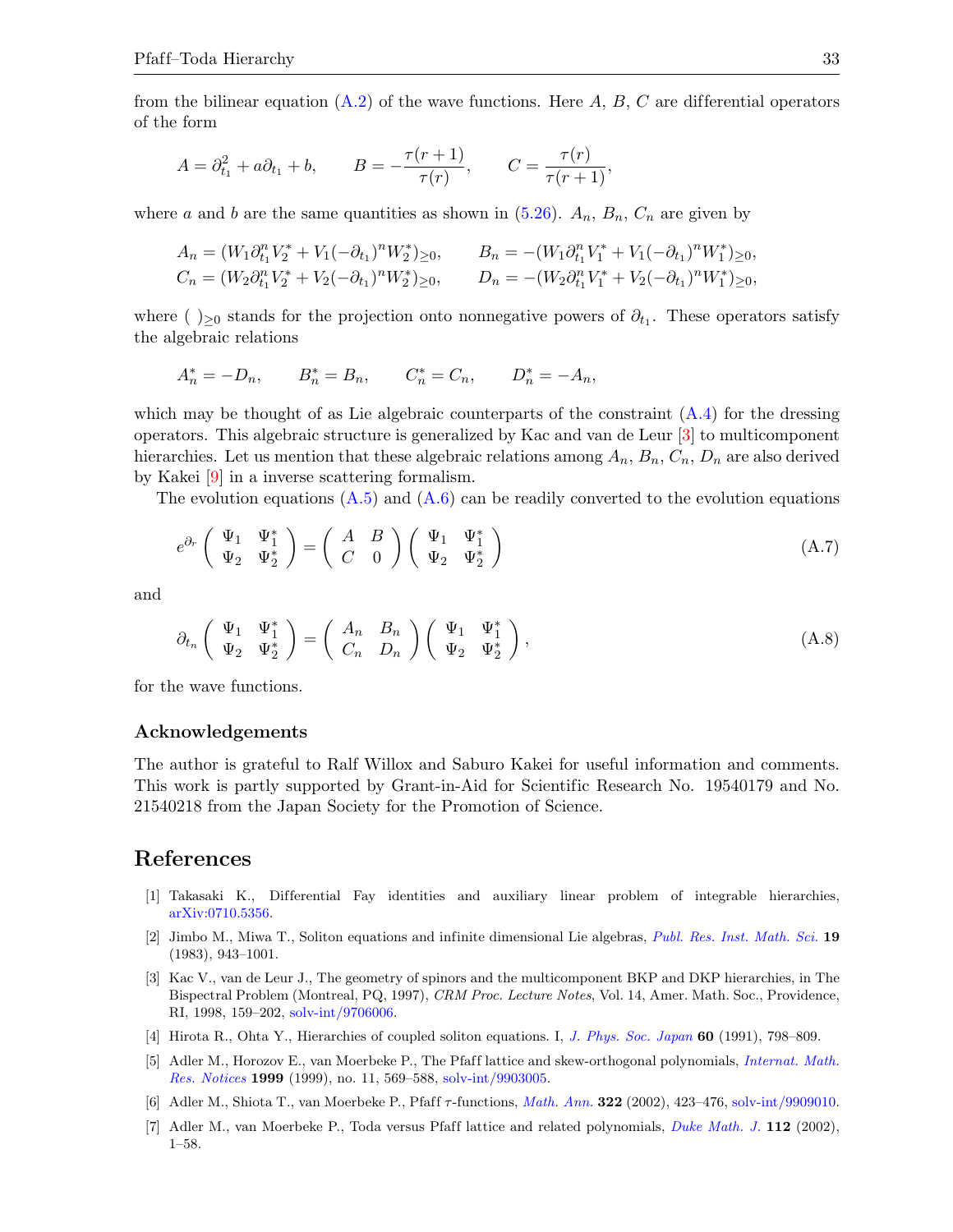from the bilinear equation (A.2) of the wave functions. Here $A$, $B$, $C$ are differential operators of the form

$$A = \partial_{t_1}^2 + a\partial_{t_1} + b, \qquad B = -\frac{\tau(r+1)}{\tau(r)}, \qquad C = \frac{\tau(r)}{\tau(r+1)},$$

where $a$ and $b$ are the same quantities as shown in (5.26). $A_n$, $B_n$, $C_n$ are given by

$$A_n = (W_1\partial_{t_1}^n V_2^* + V_1(-\partial_{t_1})^n W_2^*)_{\geq 0}, \qquad B_n = -(W_1\partial_{t_1}^n V_1^* + V_1(-\partial_{t_1})^n W_1^*)_{\geq 0},$$
$$C_n = (W_2\partial_{t_1}^n V_2^* + V_2(-\partial_{t_1})^n W_2^*)_{\geq 0}, \qquad D_n = -(W_2\partial_{t_1}^n V_1^* + V_2(-\partial_{t_1})^n W_1^*)_{\geq 0},$$

where $(\ )_{\geq 0}$ stands for the projection onto nonnegative powers of $\partial_{t_1}$. These operators satisfy the algebraic relations

$$A_n^* = -D_n, \qquad B_n^* = B_n, \qquad C_n^* = C_n, \qquad D_n^* = -A_n,$$

which may be thought of as Lie algebraic counterparts of the constraint (A.4) for the dressing operators. This algebraic structure is generalized by Kac and van de Leur [3] to multicomponent hierarchies. Let us mention that these algebraic relations among $A_n$, $B_n$, $C_n$, $D_n$ are also derived by Kakei [9] in a inverse scattering formalism.

The evolution equations (A.5) and (A.6) can be readily converted to the evolution equations

$$e^{\partial_r}\begin{pmatrix} \Psi_1 & \Psi_1^* \\ \Psi_2 & \Psi_2^* \end{pmatrix} = \begin{pmatrix} A & B \\ C & 0 \end{pmatrix}\begin{pmatrix} \Psi_1 & \Psi_1^* \\ \Psi_2 & \Psi_2^* \end{pmatrix} \tag{A.7}$$

and

$$\partial_{t_n}\begin{pmatrix} \Psi_1 & \Psi_1^* \\ \Psi_2 & \Psi_2^* \end{pmatrix} = \begin{pmatrix} A_n & B_n \\ C_n & D_n \end{pmatrix}\begin{pmatrix} \Psi_1 & \Psi_1^* \\ \Psi_2 & \Psi_2^* \end{pmatrix}, \tag{A.8}$$

for the wave functions.

### Acknowledgements

The author is grateful to Ralf Willox and Saburo Kakei for useful information and comments. This work is partly supported by Grant-in-Aid for Scientific Research No. 19540179 and No. 21540218 from the Japan Society for the Promotion of Science.

## References

[1] Takasaki K., Differential Fay identities and auxiliary linear problem of integrable hierarchies, arXiv:0710.5356.

[2] Jimbo M., Miwa T., Soliton equations and infinite dimensional Lie algebras, *Publ. Res. Inst. Math. Sci.* **19** (1983), 943–1001.

[3] Kac V., van de Leur J., The geometry of spinors and the multicomponent BKP and DKP hierarchies, in The Bispectral Problem (Montreal, PQ, 1997), *CRM Proc. Lecture Notes*, Vol. 14, Amer. Math. Soc., Providence, RI, 1998, 159–202, solv-int/9706006.

[4] Hirota R., Ohta Y., Hierarchies of coupled soliton equations. I, *J. Phys. Soc. Japan* **60** (1991), 798–809.

[5] Adler M., Horozov E., van Moerbeke P., The Pfaff lattice and skew-orthogonal polynomials, *Internat. Math. Res. Notices* **1999** (1999), no. 11, 569–588, solv-int/9903005.

[6] Adler M., Shiota T., van Moerbeke P., Pfaff $\tau$-functions, *Math. Ann.* **322** (2002), 423–476, solv-int/9909010.

[7] Adler M., van Moerbeke P., Toda versus Pfaff lattice and related polynomials, *Duke Math. J.* **112** (2002), 1–58.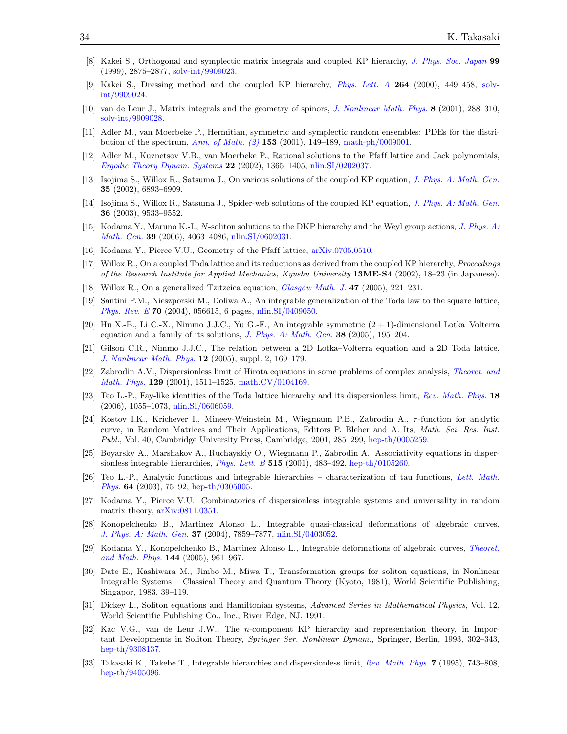[8] Kakei S., Orthogonal and symplectic matrix integrals and coupled KP hierarchy, *J. Phys. Soc. Japan* **99** (1999), 2875–2877, solv-int/9909023.

[9] Kakei S., Dressing method and the coupled KP hierarchy, *Phys. Lett. A* **264** (2000), 449–458, solv-int/9909024.

[10] van de Leur J., Matrix integrals and the geometry of spinors, *J. Nonlinear Math. Phys.* **8** (2001), 288–310, solv-int/9909028.

[11] Adler M., van Moerbeke P., Hermitian, symmetric and symplectic random ensembles: PDEs for the distribution of the spectrum, *Ann. of Math. (2)* **153** (2001), 149–189, math-ph/0009001.

[12] Adler M., Kuznetsov V.B., van Moerbeke P., Rational solutions to the Pfaff lattice and Jack polynomials, *Ergodic Theory Dynam. Systems* **22** (2002), 1365–1405, nlin.SI/0202037.

[13] Isojima S., Willox R., Satsuma J., On various solutions of the coupled KP equation, *J. Phys. A: Math. Gen.* **35** (2002), 6893–6909.

[14] Isojima S., Willox R., Satsuma J., Spider-web solutions of the coupled KP equation, *J. Phys. A: Math. Gen.* **36** (2003), 9533–9552.

[15] Kodama Y., Maruno K.-I., $N$-soliton solutions to the DKP hierarchy and the Weyl group actions, *J. Phys. A: Math. Gen.* **39** (2006), 4063–4086, nlin.SI/0602031.

[16] Kodama Y., Pierce V.U., Geometry of the Pfaff lattice, arXiv:0705.0510.

[17] Willox R., On a coupled Toda lattice and its reductions as derived from the coupled KP hierarchy, *Proceedings of the Research Institute for Applied Mechanics, Kyushu University* **13ME-S4** (2002), 18–23 (in Japanese).

[18] Willox R., On a generalized Tzitzeica equation, *Glasgow Math. J.* **47** (2005), 221–231.

[19] Santini P.M., Nieszporski M., Doliwa A., An integrable generalization of the Toda law to the square lattice, *Phys. Rev. E* **70** (2004), 056615, 6 pages, nlin.SI/0409050.

[20] Hu X.-B., Li C.-X., Nimmo J.J.C., Yu G.-F., An integrable symmetric $(2+1)$-dimensional Lotka–Volterra equation and a family of its solutions, *J. Phys. A: Math. Gen.* **38** (2005), 195–204.

[21] Gilson C.R., Nimmo J.J.C., The relation between a 2D Lotka–Volterra equation and a 2D Toda lattice, *J. Nonlinear Math. Phys.* **12** (2005), suppl. 2, 169–179.

[22] Zabrodin A.V., Dispersionless limit of Hirota equations in some problems of complex analysis, *Theoret. and Math. Phys.* **129** (2001), 1511–1525, math.CV/0104169.

[23] Teo L.-P., Fay-like identities of the Toda lattice hierarchy and its dispersionless limit, *Rev. Math. Phys.* **18** (2006), 1055–1073, nlin.SI/0606059.

[24] Kostov I.K., Krichever I., Mineev-Weinstein M., Wiegmann P.B., Zabrodin A., $\tau$-function for analytic curve, in Random Matrices and Their Applications, Editors P. Bleher and A. Its, *Math. Sci. Res. Inst. Publ.*, Vol. 40, Cambridge University Press, Cambridge, 2001, 285–299, hep-th/0005259.

[25] Boyarsky A., Marshakov A., Ruchayskiy O., Wiegmann P., Zabrodin A., Associativity equations in dispersionless integrable hierarchies, *Phys. Lett. B* **515** (2001), 483–492, hep-th/0105260.

[26] Teo L.-P., Analytic functions and integrable hierarchies – characterization of tau functions, *Lett. Math. Phys.* **64** (2003), 75–92, hep-th/0305005.

[27] Kodama Y., Pierce V.U., Combinatorics of dispersionless integrable systems and universality in random matrix theory, arXiv:0811.0351.

[28] Konopelchenko B., Martinez Alonso L., Integrable quasi-classical deformations of algebraic curves, *J. Phys. A: Math. Gen.* **37** (2004), 7859–7877, nlin.SI/0403052.

[29] Kodama Y., Konopelchenko B., Martinez Alonso L., Integrable deformations of algebraic curves, *Theoret. and Math. Phys.* **144** (2005), 961–967.

[30] Date E., Kashiwara M., Jimbo M., Miwa T., Transformation groups for soliton equations, in Nonlinear Integrable Systems – Classical Theory and Quantum Theory (Kyoto, 1981), World Scientific Publishing, Singapor, 1983, 39–119.

[31] Dickey L., Soliton equations and Hamiltonian systems, *Advanced Series in Mathematical Physics*, Vol. 12, World Scientific Publishing Co., Inc., River Edge, NJ, 1991.

[32] Kac V.G., van de Leur J.W., The $n$-component KP hierarchy and representation theory, in Important Developments in Soliton Theory, *Springer Ser. Nonlinear Dynam.*, Springer, Berlin, 1993, 302–343, hep-th/9308137.

[33] Takasaki K., Takebe T., Integrable hierarchies and dispersionless limit, *Rev. Math. Phys.* **7** (1995), 743–808, hep-th/9405096.